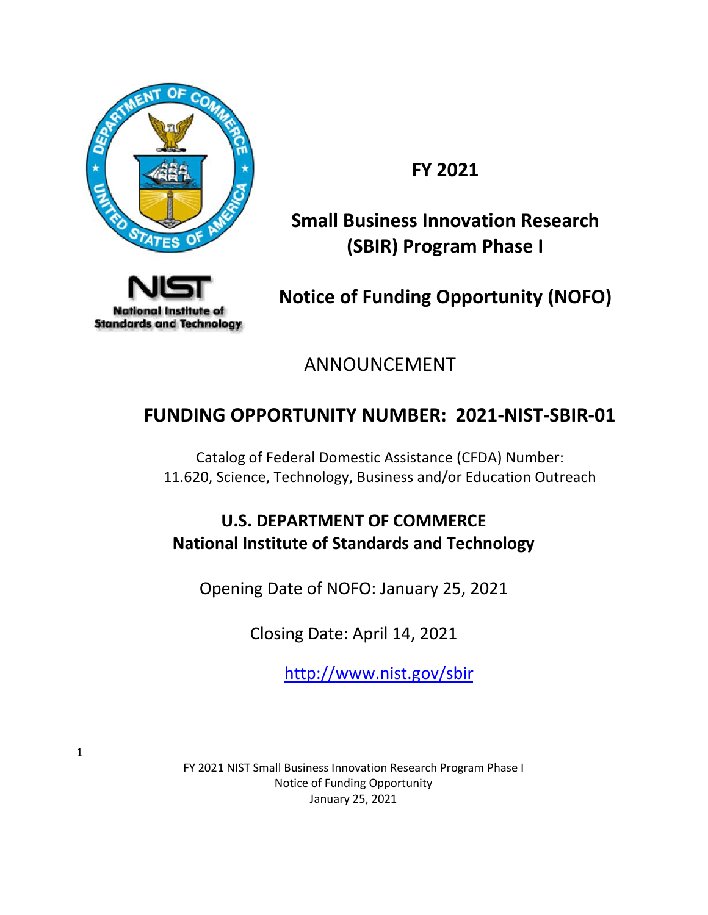# FY 2021

# Small Business Innovation Research (SBIR) Program Phase I

# Notice of Funding Opportunity (NOFO)

ANNOUNCEMENT

## FUNDING OPPORTUNITY NUMBER: 2021-NIST-SBIR-01

Catalog of Federal Domestic Assistance (CFDA) Number:
11.620, Science, Technology, Business and/or Education Outreach

**U.S. DEPARTMENT OF COMMERCE**
**National Institute of Standards and Technology**

Opening Date of NOFO: January 25, 2021

Closing Date: April 14, 2021

http://www.nist.gov/sbir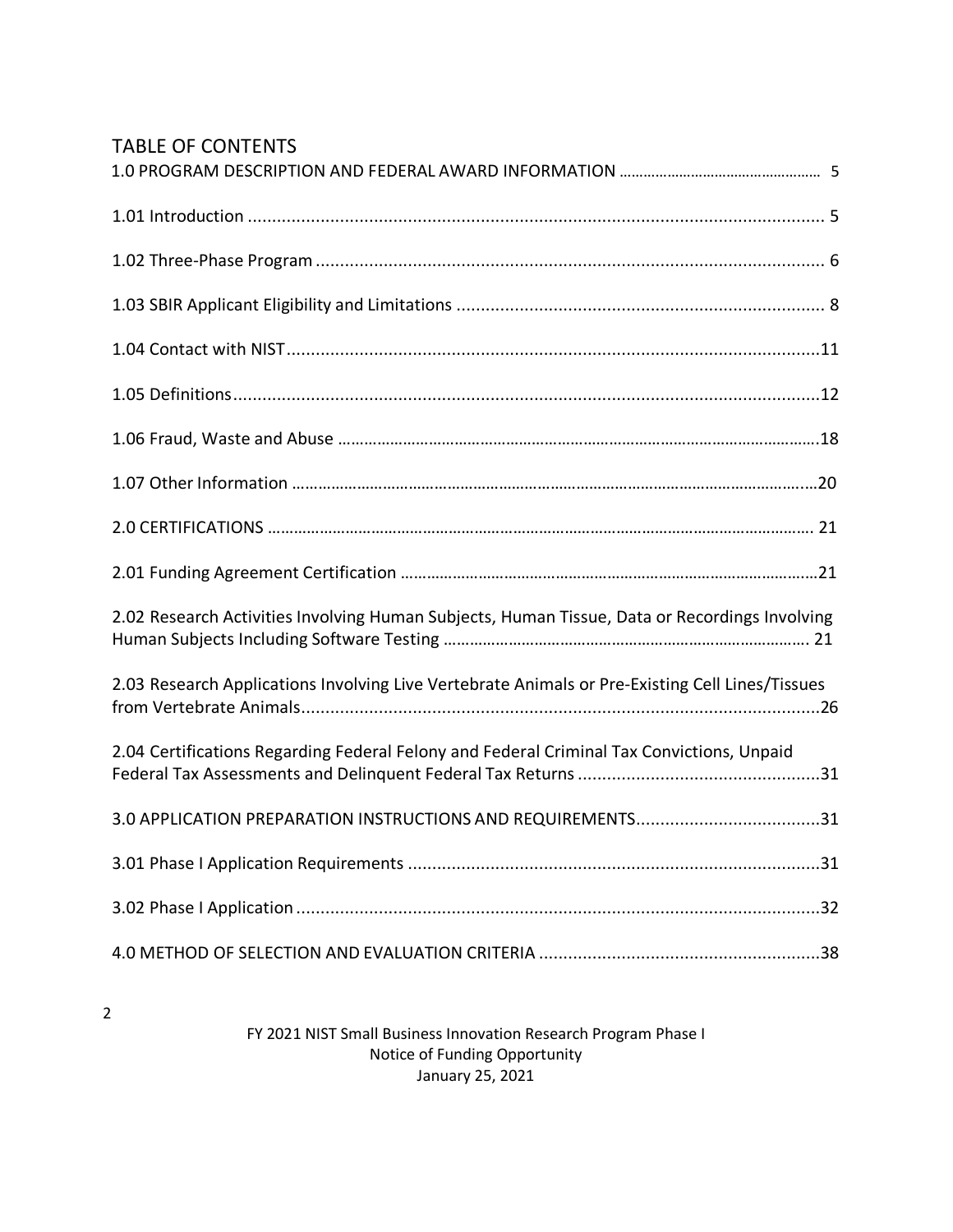# TABLE OF CONTENTS

1.0 PROGRAM DESCRIPTION AND FEDERAL AWARD INFORMATION ........ 5

1.01 Introduction ........ 5

1.02 Three-Phase Program ........ 6

1.03 SBIR Applicant Eligibility and Limitations ........ 8

1.04 Contact with NIST ........ 11

1.05 Definitions ........ 12

1.06 Fraud, Waste and Abuse ........ 18

1.07 Other Information ........ 20

2.0 CERTIFICATIONS ........ 21

2.01 Funding Agreement Certification ........ 21

2.02 Research Activities Involving Human Subjects, Human Tissue, Data or Recordings Involving Human Subjects Including Software Testing ........ 21

2.03 Research Applications Involving Live Vertebrate Animals or Pre-Existing Cell Lines/Tissues from Vertebrate Animals ........ 26

2.04 Certifications Regarding Federal Felony and Federal Criminal Tax Convictions, Unpaid Federal Tax Assessments and Delinquent Federal Tax Returns ........ 31

3.0 APPLICATION PREPARATION INSTRUCTIONS AND REQUIREMENTS ........ 31

3.01 Phase I Application Requirements ........ 31

3.02 Phase I Application ........ 32

4.0 METHOD OF SELECTION AND EVALUATION CRITERIA ........ 38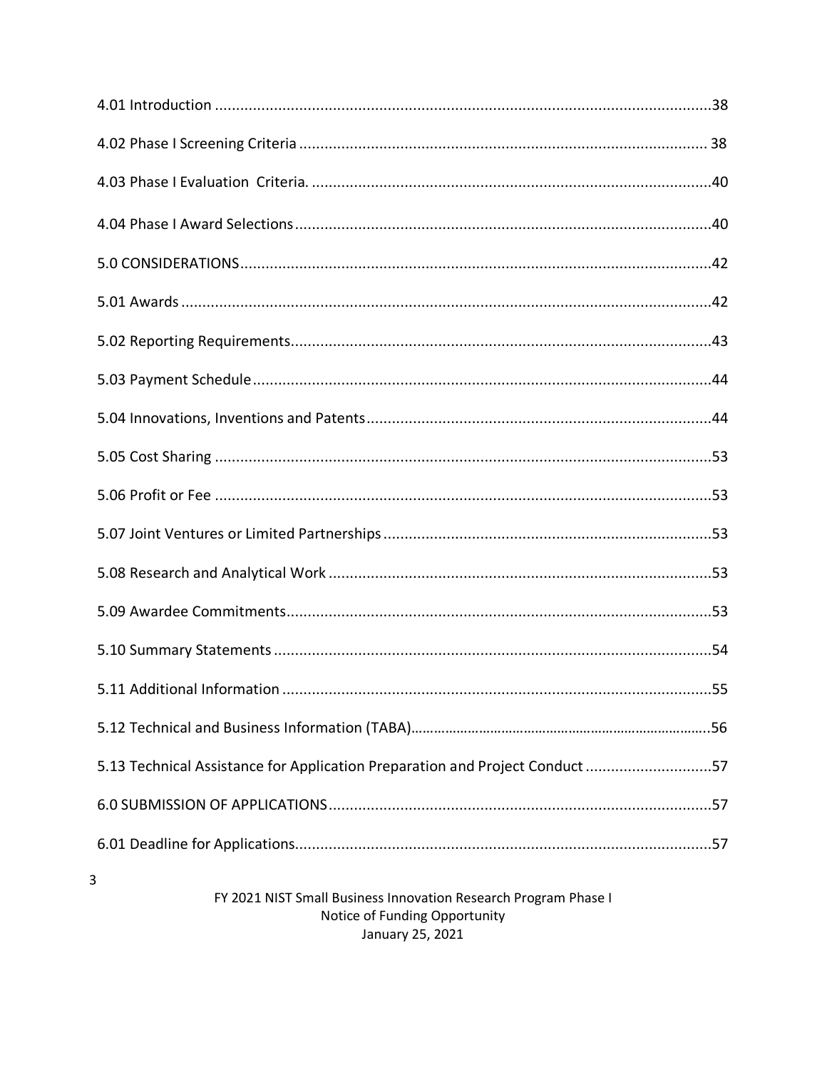4.01 Introduction ....................................................................................................................38

4.02 Phase I Screening Criteria ................................................................................................ 38

4.03 Phase I Evaluation Criteria. .............................................................................................40

4.04 Phase I Award Selections .................................................................................................40

5.0 CONSIDERATIONS ..............................................................................................................42

5.01 Awards ...............................................................................................................................42

5.02 Reporting Requirements ...................................................................................................43

5.03 Payment Schedule .............................................................................................................44

5.04 Innovations, Inventions and Patents .................................................................................44

5.05 Cost Sharing ......................................................................................................................53

5.06 Profit or Fee ......................................................................................................................53

5.07 Joint Ventures or Limited Partnerships .............................................................................53

5.08 Research and Analytical Work ..........................................................................................53

5.09 Awardee Commitments .....................................................................................................53

5.10 Summary Statements ........................................................................................................54

5.11 Additional Information .....................................................................................................55

5.12 Technical and Business Information (TABA) .....................................................................56

5.13 Technical Assistance for Application Preparation and Project Conduct .............................57

6.0 SUBMISSION OF APPLICATIONS .........................................................................................57

6.01 Deadline for Applications ...................................................................................................57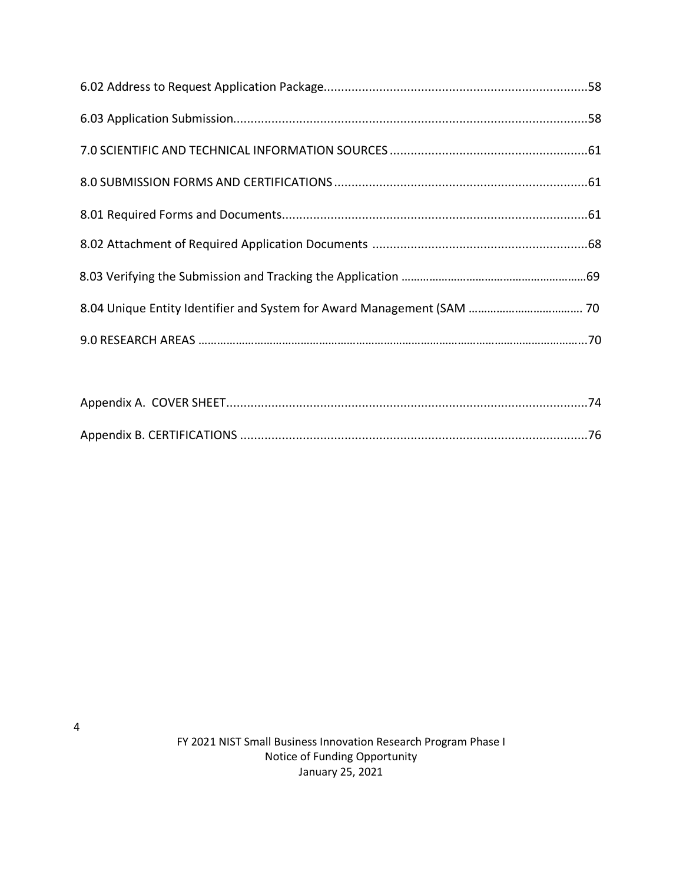6.02 Address to Request Application Package..........................................................................58

6.03 Application Submission....................................................................................................58

7.0 SCIENTIFIC AND TECHNICAL INFORMATION SOURCES.......................................................61

8.0 SUBMISSION FORMS AND CERTIFICATIONS.......................................................................61

8.01 Required Forms and Documents......................................................................................61

8.02 Attachment of Required Application Documents .............................................................68

8.03 Verifying the Submission and Tracking the Application ……………………………………………………69

8.04 Unique Entity Identifier and System for Award Management (SAM ………………………………. 70

9.0 RESEARCH AREAS ……………………………………………………………………………………………………………...70

Appendix A. COVER SHEET.......................................................................................................74

Appendix B. CERTIFICATIONS ...................................................................................................76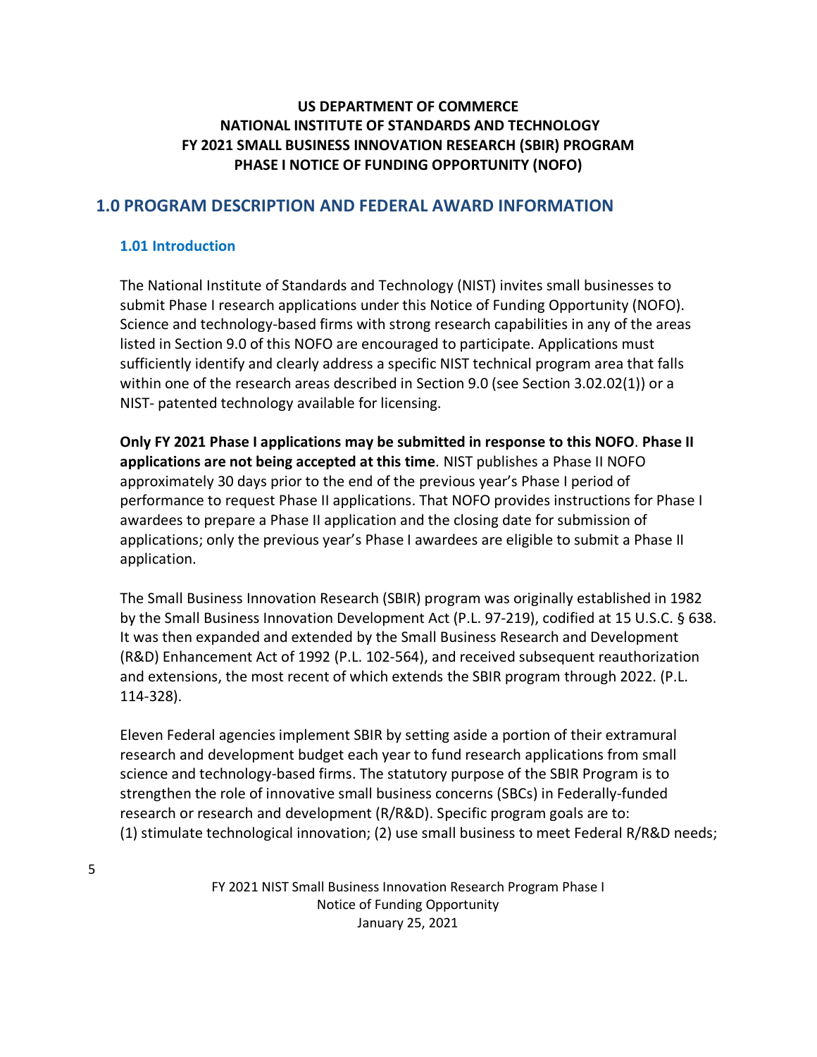**US DEPARTMENT OF COMMERCE**
**NATIONAL INSTITUTE OF STANDARDS AND TECHNOLOGY**
**FY 2021 SMALL BUSINESS INNOVATION RESEARCH (SBIR) PROGRAM**
**PHASE I NOTICE OF FUNDING OPPORTUNITY (NOFO)**

## 1.0 PROGRAM DESCRIPTION AND FEDERAL AWARD INFORMATION

### 1.01 Introduction

The National Institute of Standards and Technology (NIST) invites small businesses to submit Phase I research applications under this Notice of Funding Opportunity (NOFO). Science and technology-based firms with strong research capabilities in any of the areas listed in Section 9.0 of this NOFO are encouraged to participate. Applications must sufficiently identify and clearly address a specific NIST technical program area that falls within one of the research areas described in Section 9.0 (see Section 3.02.02(1)) or a NIST- patented technology available for licensing.

**Only FY 2021 Phase I applications may be submitted in response to this NOFO**. **Phase II applications are not being accepted at this time**. NIST publishes a Phase II NOFO approximately 30 days prior to the end of the previous year's Phase I period of performance to request Phase II applications. That NOFO provides instructions for Phase I awardees to prepare a Phase II application and the closing date for submission of applications; only the previous year's Phase I awardees are eligible to submit a Phase II application.

The Small Business Innovation Research (SBIR) program was originally established in 1982 by the Small Business Innovation Development Act (P.L. 97-219), codified at 15 U.S.C. § 638. It was then expanded and extended by the Small Business Research and Development (R&D) Enhancement Act of 1992 (P.L. 102-564), and received subsequent reauthorization and extensions, the most recent of which extends the SBIR program through 2022. (P.L. 114-328).

Eleven Federal agencies implement SBIR by setting aside a portion of their extramural research and development budget each year to fund research applications from small science and technology-based firms. The statutory purpose of the SBIR Program is to strengthen the role of innovative small business concerns (SBCs) in Federally-funded research or research and development (R/R&D). Specific program goals are to: (1) stimulate technological innovation; (2) use small business to meet Federal R/R&D needs;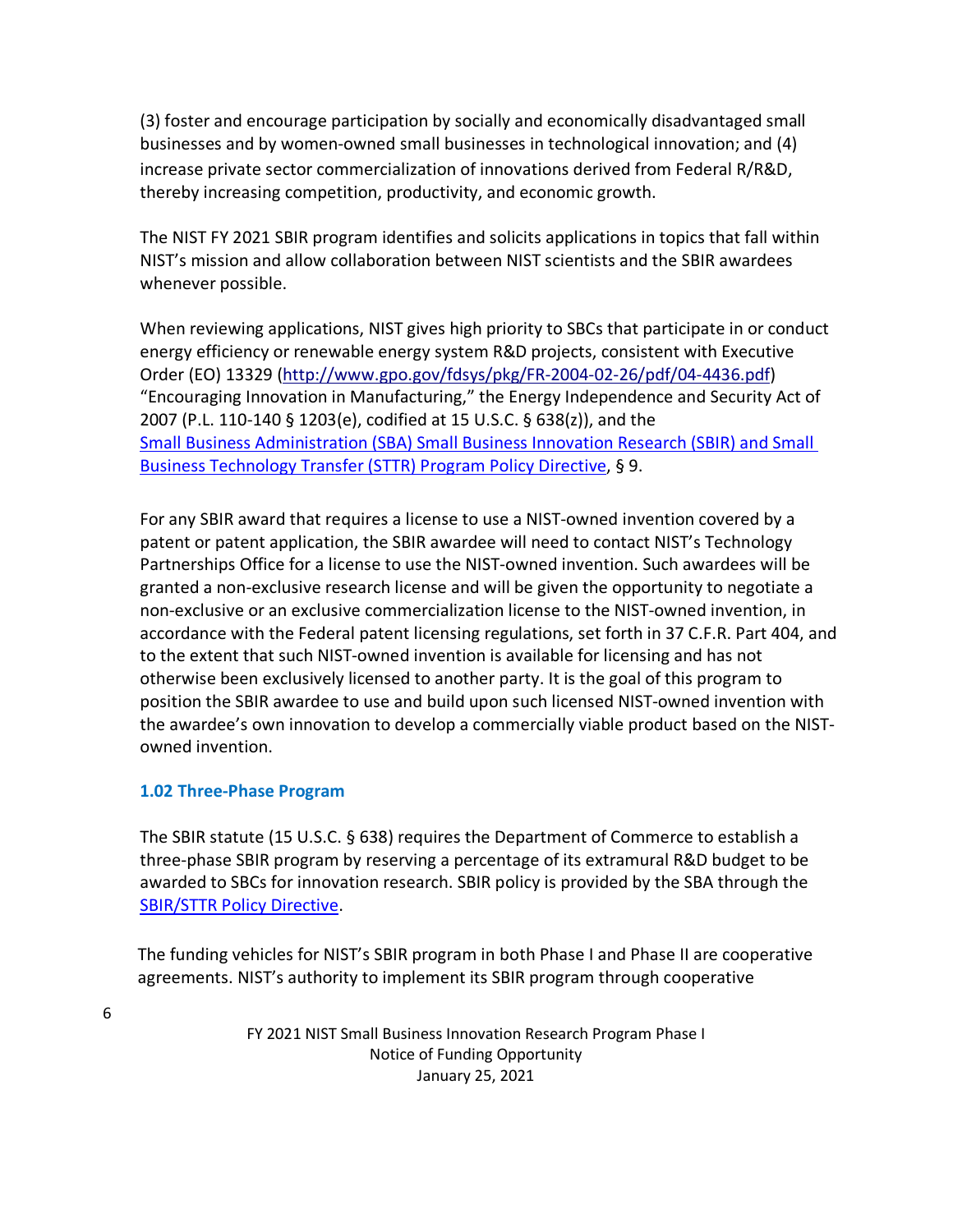(3) foster and encourage participation by socially and economically disadvantaged small businesses and by women-owned small businesses in technological innovation; and (4) increase private sector commercialization of innovations derived from Federal R/R&D, thereby increasing competition, productivity, and economic growth.

The NIST FY 2021 SBIR program identifies and solicits applications in topics that fall within NIST's mission and allow collaboration between NIST scientists and the SBIR awardees whenever possible.

When reviewing applications, NIST gives high priority to SBCs that participate in or conduct energy efficiency or renewable energy system R&D projects, consistent with Executive Order (EO) 13329 ([http://www.gpo.gov/fdsys/pkg/FR-2004-02-26/pdf/04-4436.pdf](http://www.gpo.gov/fdsys/pkg/FR-2004-02-26/pdf/04-4436.pdf)) "Encouraging Innovation in Manufacturing," the Energy Independence and Security Act of 2007 (P.L. 110-140 § 1203(e), codified at 15 U.S.C. § 638(z)), and the Small Business Administration (SBA) Small Business Innovation Research (SBIR) and Small Business Technology Transfer (STTR) Program Policy Directive, § 9.

For any SBIR award that requires a license to use a NIST-owned invention covered by a patent or patent application, the SBIR awardee will need to contact NIST's Technology Partnerships Office for a license to use the NIST-owned invention. Such awardees will be granted a non-exclusive research license and will be given the opportunity to negotiate a non-exclusive or an exclusive commercialization license to the NIST-owned invention, in accordance with the Federal patent licensing regulations, set forth in 37 C.F.R. Part 404, and to the extent that such NIST-owned invention is available for licensing and has not otherwise been exclusively licensed to another party. It is the goal of this program to position the SBIR awardee to use and build upon such licensed NIST-owned invention with the awardee's own innovation to develop a commercially viable product based on the NIST-owned invention.

### 1.02 Three-Phase Program

The SBIR statute (15 U.S.C. § 638) requires the Department of Commerce to establish a three-phase SBIR program by reserving a percentage of its extramural R&D budget to be awarded to SBCs for innovation research. SBIR policy is provided by the SBA through the SBIR/STTR Policy Directive.

The funding vehicles for NIST's SBIR program in both Phase I and Phase II are cooperative agreements. NIST's authority to implement its SBIR program through cooperative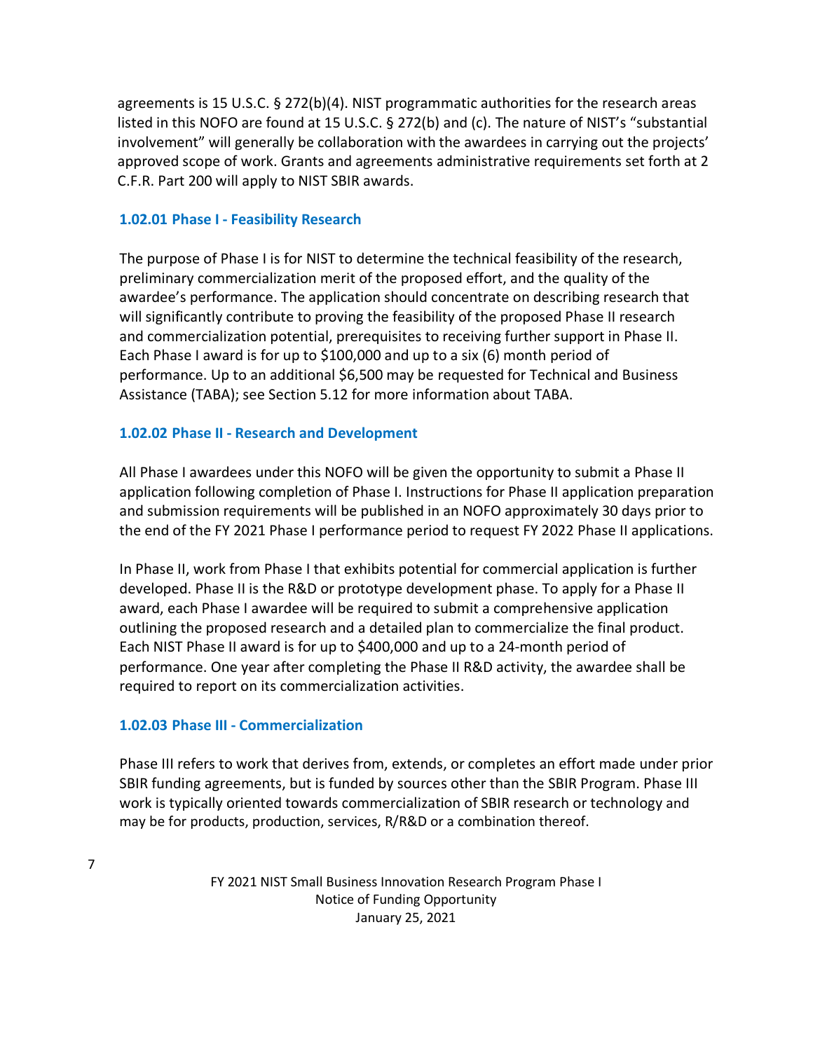agreements is 15 U.S.C. § 272(b)(4). NIST programmatic authorities for the research areas listed in this NOFO are found at 15 U.S.C. § 272(b) and (c). The nature of NIST's "substantial involvement" will generally be collaboration with the awardees in carrying out the projects' approved scope of work. Grants and agreements administrative requirements set forth at 2 C.F.R. Part 200 will apply to NIST SBIR awards.

#### 1.02.01 Phase I - Feasibility Research

The purpose of Phase I is for NIST to determine the technical feasibility of the research, preliminary commercialization merit of the proposed effort, and the quality of the awardee's performance. The application should concentrate on describing research that will significantly contribute to proving the feasibility of the proposed Phase II research and commercialization potential, prerequisites to receiving further support in Phase II. Each Phase I award is for up to $100,000 and up to a six (6) month period of performance. Up to an additional $6,500 may be requested for Technical and Business Assistance (TABA); see Section 5.12 for more information about TABA.

#### 1.02.02 Phase II - Research and Development

All Phase I awardees under this NOFO will be given the opportunity to submit a Phase II application following completion of Phase I. Instructions for Phase II application preparation and submission requirements will be published in an NOFO approximately 30 days prior to the end of the FY 2021 Phase I performance period to request FY 2022 Phase II applications.

In Phase II, work from Phase I that exhibits potential for commercial application is further developed. Phase II is the R&D or prototype development phase. To apply for a Phase II award, each Phase I awardee will be required to submit a comprehensive application outlining the proposed research and a detailed plan to commercialize the final product. Each NIST Phase II award is for up to $400,000 and up to a 24-month period of performance. One year after completing the Phase II R&D activity, the awardee shall be required to report on its commercialization activities.

#### 1.02.03 Phase III - Commercialization

Phase III refers to work that derives from, extends, or completes an effort made under prior SBIR funding agreements, but is funded by sources other than the SBIR Program. Phase III work is typically oriented towards commercialization of SBIR research or technology and may be for products, production, services, R/R&D or a combination thereof.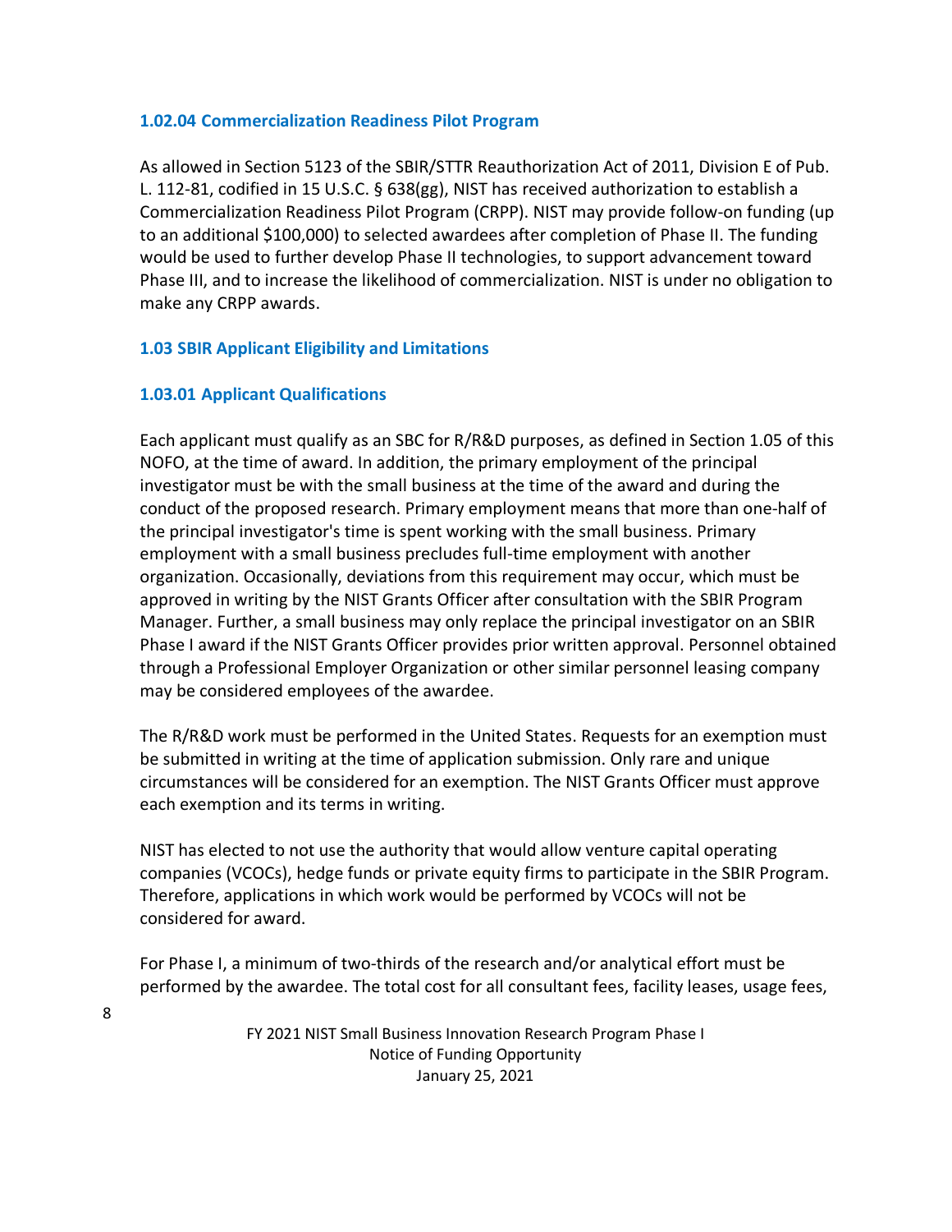#### 1.02.04 Commercialization Readiness Pilot Program

As allowed in Section 5123 of the SBIR/STTR Reauthorization Act of 2011, Division E of Pub. L. 112-81, codified in 15 U.S.C. § 638(gg), NIST has received authorization to establish a Commercialization Readiness Pilot Program (CRPP). NIST may provide follow-on funding (up to an additional $100,000) to selected awardees after completion of Phase II. The funding would be used to further develop Phase II technologies, to support advancement toward Phase III, and to increase the likelihood of commercialization. NIST is under no obligation to make any CRPP awards.

### 1.03 SBIR Applicant Eligibility and Limitations

#### 1.03.01 Applicant Qualifications

Each applicant must qualify as an SBC for R/R&D purposes, as defined in Section 1.05 of this NOFO, at the time of award. In addition, the primary employment of the principal investigator must be with the small business at the time of the award and during the conduct of the proposed research. Primary employment means that more than one-half of the principal investigator's time is spent working with the small business. Primary employment with a small business precludes full-time employment with another organization. Occasionally, deviations from this requirement may occur, which must be approved in writing by the NIST Grants Officer after consultation with the SBIR Program Manager. Further, a small business may only replace the principal investigator on an SBIR Phase I award if the NIST Grants Officer provides prior written approval. Personnel obtained through a Professional Employer Organization or other similar personnel leasing company may be considered employees of the awardee.

The R/R&D work must be performed in the United States. Requests for an exemption must be submitted in writing at the time of application submission. Only rare and unique circumstances will be considered for an exemption. The NIST Grants Officer must approve each exemption and its terms in writing.

NIST has elected to not use the authority that would allow venture capital operating companies (VCOCs), hedge funds or private equity firms to participate in the SBIR Program. Therefore, applications in which work would be performed by VCOCs will not be considered for award.

For Phase I, a minimum of two-thirds of the research and/or analytical effort must be performed by the awardee. The total cost for all consultant fees, facility leases, usage fees,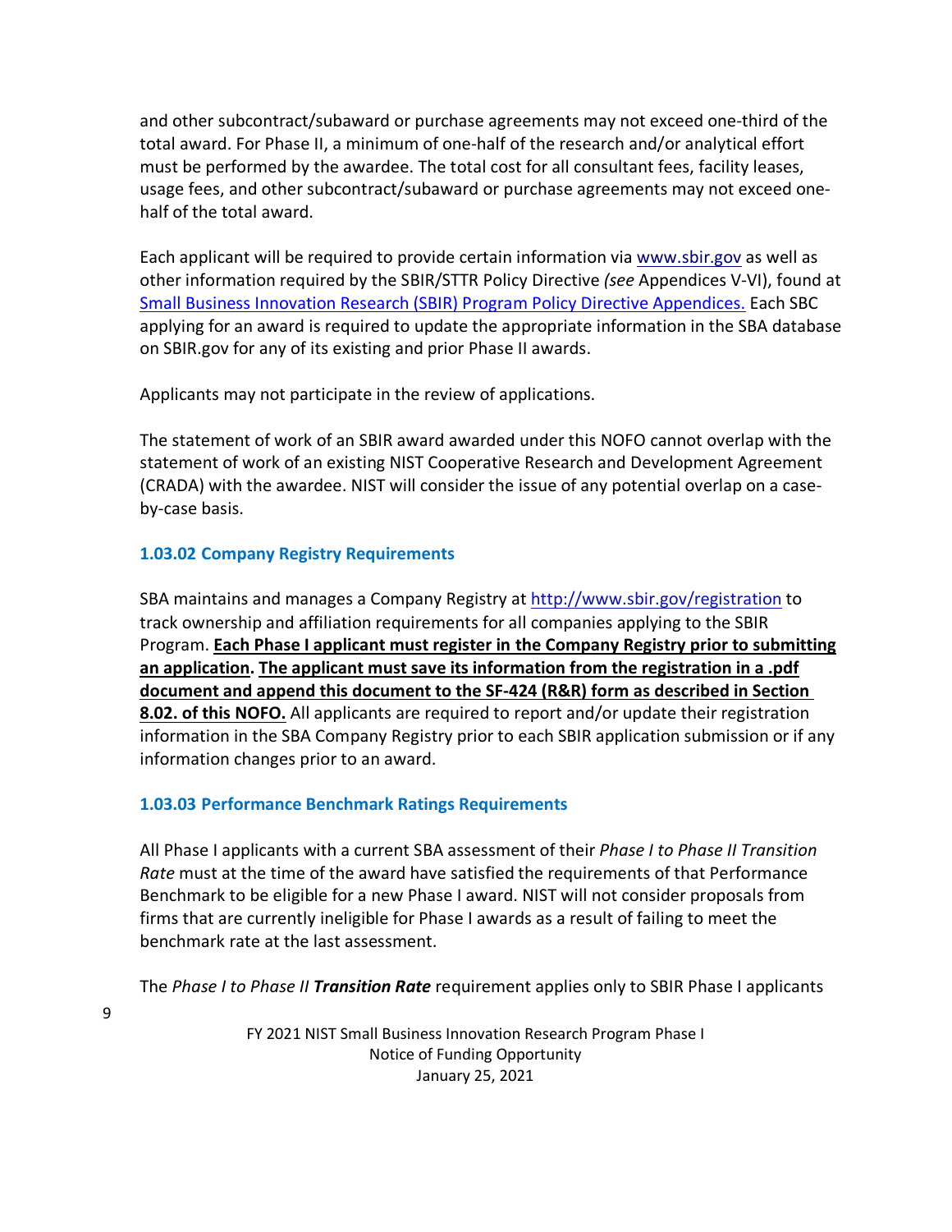and other subcontract/subaward or purchase agreements may not exceed one-third of the total award. For Phase II, a minimum of one-half of the research and/or analytical effort must be performed by the awardee. The total cost for all consultant fees, facility leases, usage fees, and other subcontract/subaward or purchase agreements may not exceed one-half of the total award.

Each applicant will be required to provide certain information via [www.sbir.gov](http://www.sbir.gov) as well as other information required by the SBIR/STTR Policy Directive *(see* Appendices V-VI), found at [Small Business Innovation Research (SBIR) Program Policy Directive Appendices.](#) Each SBC applying for an award is required to update the appropriate information in the SBA database on SBIR.gov for any of its existing and prior Phase II awards.

Applicants may not participate in the review of applications.

The statement of work of an SBIR award awarded under this NOFO cannot overlap with the statement of work of an existing NIST Cooperative Research and Development Agreement (CRADA) with the awardee. NIST will consider the issue of any potential overlap on a case-by-case basis.

### 1.03.02 Company Registry Requirements

SBA maintains and manages a Company Registry at [http://www.sbir.gov/registration](http://www.sbir.gov/registration) to track ownership and affiliation requirements for all companies applying to the SBIR Program. **Each Phase I applicant must register in the Company Registry prior to submitting an application. The applicant must save its information from the registration in a .pdf document and append this document to the SF-424 (R&R) form as described in Section 8.02. of this NOFO.** All applicants are required to report and/or update their registration information in the SBA Company Registry prior to each SBIR application submission or if any information changes prior to an award.

### 1.03.03 Performance Benchmark Ratings Requirements

All Phase I applicants with a current SBA assessment of their *Phase I to Phase II Transition Rate* must at the time of the award have satisfied the requirements of that Performance Benchmark to be eligible for a new Phase I award. NIST will not consider proposals from firms that are currently ineligible for Phase I awards as a result of failing to meet the benchmark rate at the last assessment.

The *Phase I to Phase II **Transition Rate*** requirement applies only to SBIR Phase I applicants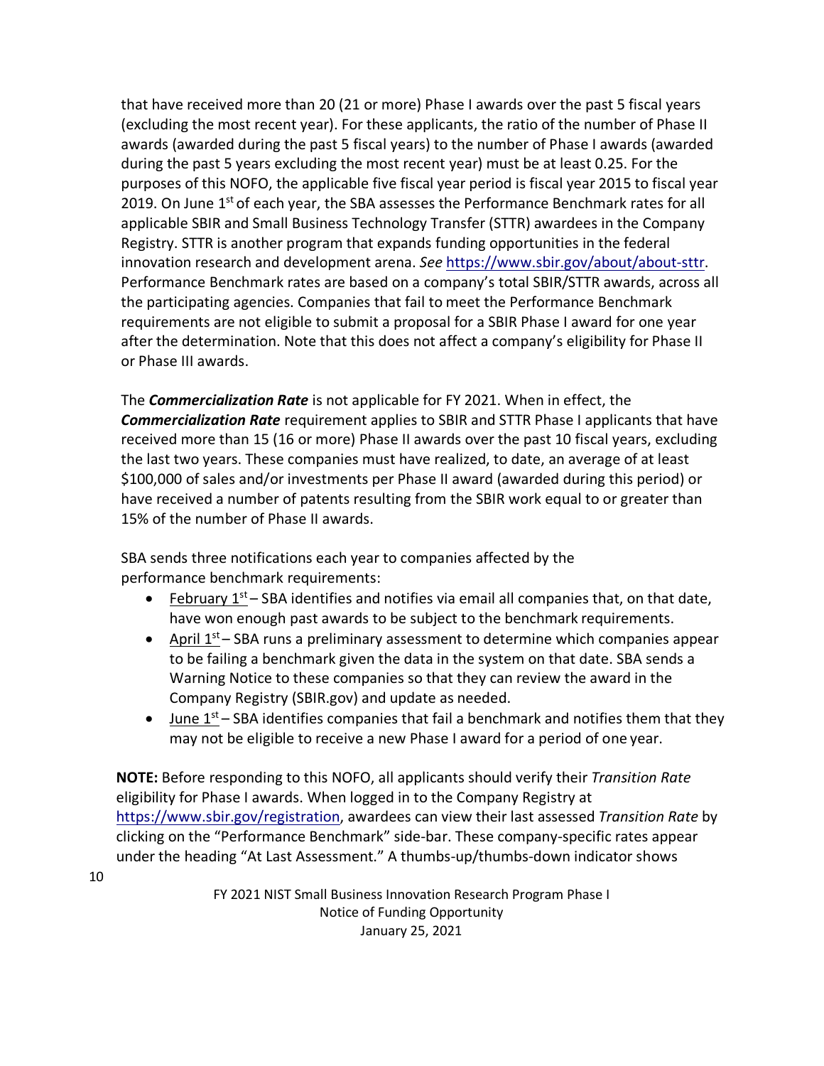that have received more than 20 (21 or more) Phase I awards over the past 5 fiscal years (excluding the most recent year). For these applicants, the ratio of the number of Phase II awards (awarded during the past 5 fiscal years) to the number of Phase I awards (awarded during the past 5 years excluding the most recent year) must be at least 0.25. For the purposes of this NOFO, the applicable five fiscal year period is fiscal year 2015 to fiscal year 2019. On June 1st of each year, the SBA assesses the Performance Benchmark rates for all applicable SBIR and Small Business Technology Transfer (STTR) awardees in the Company Registry. STTR is another program that expands funding opportunities in the federal innovation research and development arena. *See* https://www.sbir.gov/about/about-sttr. Performance Benchmark rates are based on a company's total SBIR/STTR awards, across all the participating agencies. Companies that fail to meet the Performance Benchmark requirements are not eligible to submit a proposal for a SBIR Phase I award for one year after the determination. Note that this does not affect a company's eligibility for Phase II or Phase III awards.

The ***Commercialization Rate*** is not applicable for FY 2021. When in effect, the ***Commercialization Rate*** requirement applies to SBIR and STTR Phase I applicants that have received more than 15 (16 or more) Phase II awards over the past 10 fiscal years, excluding the last two years. These companies must have realized, to date, an average of at least $100,000 of sales and/or investments per Phase II award (awarded during this period) or have received a number of patents resulting from the SBIR work equal to or greater than 15% of the number of Phase II awards.

SBA sends three notifications each year to companies affected by the performance benchmark requirements:

- February 1st – SBA identifies and notifies via email all companies that, on that date, have won enough past awards to be subject to the benchmark requirements.
- April 1st – SBA runs a preliminary assessment to determine which companies appear to be failing a benchmark given the data in the system on that date. SBA sends a Warning Notice to these companies so that they can review the award in the Company Registry (SBIR.gov) and update as needed.
- June 1st – SBA identifies companies that fail a benchmark and notifies them that they may not be eligible to receive a new Phase I award for a period of one year.

**NOTE:** Before responding to this NOFO, all applicants should verify their *Transition Rate* eligibility for Phase I awards. When logged in to the Company Registry at https://www.sbir.gov/registration, awardees can view their last assessed *Transition Rate* by clicking on the "Performance Benchmark" side-bar. These company-specific rates appear under the heading "At Last Assessment." A thumbs-up/thumbs-down indicator shows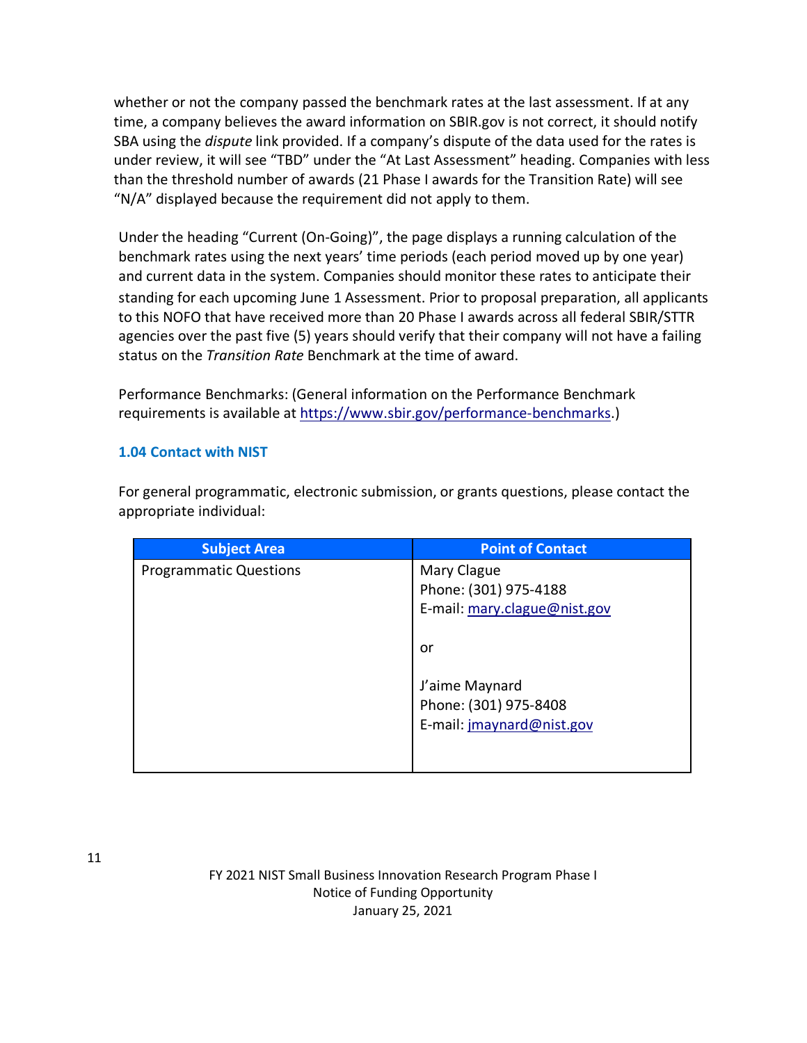whether or not the company passed the benchmark rates at the last assessment. If at any time, a company believes the award information on SBIR.gov is not correct, it should notify SBA using the *dispute* link provided. If a company's dispute of the data used for the rates is under review, it will see "TBD" under the "At Last Assessment" heading. Companies with less than the threshold number of awards (21 Phase I awards for the Transition Rate) will see "N/A" displayed because the requirement did not apply to them.

Under the heading "Current (On-Going)", the page displays a running calculation of the benchmark rates using the next years' time periods (each period moved up by one year) and current data in the system. Companies should monitor these rates to anticipate their standing for each upcoming June 1 Assessment. Prior to proposal preparation, all applicants to this NOFO that have received more than 20 Phase I awards across all federal SBIR/STTR agencies over the past five (5) years should verify that their company will not have a failing status on the *Transition Rate* Benchmark at the time of award.

Performance Benchmarks: (General information on the Performance Benchmark requirements is available at https://www.sbir.gov/performance-benchmarks.)

### 1.04 Contact with NIST

For general programmatic, electronic submission, or grants questions, please contact the appropriate individual:

| Subject Area | Point of Contact |
| --- | --- |
| Programmatic Questions | Mary Clague<br>Phone: (301) 975-4188<br>E-mail: mary.clague@nist.gov<br><br>or<br><br>J'aime Maynard<br>Phone: (301) 975-8408<br>E-mail: jmaynard@nist.gov |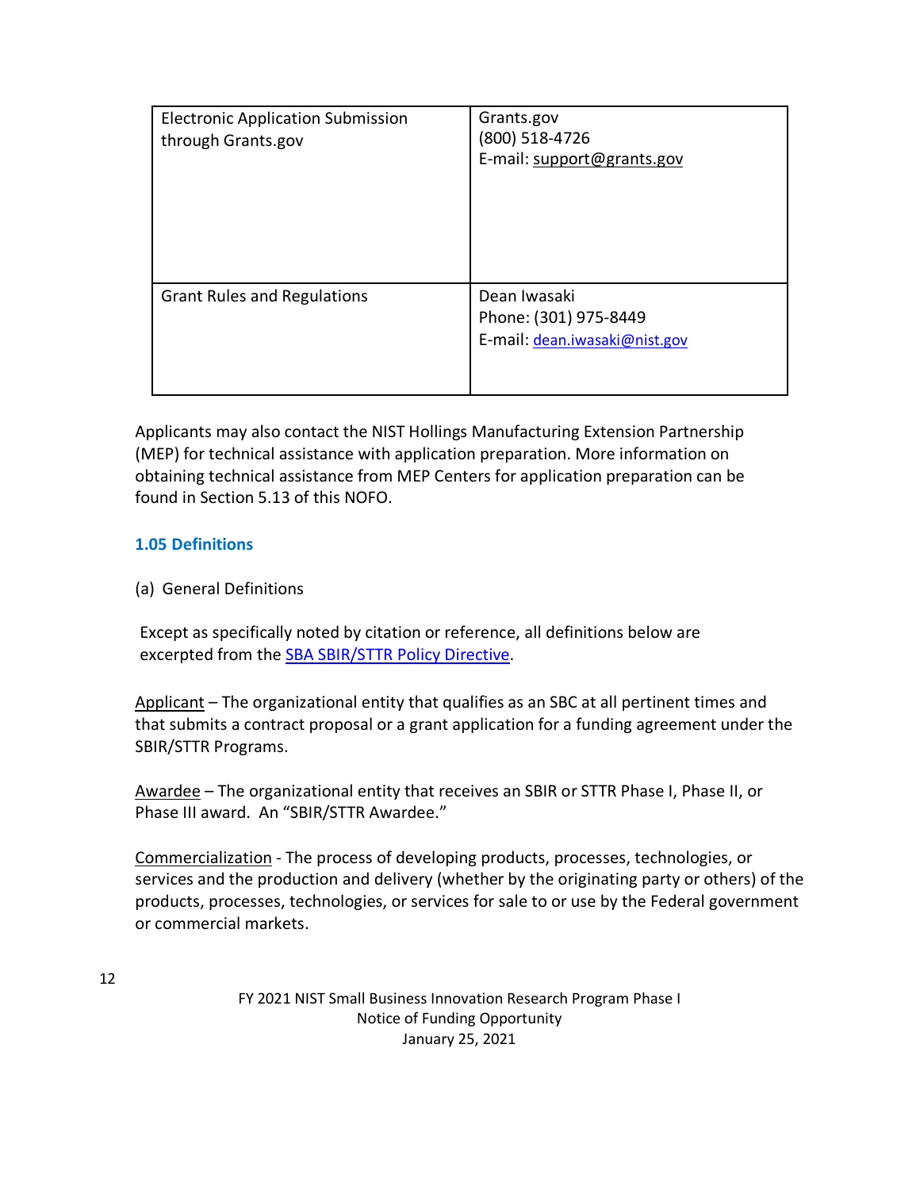| | |
|---|---|
| Electronic Application Submission through Grants.gov | Grants.gov<br>(800) 518-4726<br>E-mail: support@grants.gov |
| Grant Rules and Regulations | Dean Iwasaki<br>Phone: (301) 975-8449<br>E-mail: dean.iwasaki@nist.gov |

Applicants may also contact the NIST Hollings Manufacturing Extension Partnership (MEP) for technical assistance with application preparation. More information on obtaining technical assistance from MEP Centers for application preparation can be found in Section 5.13 of this NOFO.

### 1.05 Definitions

(a) General Definitions

Except as specifically noted by citation or reference, all definitions below are excerpted from the SBA SBIR/STTR Policy Directive.

Applicant – The organizational entity that qualifies as an SBC at all pertinent times and that submits a contract proposal or a grant application for a funding agreement under the SBIR/STTR Programs.

Awardee – The organizational entity that receives an SBIR or STTR Phase I, Phase II, or Phase III award. An "SBIR/STTR Awardee."

Commercialization - The process of developing products, processes, technologies, or services and the production and delivery (whether by the originating party or others) of the products, processes, technologies, or services for sale to or use by the Federal government or commercial markets.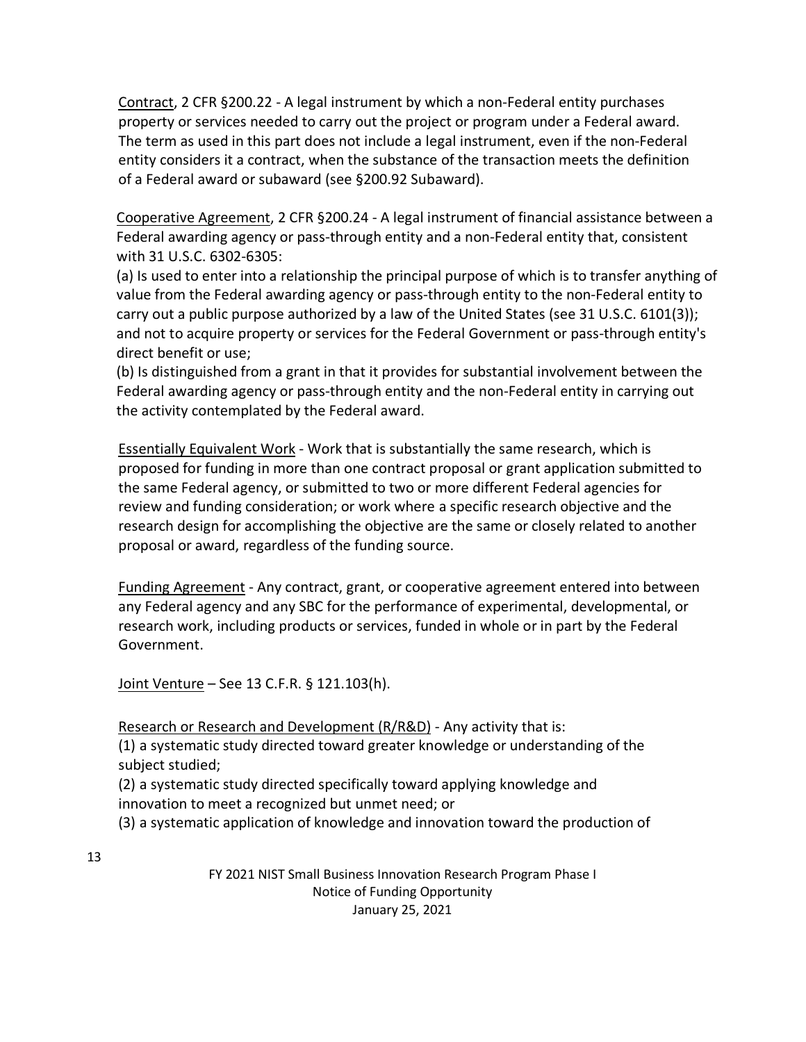Contract, 2 CFR §200.22 - A legal instrument by which a non-Federal entity purchases property or services needed to carry out the project or program under a Federal award. The term as used in this part does not include a legal instrument, even if the non-Federal entity considers it a contract, when the substance of the transaction meets the definition of a Federal award or subaward (see §200.92 Subaward).

Cooperative Agreement, 2 CFR §200.24 - A legal instrument of financial assistance between a Federal awarding agency or pass-through entity and a non-Federal entity that, consistent with 31 U.S.C. 6302-6305:
(a) Is used to enter into a relationship the principal purpose of which is to transfer anything of value from the Federal awarding agency or pass-through entity to the non-Federal entity to carry out a public purpose authorized by a law of the United States (see 31 U.S.C. 6101(3)); and not to acquire property or services for the Federal Government or pass-through entity's direct benefit or use;
(b) Is distinguished from a grant in that it provides for substantial involvement between the Federal awarding agency or pass-through entity and the non-Federal entity in carrying out the activity contemplated by the Federal award.

Essentially Equivalent Work - Work that is substantially the same research, which is proposed for funding in more than one contract proposal or grant application submitted to the same Federal agency, or submitted to two or more different Federal agencies for review and funding consideration; or work where a specific research objective and the research design for accomplishing the objective are the same or closely related to another proposal or award, regardless of the funding source.

Funding Agreement - Any contract, grant, or cooperative agreement entered into between any Federal agency and any SBC for the performance of experimental, developmental, or research work, including products or services, funded in whole or in part by the Federal Government.

Joint Venture – See 13 C.F.R. § 121.103(h).

Research or Research and Development (R/R&D) - Any activity that is:
(1) a systematic study directed toward greater knowledge or understanding of the subject studied;
(2) a systematic study directed specifically toward applying knowledge and innovation to meet a recognized but unmet need; or
(3) a systematic application of knowledge and innovation toward the production of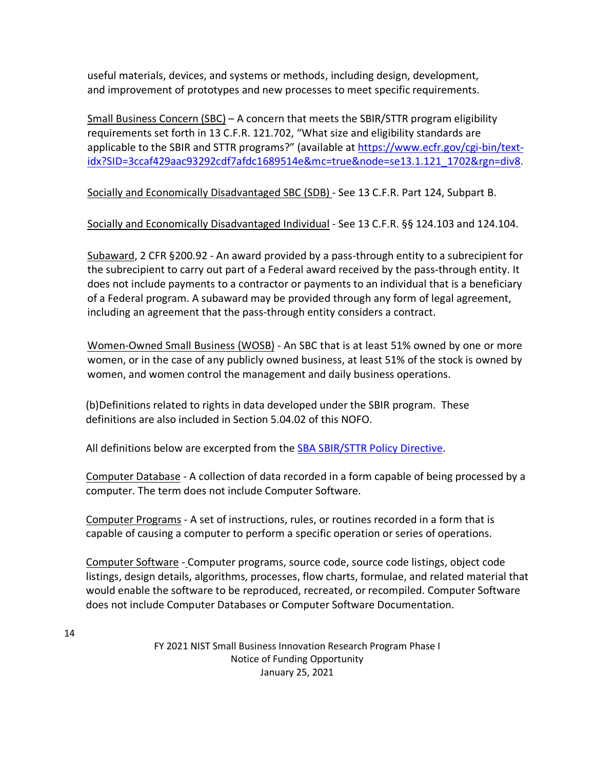useful materials, devices, and systems or methods, including design, development, and improvement of prototypes and new processes to meet specific requirements.

Small Business Concern (SBC) – A concern that meets the SBIR/STTR program eligibility requirements set forth in 13 C.F.R. 121.702, "What size and eligibility standards are applicable to the SBIR and STTR programs?" (available at [https://www.ecfr.gov/cgi-bin/text-idx?SID=3ccaf429aac93292cdf7afdc1689514e&mc=true&node=se13.1.121_1702&rgn=div8](https://www.ecfr.gov/cgi-bin/text-idx?SID=3ccaf429aac93292cdf7afdc1689514e&mc=true&node=se13.1.121_1702&rgn=div8).

Socially and Economically Disadvantaged SBC (SDB) - See 13 C.F.R. Part 124, Subpart B.

Socially and Economically Disadvantaged Individual - See 13 C.F.R. §§ 124.103 and 124.104.

Subaward, 2 CFR §200.92 - An award provided by a pass-through entity to a subrecipient for the subrecipient to carry out part of a Federal award received by the pass-through entity. It does not include payments to a contractor or payments to an individual that is a beneficiary of a Federal program. A subaward may be provided through any form of legal agreement, including an agreement that the pass-through entity considers a contract.

Women-Owned Small Business (WOSB) - An SBC that is at least 51% owned by one or more women, or in the case of any publicly owned business, at least 51% of the stock is owned by women, and women control the management and daily business operations.

(b)Definitions related to rights in data developed under the SBIR program. These definitions are also included in Section 5.04.02 of this NOFO.

All definitions below are excerpted from the SBA SBIR/STTR Policy Directive.

Computer Database - A collection of data recorded in a form capable of being processed by a computer. The term does not include Computer Software.

Computer Programs - A set of instructions, rules, or routines recorded in a form that is capable of causing a computer to perform a specific operation or series of operations.

Computer Software - Computer programs, source code, source code listings, object code listings, design details, algorithms, processes, flow charts, formulae, and related material that would enable the software to be reproduced, recreated, or recompiled. Computer Software does not include Computer Databases or Computer Software Documentation.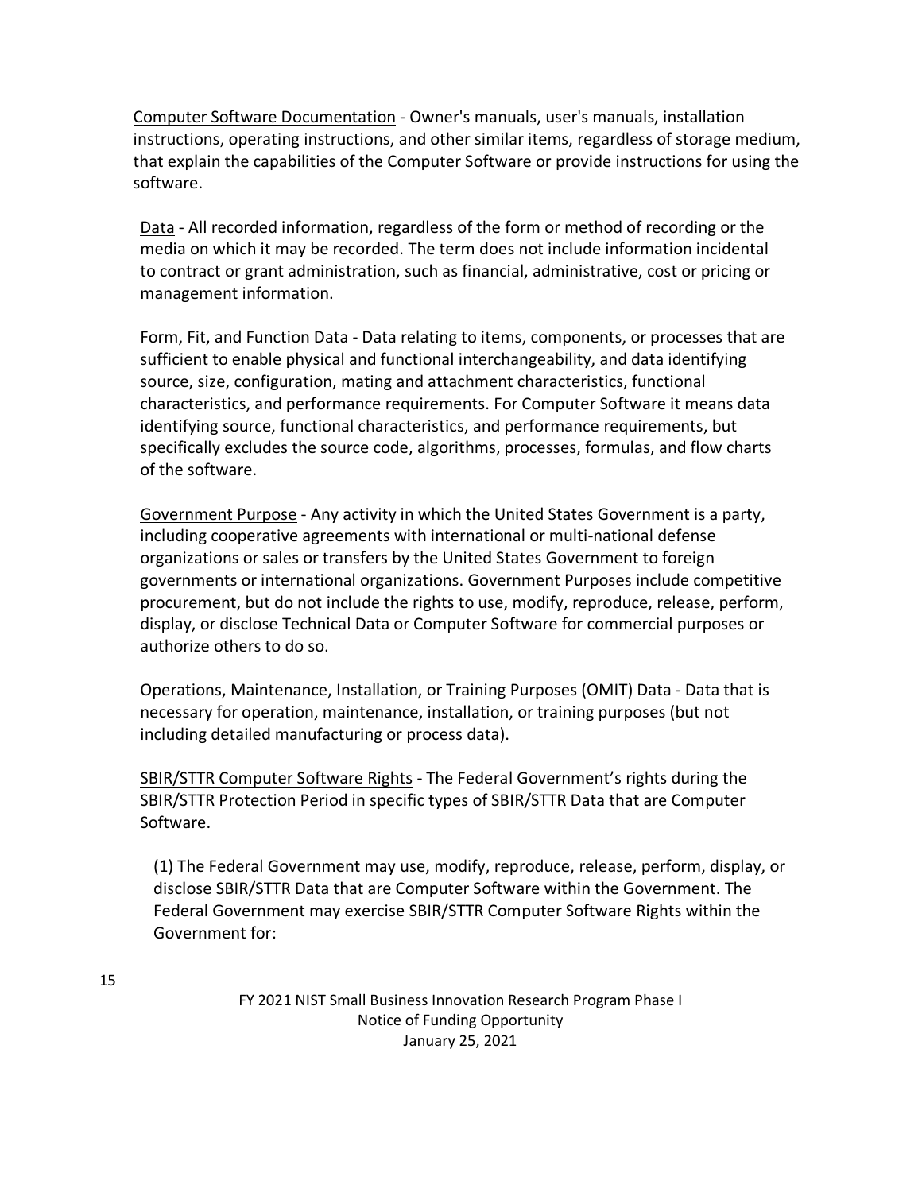Computer Software Documentation - Owner's manuals, user's manuals, installation instructions, operating instructions, and other similar items, regardless of storage medium, that explain the capabilities of the Computer Software or provide instructions for using the software.

Data - All recorded information, regardless of the form or method of recording or the media on which it may be recorded. The term does not include information incidental to contract or grant administration, such as financial, administrative, cost or pricing or management information.

Form, Fit, and Function Data - Data relating to items, components, or processes that are sufficient to enable physical and functional interchangeability, and data identifying source, size, configuration, mating and attachment characteristics, functional characteristics, and performance requirements. For Computer Software it means data identifying source, functional characteristics, and performance requirements, but specifically excludes the source code, algorithms, processes, formulas, and flow charts of the software.

Government Purpose - Any activity in which the United States Government is a party, including cooperative agreements with international or multi-national defense organizations or sales or transfers by the United States Government to foreign governments or international organizations. Government Purposes include competitive procurement, but do not include the rights to use, modify, reproduce, release, perform, display, or disclose Technical Data or Computer Software for commercial purposes or authorize others to do so.

Operations, Maintenance, Installation, or Training Purposes (OMIT) Data - Data that is necessary for operation, maintenance, installation, or training purposes (but not including detailed manufacturing or process data).

SBIR/STTR Computer Software Rights - The Federal Government's rights during the SBIR/STTR Protection Period in specific types of SBIR/STTR Data that are Computer Software.

(1) The Federal Government may use, modify, reproduce, release, perform, display, or disclose SBIR/STTR Data that are Computer Software within the Government. The Federal Government may exercise SBIR/STTR Computer Software Rights within the Government for: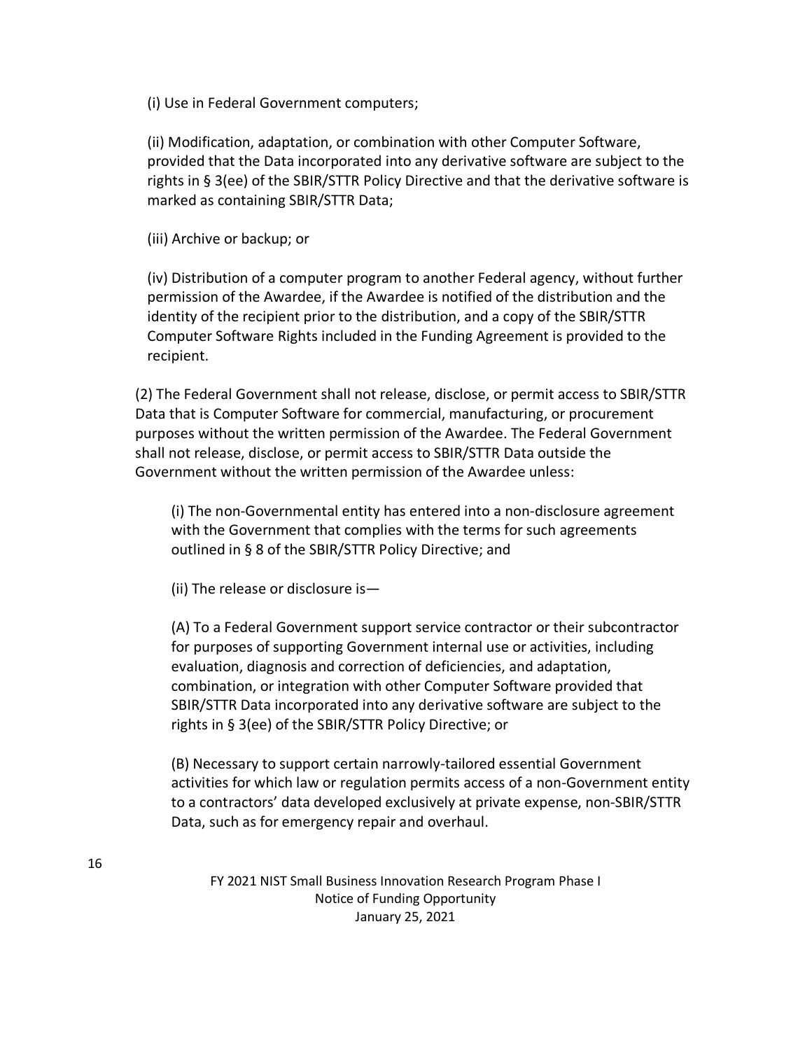(i) Use in Federal Government computers;

(ii) Modification, adaptation, or combination with other Computer Software, provided that the Data incorporated into any derivative software are subject to the rights in § 3(ee) of the SBIR/STTR Policy Directive and that the derivative software is marked as containing SBIR/STTR Data;

(iii) Archive or backup; or

(iv) Distribution of a computer program to another Federal agency, without further permission of the Awardee, if the Awardee is notified of the distribution and the identity of the recipient prior to the distribution, and a copy of the SBIR/STTR Computer Software Rights included in the Funding Agreement is provided to the recipient.

(2) The Federal Government shall not release, disclose, or permit access to SBIR/STTR Data that is Computer Software for commercial, manufacturing, or procurement purposes without the written permission of the Awardee. The Federal Government shall not release, disclose, or permit access to SBIR/STTR Data outside the Government without the written permission of the Awardee unless:

(i) The non-Governmental entity has entered into a non-disclosure agreement with the Government that complies with the terms for such agreements outlined in § 8 of the SBIR/STTR Policy Directive; and

(ii) The release or disclosure is—

(A) To a Federal Government support service contractor or their subcontractor for purposes of supporting Government internal use or activities, including evaluation, diagnosis and correction of deficiencies, and adaptation, combination, or integration with other Computer Software provided that SBIR/STTR Data incorporated into any derivative software are subject to the rights in § 3(ee) of the SBIR/STTR Policy Directive; or

(B) Necessary to support certain narrowly-tailored essential Government activities for which law or regulation permits access of a non-Government entity to a contractors' data developed exclusively at private expense, non-SBIR/STTR Data, such as for emergency repair and overhaul.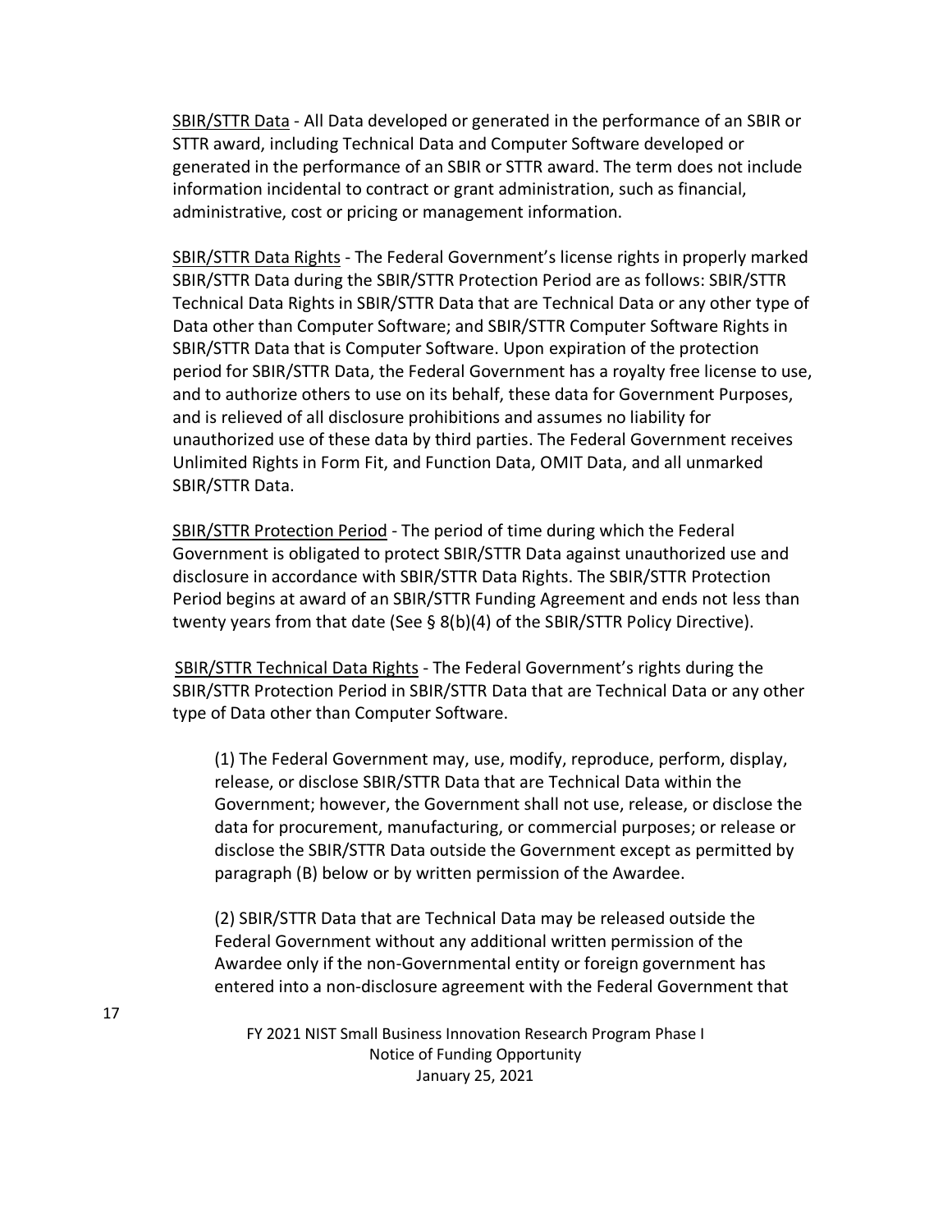SBIR/STTR Data - All Data developed or generated in the performance of an SBIR or STTR award, including Technical Data and Computer Software developed or generated in the performance of an SBIR or STTR award. The term does not include information incidental to contract or grant administration, such as financial, administrative, cost or pricing or management information.

SBIR/STTR Data Rights - The Federal Government's license rights in properly marked SBIR/STTR Data during the SBIR/STTR Protection Period are as follows: SBIR/STTR Technical Data Rights in SBIR/STTR Data that are Technical Data or any other type of Data other than Computer Software; and SBIR/STTR Computer Software Rights in SBIR/STTR Data that is Computer Software. Upon expiration of the protection period for SBIR/STTR Data, the Federal Government has a royalty free license to use, and to authorize others to use on its behalf, these data for Government Purposes, and is relieved of all disclosure prohibitions and assumes no liability for unauthorized use of these data by third parties. The Federal Government receives Unlimited Rights in Form Fit, and Function Data, OMIT Data, and all unmarked SBIR/STTR Data.

SBIR/STTR Protection Period - The period of time during which the Federal Government is obligated to protect SBIR/STTR Data against unauthorized use and disclosure in accordance with SBIR/STTR Data Rights. The SBIR/STTR Protection Period begins at award of an SBIR/STTR Funding Agreement and ends not less than twenty years from that date (See § 8(b)(4) of the SBIR/STTR Policy Directive).

SBIR/STTR Technical Data Rights - The Federal Government's rights during the SBIR/STTR Protection Period in SBIR/STTR Data that are Technical Data or any other type of Data other than Computer Software.

(1) The Federal Government may, use, modify, reproduce, perform, display, release, or disclose SBIR/STTR Data that are Technical Data within the Government; however, the Government shall not use, release, or disclose the data for procurement, manufacturing, or commercial purposes; or release or disclose the SBIR/STTR Data outside the Government except as permitted by paragraph (B) below or by written permission of the Awardee.

(2) SBIR/STTR Data that are Technical Data may be released outside the Federal Government without any additional written permission of the Awardee only if the non-Governmental entity or foreign government has entered into a non-disclosure agreement with the Federal Government that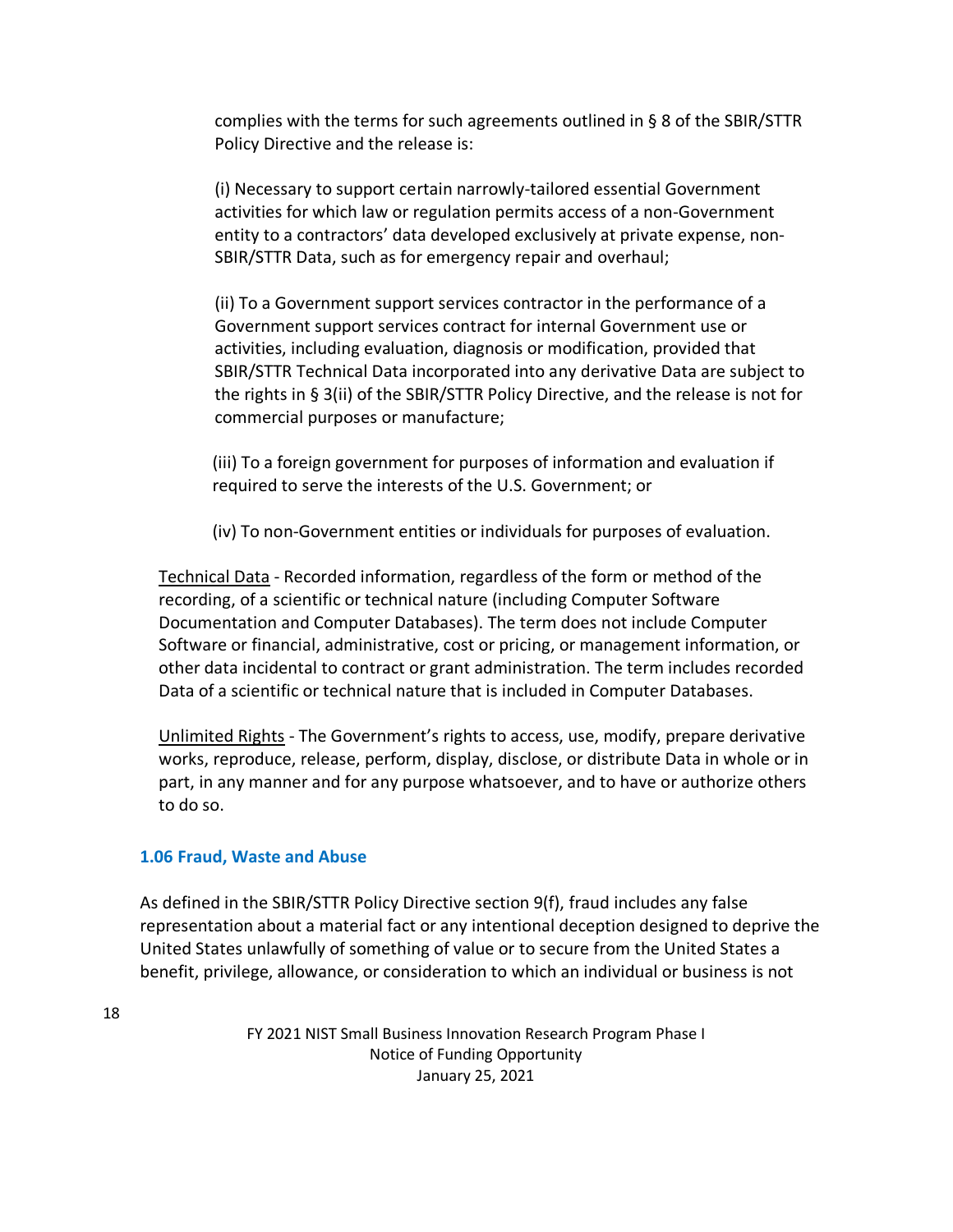complies with the terms for such agreements outlined in § 8 of the SBIR/STTR Policy Directive and the release is:

(i) Necessary to support certain narrowly-tailored essential Government activities for which law or regulation permits access of a non-Government entity to a contractors' data developed exclusively at private expense, non-SBIR/STTR Data, such as for emergency repair and overhaul;

(ii) To a Government support services contractor in the performance of a Government support services contract for internal Government use or activities, including evaluation, diagnosis or modification, provided that SBIR/STTR Technical Data incorporated into any derivative Data are subject to the rights in § 3(ii) of the SBIR/STTR Policy Directive, and the release is not for commercial purposes or manufacture;

(iii) To a foreign government for purposes of information and evaluation if required to serve the interests of the U.S. Government; or

(iv) To non-Government entities or individuals for purposes of evaluation.

Technical Data - Recorded information, regardless of the form or method of the recording, of a scientific or technical nature (including Computer Software Documentation and Computer Databases). The term does not include Computer Software or financial, administrative, cost or pricing, or management information, or other data incidental to contract or grant administration. The term includes recorded Data of a scientific or technical nature that is included in Computer Databases.

Unlimited Rights - The Government's rights to access, use, modify, prepare derivative works, reproduce, release, perform, display, disclose, or distribute Data in whole or in part, in any manner and for any purpose whatsoever, and to have or authorize others to do so.

### 1.06 Fraud, Waste and Abuse

As defined in the SBIR/STTR Policy Directive section 9(f), fraud includes any false representation about a material fact or any intentional deception designed to deprive the United States unlawfully of something of value or to secure from the United States a benefit, privilege, allowance, or consideration to which an individual or business is not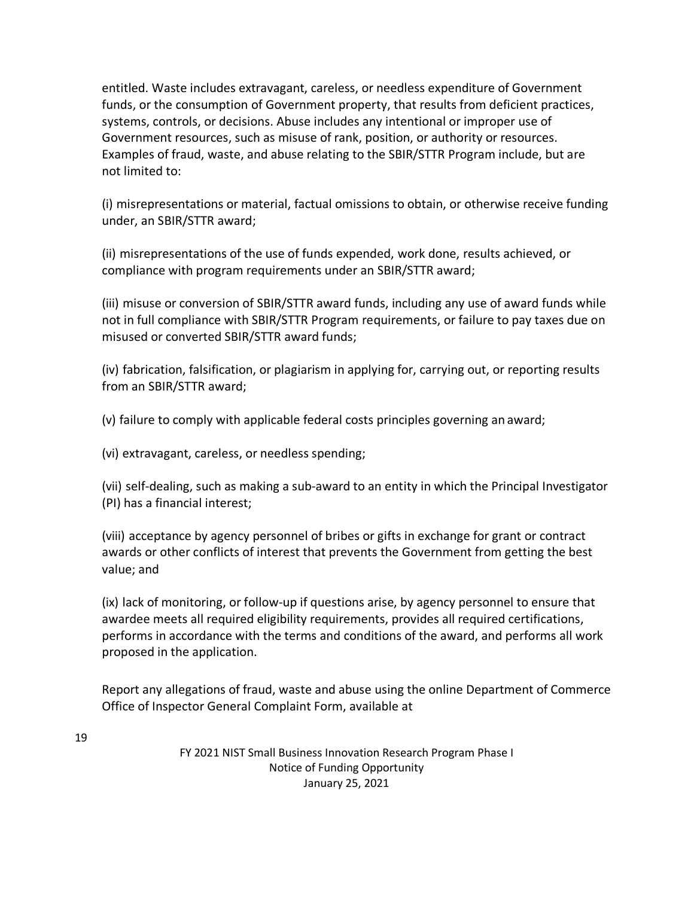entitled. Waste includes extravagant, careless, or needless expenditure of Government funds, or the consumption of Government property, that results from deficient practices, systems, controls, or decisions. Abuse includes any intentional or improper use of Government resources, such as misuse of rank, position, or authority or resources. Examples of fraud, waste, and abuse relating to the SBIR/STTR Program include, but are not limited to:

(i) misrepresentations or material, factual omissions to obtain, or otherwise receive funding under, an SBIR/STTR award;

(ii) misrepresentations of the use of funds expended, work done, results achieved, or compliance with program requirements under an SBIR/STTR award;

(iii) misuse or conversion of SBIR/STTR award funds, including any use of award funds while not in full compliance with SBIR/STTR Program requirements, or failure to pay taxes due on misused or converted SBIR/STTR award funds;

(iv) fabrication, falsification, or plagiarism in applying for, carrying out, or reporting results from an SBIR/STTR award;

(v) failure to comply with applicable federal costs principles governing an award;

(vi) extravagant, careless, or needless spending;

(vii) self-dealing, such as making a sub-award to an entity in which the Principal Investigator (PI) has a financial interest;

(viii) acceptance by agency personnel of bribes or gifts in exchange for grant or contract awards or other conflicts of interest that prevents the Government from getting the best value; and

(ix) lack of monitoring, or follow-up if questions arise, by agency personnel to ensure that awardee meets all required eligibility requirements, provides all required certifications, performs in accordance with the terms and conditions of the award, and performs all work proposed in the application.

Report any allegations of fraud, waste and abuse using the online Department of Commerce Office of Inspector General Complaint Form, available at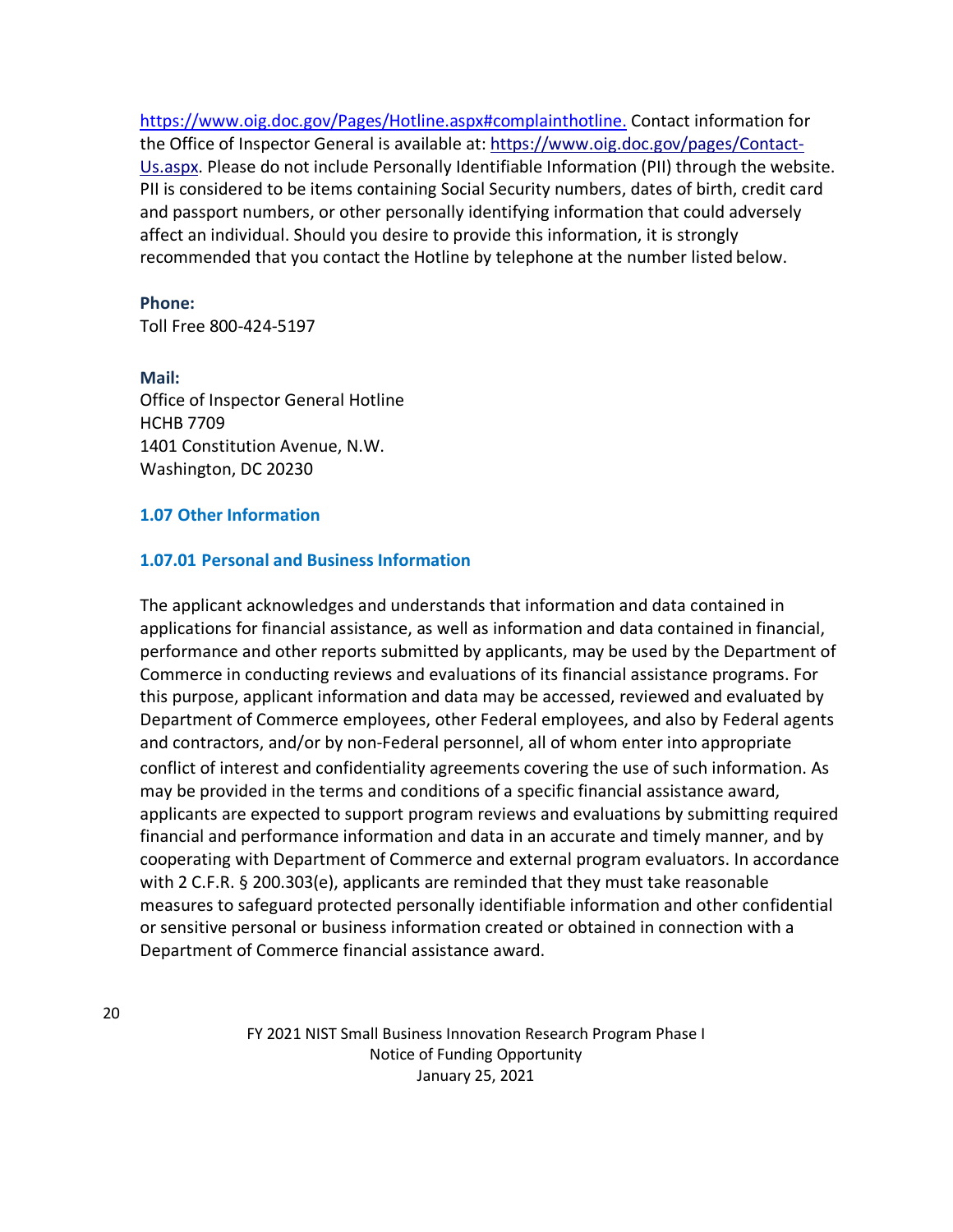https://www.oig.doc.gov/Pages/Hotline.aspx#complainthotline. Contact information for the Office of Inspector General is available at: https://www.oig.doc.gov/pages/Contact-Us.aspx. Please do not include Personally Identifiable Information (PII) through the website. PII is considered to be items containing Social Security numbers, dates of birth, credit card and passport numbers, or other personally identifying information that could adversely affect an individual. Should you desire to provide this information, it is strongly recommended that you contact the Hotline by telephone at the number listed below.

**Phone:**
Toll Free 800-424-5197

**Mail:**
Office of Inspector General Hotline
HCHB 7709
1401 Constitution Avenue, N.W.
Washington, DC 20230

### 1.07 Other Information

#### 1.07.01 Personal and Business Information

The applicant acknowledges and understands that information and data contained in applications for financial assistance, as well as information and data contained in financial, performance and other reports submitted by applicants, may be used by the Department of Commerce in conducting reviews and evaluations of its financial assistance programs. For this purpose, applicant information and data may be accessed, reviewed and evaluated by Department of Commerce employees, other Federal employees, and also by Federal agents and contractors, and/or by non-Federal personnel, all of whom enter into appropriate conflict of interest and confidentiality agreements covering the use of such information. As may be provided in the terms and conditions of a specific financial assistance award, applicants are expected to support program reviews and evaluations by submitting required financial and performance information and data in an accurate and timely manner, and by cooperating with Department of Commerce and external program evaluators. In accordance with 2 C.F.R. § 200.303(e), applicants are reminded that they must take reasonable measures to safeguard protected personally identifiable information and other confidential or sensitive personal or business information created or obtained in connection with a Department of Commerce financial assistance award.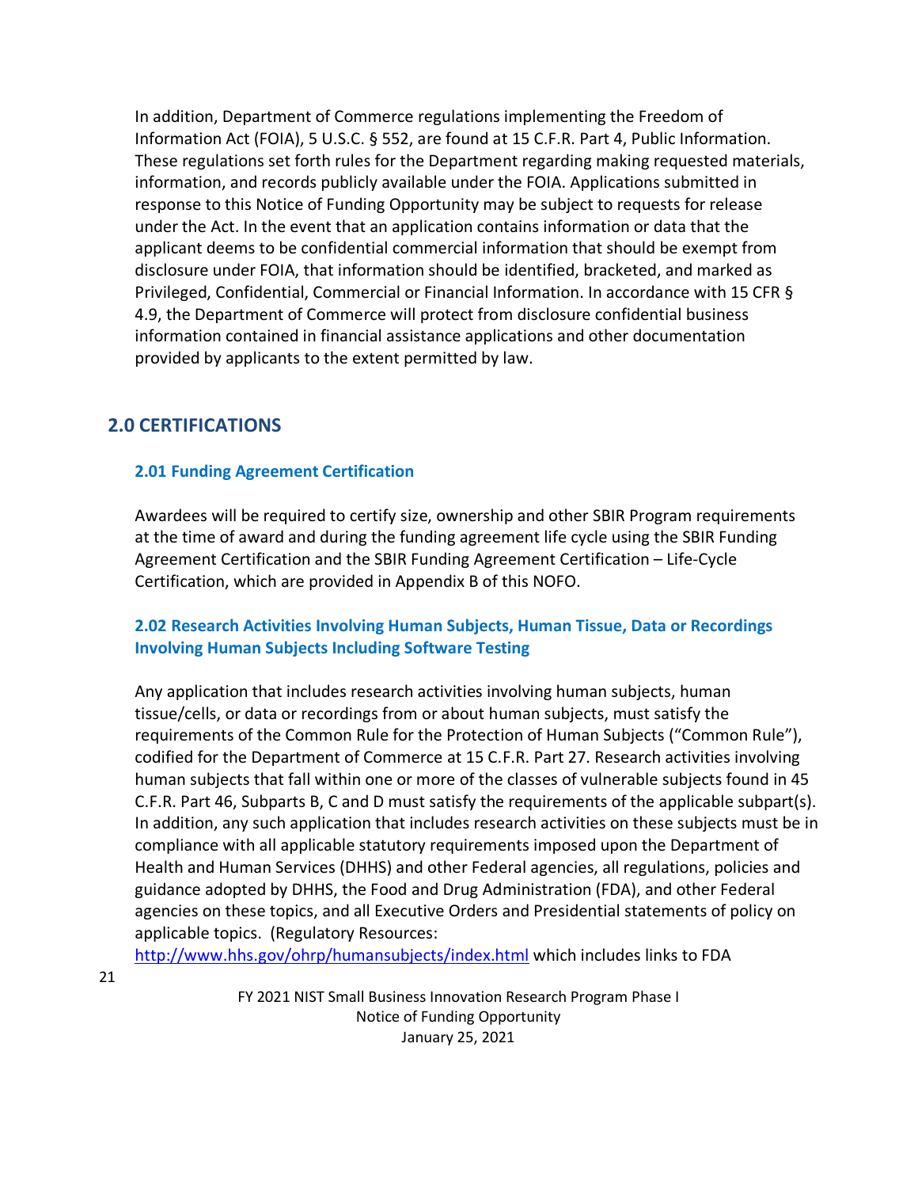In addition, Department of Commerce regulations implementing the Freedom of Information Act (FOIA), 5 U.S.C. § 552, are found at 15 C.F.R. Part 4, Public Information. These regulations set forth rules for the Department regarding making requested materials, information, and records publicly available under the FOIA. Applications submitted in response to this Notice of Funding Opportunity may be subject to requests for release under the Act. In the event that an application contains information or data that the applicant deems to be confidential commercial information that should be exempt from disclosure under FOIA, that information should be identified, bracketed, and marked as Privileged, Confidential, Commercial or Financial Information. In accordance with 15 CFR § 4.9, the Department of Commerce will protect from disclosure confidential business information contained in financial assistance applications and other documentation provided by applicants to the extent permitted by law.

## 2.0 CERTIFICATIONS

### 2.01 Funding Agreement Certification

Awardees will be required to certify size, ownership and other SBIR Program requirements at the time of award and during the funding agreement life cycle using the SBIR Funding Agreement Certification and the SBIR Funding Agreement Certification – Life-Cycle Certification, which are provided in Appendix B of this NOFO.

### 2.02 Research Activities Involving Human Subjects, Human Tissue, Data or Recordings Involving Human Subjects Including Software Testing

Any application that includes research activities involving human subjects, human tissue/cells, or data or recordings from or about human subjects, must satisfy the requirements of the Common Rule for the Protection of Human Subjects ("Common Rule"), codified for the Department of Commerce at 15 C.F.R. Part 27. Research activities involving human subjects that fall within one or more of the classes of vulnerable subjects found in 45 C.F.R. Part 46, Subparts B, C and D must satisfy the requirements of the applicable subpart(s). In addition, any such application that includes research activities on these subjects must be in compliance with all applicable statutory requirements imposed upon the Department of Health and Human Services (DHHS) and other Federal agencies, all regulations, policies and guidance adopted by DHHS, the Food and Drug Administration (FDA), and other Federal agencies on these topics, and all Executive Orders and Presidential statements of policy on applicable topics. (Regulatory Resources: http://www.hhs.gov/ohrp/humansubjects/index.html which includes links to FDA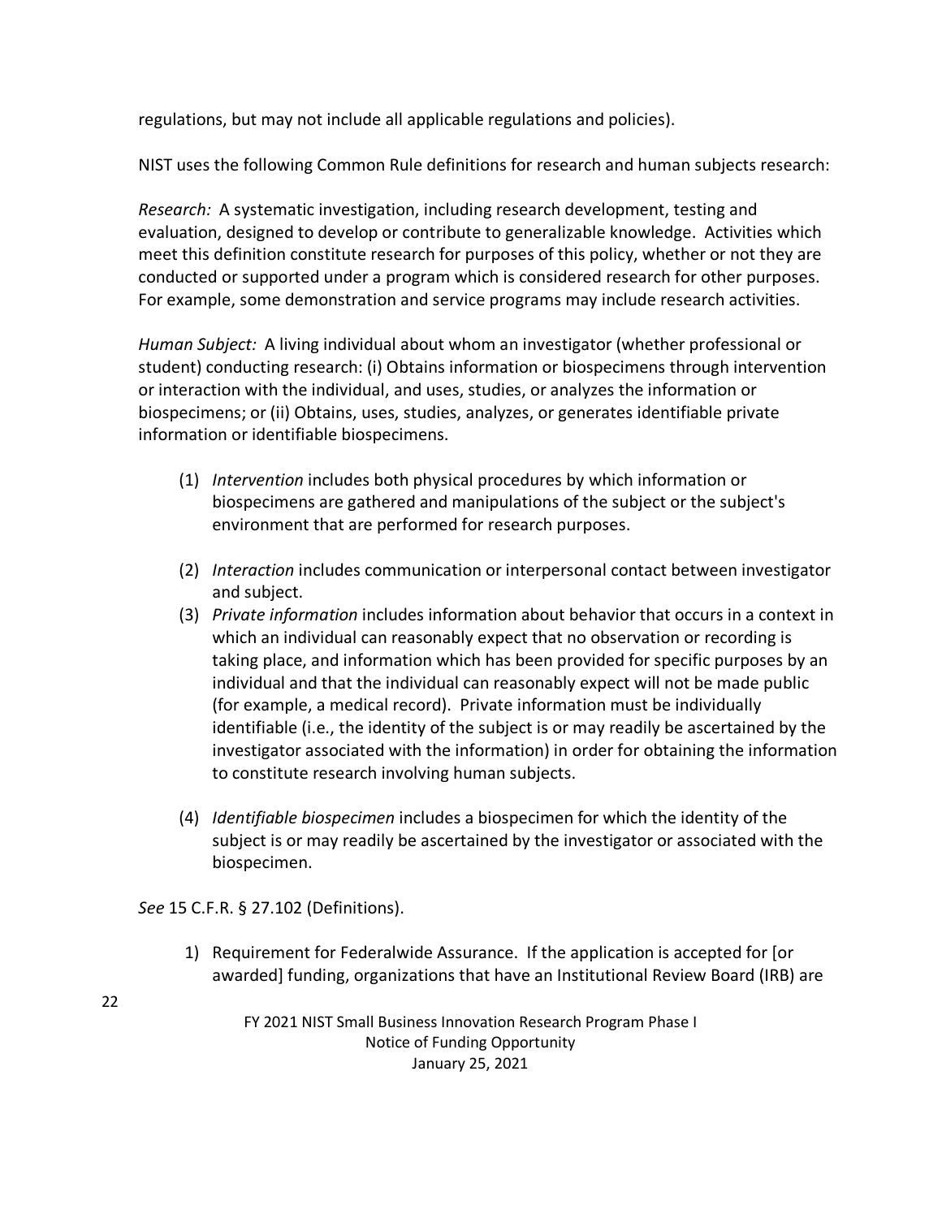regulations, but may not include all applicable regulations and policies).

NIST uses the following Common Rule definitions for research and human subjects research:

*Research:* A systematic investigation, including research development, testing and evaluation, designed to develop or contribute to generalizable knowledge. Activities which meet this definition constitute research for purposes of this policy, whether or not they are conducted or supported under a program which is considered research for other purposes. For example, some demonstration and service programs may include research activities.

*Human Subject:* A living individual about whom an investigator (whether professional or student) conducting research: (i) Obtains information or biospecimens through intervention or interaction with the individual, and uses, studies, or analyzes the information or biospecimens; or (ii) Obtains, uses, studies, analyzes, or generates identifiable private information or identifiable biospecimens.

(1) *Intervention* includes both physical procedures by which information or biospecimens are gathered and manipulations of the subject or the subject's environment that are performed for research purposes.

(2) *Interaction* includes communication or interpersonal contact between investigator and subject.

(3) *Private information* includes information about behavior that occurs in a context in which an individual can reasonably expect that no observation or recording is taking place, and information which has been provided for specific purposes by an individual and that the individual can reasonably expect will not be made public (for example, a medical record). Private information must be individually identifiable (i.e., the identity of the subject is or may readily be ascertained by the investigator associated with the information) in order for obtaining the information to constitute research involving human subjects.

(4) *Identifiable biospecimen* includes a biospecimen for which the identity of the subject is or may readily be ascertained by the investigator or associated with the biospecimen.

*See* 15 C.F.R. § 27.102 (Definitions).

1) Requirement for Federalwide Assurance. If the application is accepted for [or awarded] funding, organizations that have an Institutional Review Board (IRB) are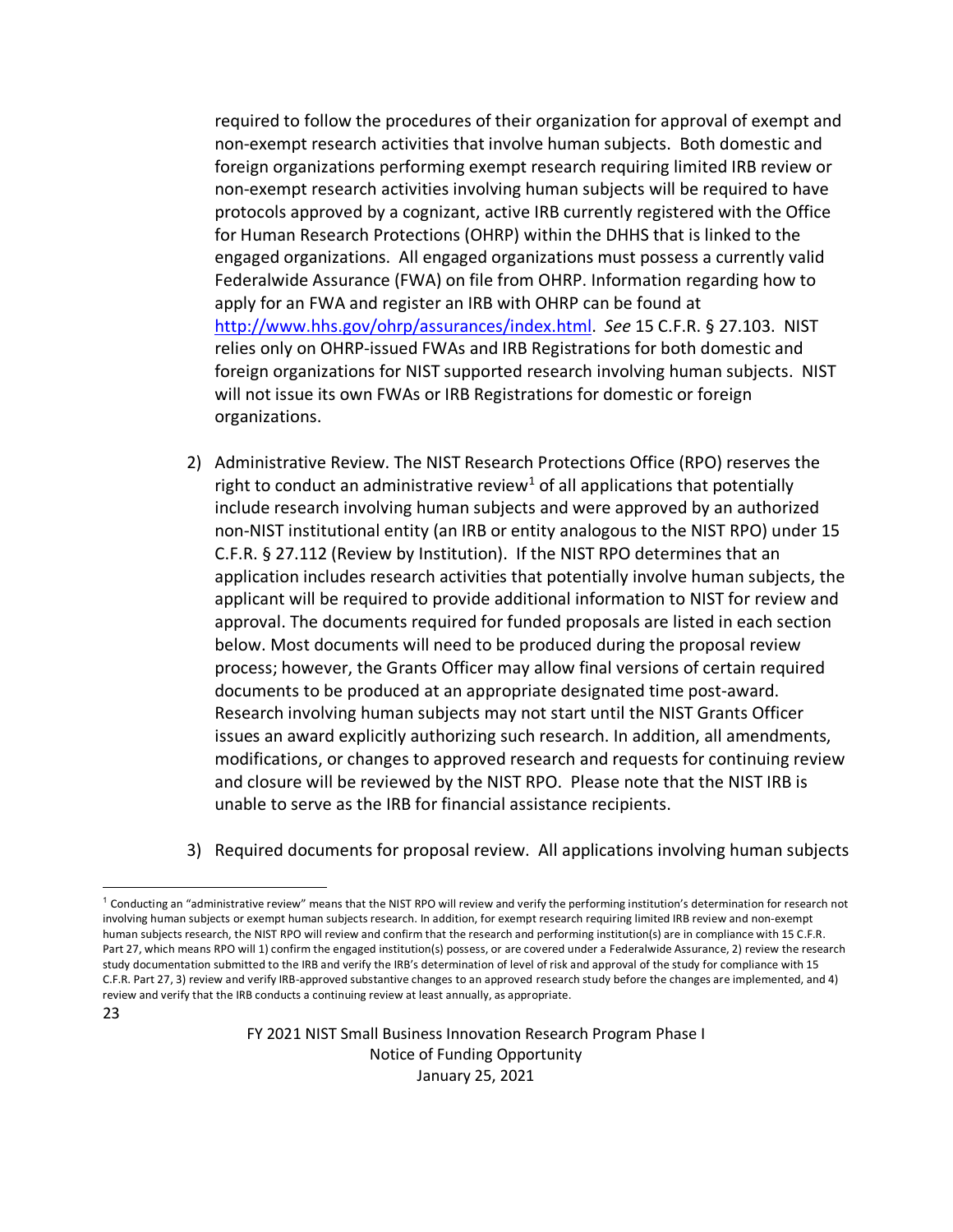required to follow the procedures of their organization for approval of exempt and non-exempt research activities that involve human subjects. Both domestic and foreign organizations performing exempt research requiring limited IRB review or non-exempt research activities involving human subjects will be required to have protocols approved by a cognizant, active IRB currently registered with the Office for Human Research Protections (OHRP) within the DHHS that is linked to the engaged organizations. All engaged organizations must possess a currently valid Federalwide Assurance (FWA) on file from OHRP. Information regarding how to apply for an FWA and register an IRB with OHRP can be found at http://www.hhs.gov/ohrp/assurances/index.html. *See* 15 C.F.R. § 27.103. NIST relies only on OHRP-issued FWAs and IRB Registrations for both domestic and foreign organizations for NIST supported research involving human subjects. NIST will not issue its own FWAs or IRB Registrations for domestic or foreign organizations.

2) Administrative Review. The NIST Research Protections Office (RPO) reserves the right to conduct an administrative review[1] of all applications that potentially include research involving human subjects and were approved by an authorized non-NIST institutional entity (an IRB or entity analogous to the NIST RPO) under 15 C.F.R. § 27.112 (Review by Institution). If the NIST RPO determines that an application includes research activities that potentially involve human subjects, the applicant will be required to provide additional information to NIST for review and approval. The documents required for funded proposals are listed in each section below. Most documents will need to be produced during the proposal review process; however, the Grants Officer may allow final versions of certain required documents to be produced at an appropriate designated time post-award. Research involving human subjects may not start until the NIST Grants Officer issues an award explicitly authorizing such research. In addition, all amendments, modifications, or changes to approved research and requests for continuing review and closure will be reviewed by the NIST RPO. Please note that the NIST IRB is unable to serve as the IRB for financial assistance recipients.

3) Required documents for proposal review. All applications involving human subjects

[1] Conducting an "administrative review" means that the NIST RPO will review and verify the performing institution's determination for research not involving human subjects or exempt human subjects research. In addition, for exempt research requiring limited IRB review and non-exempt human subjects research, the NIST RPO will review and confirm that the research and performing institution(s) are in compliance with 15 C.F.R. Part 27, which means RPO will 1) confirm the engaged institution(s) possess, or are covered under a Federalwide Assurance, 2) review the research study documentation submitted to the IRB and verify the IRB's determination of level of risk and approval of the study for compliance with 15 C.F.R. Part 27, 3) review and verify IRB-approved substantive changes to an approved research study before the changes are implemented, and 4) review and verify that the IRB conducts a continuing review at least annually, as appropriate.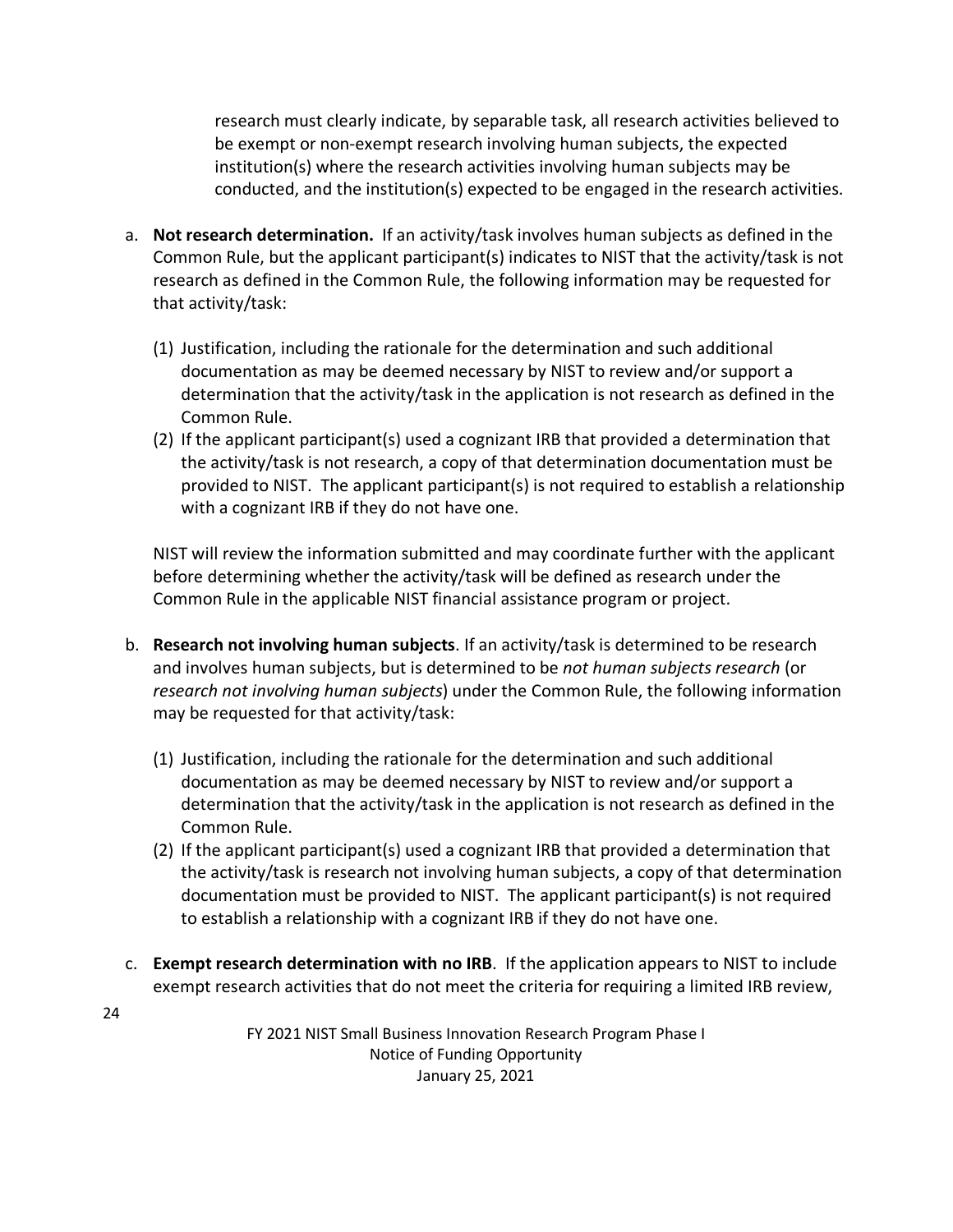research must clearly indicate, by separable task, all research activities believed to be exempt or non-exempt research involving human subjects, the expected institution(s) where the research activities involving human subjects may be conducted, and the institution(s) expected to be engaged in the research activities.

a. **Not research determination.** If an activity/task involves human subjects as defined in the Common Rule, but the applicant participant(s) indicates to NIST that the activity/task is not research as defined in the Common Rule, the following information may be requested for that activity/task:

   (1) Justification, including the rationale for the determination and such additional documentation as may be deemed necessary by NIST to review and/or support a determination that the activity/task in the application is not research as defined in the Common Rule.

   (2) If the applicant participant(s) used a cognizant IRB that provided a determination that the activity/task is not research, a copy of that determination documentation must be provided to NIST. The applicant participant(s) is not required to establish a relationship with a cognizant IRB if they do not have one.

   NIST will review the information submitted and may coordinate further with the applicant before determining whether the activity/task will be defined as research under the Common Rule in the applicable NIST financial assistance program or project.

b. **Research not involving human subjects**. If an activity/task is determined to be research and involves human subjects, but is determined to be *not human subjects research* (or *research not involving human subjects*) under the Common Rule, the following information may be requested for that activity/task:

   (1) Justification, including the rationale for the determination and such additional documentation as may be deemed necessary by NIST to review and/or support a determination that the activity/task in the application is not research as defined in the Common Rule.

   (2) If the applicant participant(s) used a cognizant IRB that provided a determination that the activity/task is research not involving human subjects, a copy of that determination documentation must be provided to NIST. The applicant participant(s) is not required to establish a relationship with a cognizant IRB if they do not have one.

c. **Exempt research determination with no IRB**. If the application appears to NIST to include exempt research activities that do not meet the criteria for requiring a limited IRB review,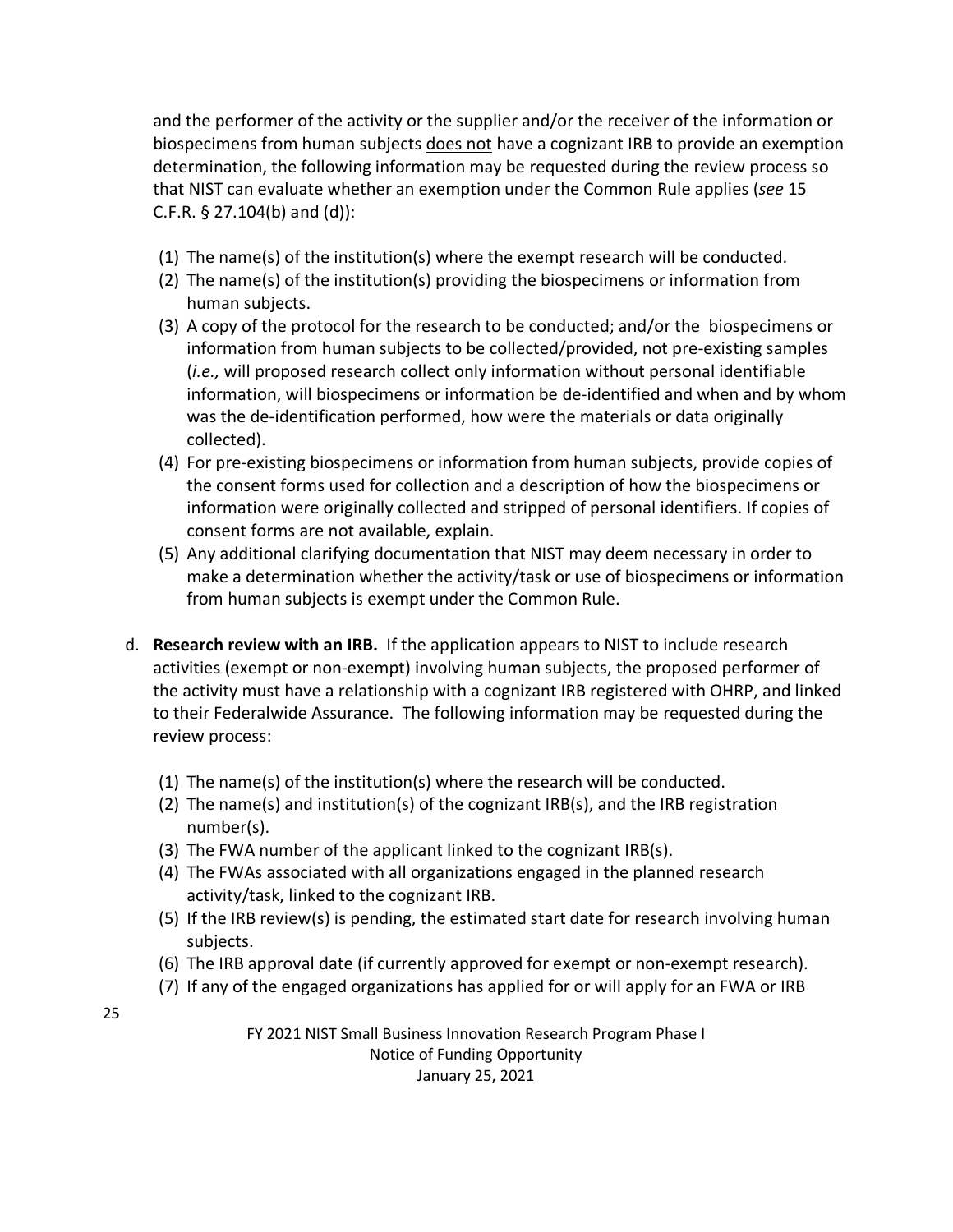and the performer of the activity or the supplier and/or the receiver of the information or biospecimens from human subjects <u>does not</u> have a cognizant IRB to provide an exemption determination, the following information may be requested during the review process so that NIST can evaluate whether an exemption under the Common Rule applies (*see* 15 C.F.R. § 27.104(b) and (d)):

(1) The name(s) of the institution(s) where the exempt research will be conducted.
(2) The name(s) of the institution(s) providing the biospecimens or information from human subjects.
(3) A copy of the protocol for the research to be conducted; and/or the biospecimens or information from human subjects to be collected/provided, not pre-existing samples (*i.e.,* will proposed research collect only information without personal identifiable information, will biospecimens or information be de-identified and when and by whom was the de-identification performed, how were the materials or data originally collected).
(4) For pre-existing biospecimens or information from human subjects, provide copies of the consent forms used for collection and a description of how the biospecimens or information were originally collected and stripped of personal identifiers. If copies of consent forms are not available, explain.
(5) Any additional clarifying documentation that NIST may deem necessary in order to make a determination whether the activity/task or use of biospecimens or information from human subjects is exempt under the Common Rule.

d. **Research review with an IRB.** If the application appears to NIST to include research activities (exempt or non-exempt) involving human subjects, the proposed performer of the activity must have a relationship with a cognizant IRB registered with OHRP, and linked to their Federalwide Assurance. The following information may be requested during the review process:

(1) The name(s) of the institution(s) where the research will be conducted.
(2) The name(s) and institution(s) of the cognizant IRB(s), and the IRB registration number(s).
(3) The FWA number of the applicant linked to the cognizant IRB(s).
(4) The FWAs associated with all organizations engaged in the planned research activity/task, linked to the cognizant IRB.
(5) If the IRB review(s) is pending, the estimated start date for research involving human subjects.
(6) The IRB approval date (if currently approved for exempt or non-exempt research).
(7) If any of the engaged organizations has applied for or will apply for an FWA or IRB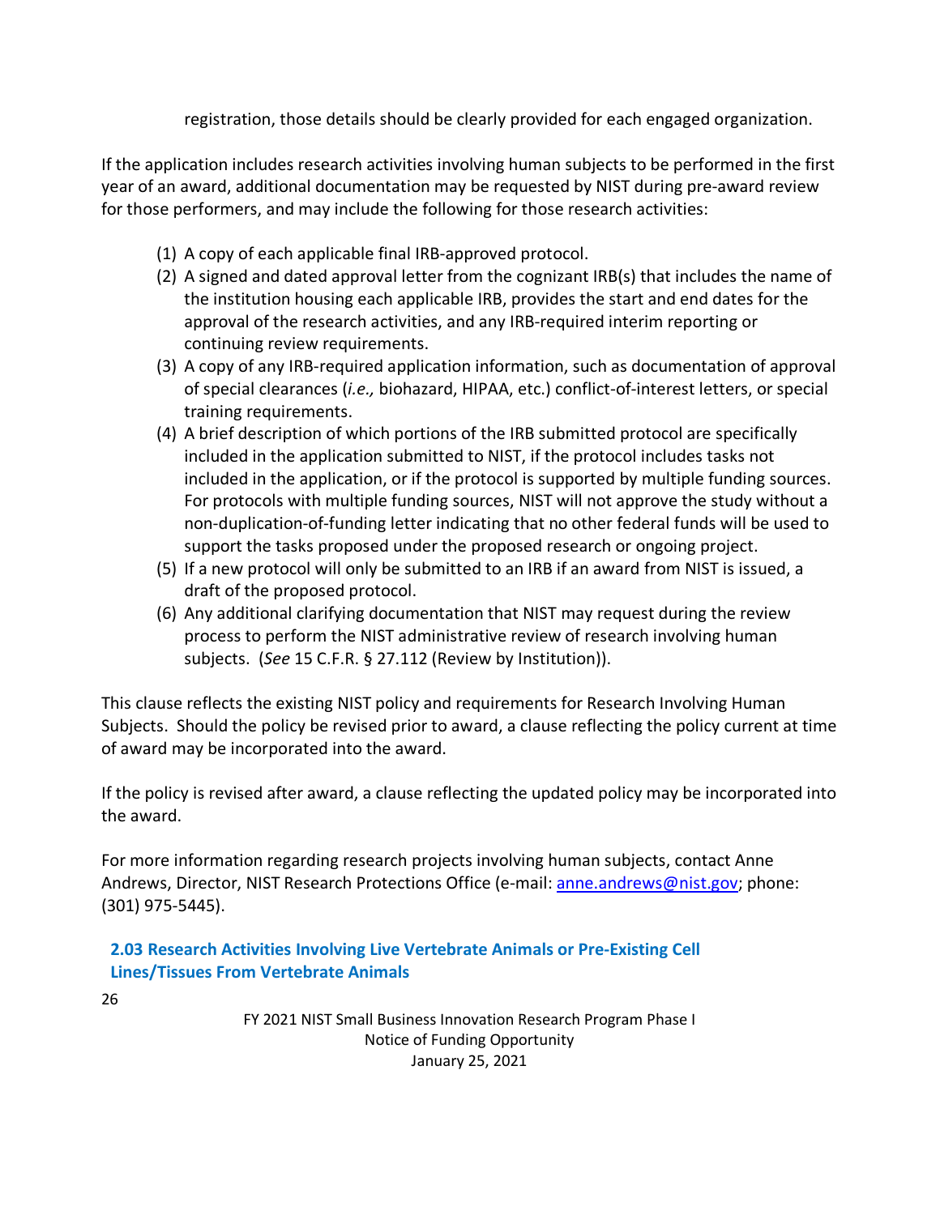registration, those details should be clearly provided for each engaged organization.

If the application includes research activities involving human subjects to be performed in the first year of an award, additional documentation may be requested by NIST during pre-award review for those performers, and may include the following for those research activities:

(1) A copy of each applicable final IRB-approved protocol.
(2) A signed and dated approval letter from the cognizant IRB(s) that includes the name of the institution housing each applicable IRB, provides the start and end dates for the approval of the research activities, and any IRB-required interim reporting or continuing review requirements.
(3) A copy of any IRB-required application information, such as documentation of approval of special clearances (*i.e.,* biohazard, HIPAA, etc.) conflict-of-interest letters, or special training requirements.
(4) A brief description of which portions of the IRB submitted protocol are specifically included in the application submitted to NIST, if the protocol includes tasks not included in the application, or if the protocol is supported by multiple funding sources. For protocols with multiple funding sources, NIST will not approve the study without a non-duplication-of-funding letter indicating that no other federal funds will be used to support the tasks proposed under the proposed research or ongoing project.
(5) If a new protocol will only be submitted to an IRB if an award from NIST is issued, a draft of the proposed protocol.
(6) Any additional clarifying documentation that NIST may request during the review process to perform the NIST administrative review of research involving human subjects. (*See* 15 C.F.R. § 27.112 (Review by Institution)).

This clause reflects the existing NIST policy and requirements for Research Involving Human Subjects. Should the policy be revised prior to award, a clause reflecting the policy current at time of award may be incorporated into the award.

If the policy is revised after award, a clause reflecting the updated policy may be incorporated into the award.

For more information regarding research projects involving human subjects, contact Anne Andrews, Director, NIST Research Protections Office (e-mail: anne.andrews@nist.gov; phone: (301) 975-5445).

### 2.03 Research Activities Involving Live Vertebrate Animals or Pre-Existing Cell Lines/Tissues From Vertebrate Animals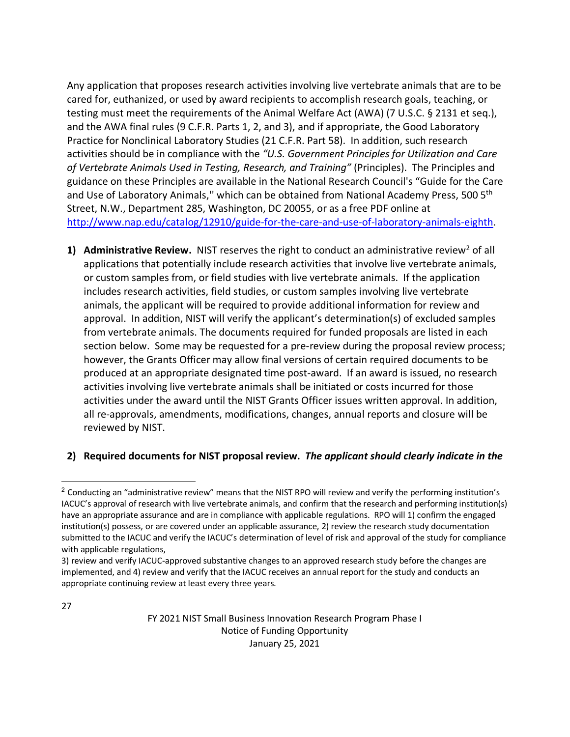Any application that proposes research activities involving live vertebrate animals that are to be cared for, euthanized, or used by award recipients to accomplish research goals, teaching, or testing must meet the requirements of the Animal Welfare Act (AWA) (7 U.S.C. § 2131 et seq.), and the AWA final rules (9 C.F.R. Parts 1, 2, and 3), and if appropriate, the Good Laboratory Practice for Nonclinical Laboratory Studies (21 C.F.R. Part 58). In addition, such research activities should be in compliance with the *"U.S. Government Principles for Utilization and Care of Vertebrate Animals Used in Testing, Research, and Training"* (Principles). The Principles and guidance on these Principles are available in the National Research Council's "Guide for the Care and Use of Laboratory Animals,'' which can be obtained from National Academy Press, 500 5th Street, N.W., Department 285, Washington, DC 20055, or as a free PDF online at [http://www.nap.edu/catalog/12910/guide-for-the-care-and-use-of-laboratory-animals-eighth](http://www.nap.edu/catalog/12910/guide-for-the-care-and-use-of-laboratory-animals-eighth).

1) **Administrative Review.** NIST reserves the right to conduct an administrative review[2] of all applications that potentially include research activities that involve live vertebrate animals, or custom samples from, or field studies with live vertebrate animals. If the application includes research activities, field studies, or custom samples involving live vertebrate animals, the applicant will be required to provide additional information for review and approval. In addition, NIST will verify the applicant's determination(s) of excluded samples from vertebrate animals. The documents required for funded proposals are listed in each section below. Some may be requested for a pre-review during the proposal review process; however, the Grants Officer may allow final versions of certain required documents to be produced at an appropriate designated time post-award. If an award is issued, no research activities involving live vertebrate animals shall be initiated or costs incurred for those activities under the award until the NIST Grants Officer issues written approval. In addition, all re-approvals, amendments, modifications, changes, annual reports and closure will be reviewed by NIST.

2) **Required documents for NIST proposal review.** ***The applicant should clearly indicate in the***

---

[2] Conducting an "administrative review" means that the NIST RPO will review and verify the performing institution's IACUC's approval of research with live vertebrate animals, and confirm that the research and performing institution(s) have an appropriate assurance and are in compliance with applicable regulations. RPO will 1) confirm the engaged institution(s) possess, or are covered under an applicable assurance, 2) review the research study documentation submitted to the IACUC and verify the IACUC's determination of level of risk and approval of the study for compliance with applicable regulations,
3) review and verify IACUC-approved substantive changes to an approved research study before the changes are implemented, and 4) review and verify that the IACUC receives an annual report for the study and conducts an appropriate continuing review at least every three years.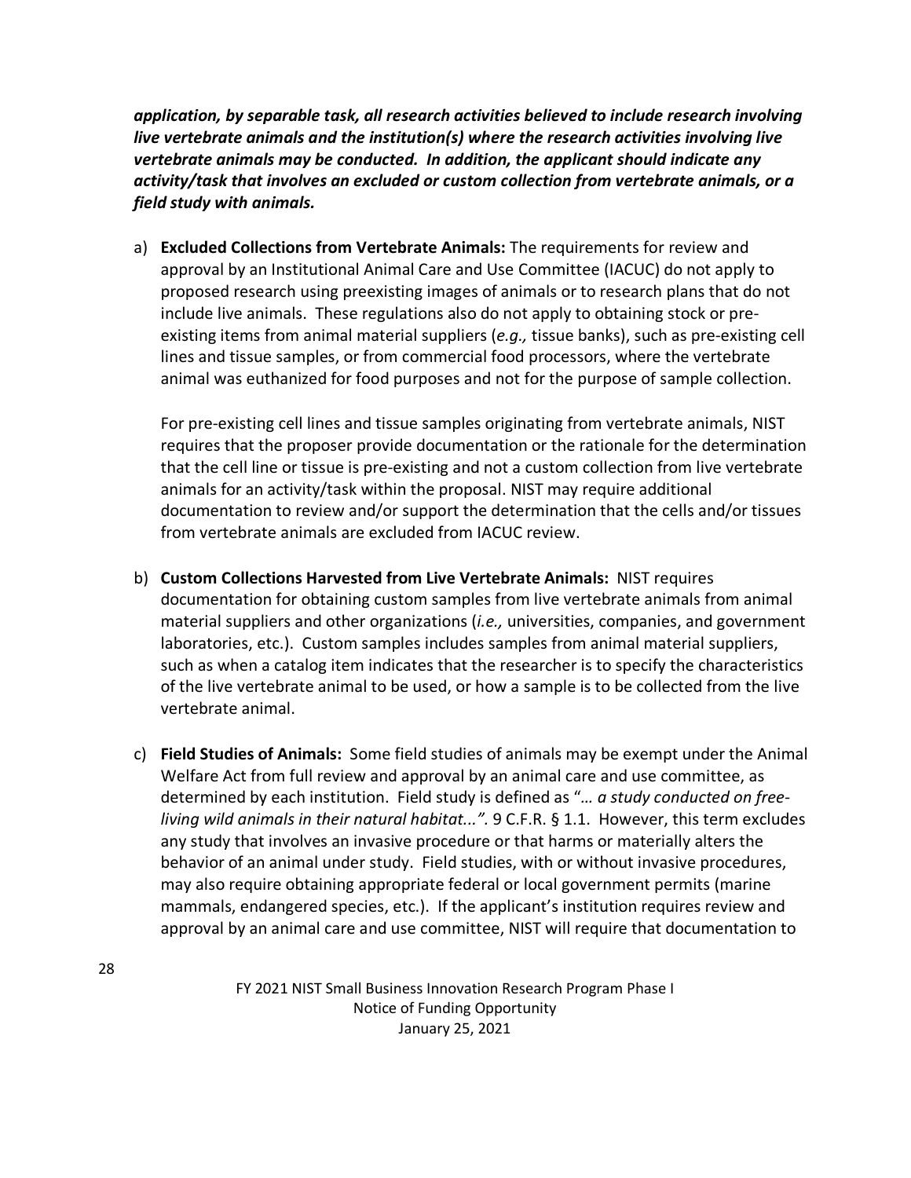***application, by separable task, all research activities believed to include research involving live vertebrate animals and the institution(s) where the research activities involving live vertebrate animals may be conducted. In addition, the applicant should indicate any activity/task that involves an excluded or custom collection from vertebrate animals, or a field study with animals.***

a) **Excluded Collections from Vertebrate Animals:** The requirements for review and approval by an Institutional Animal Care and Use Committee (IACUC) do not apply to proposed research using preexisting images of animals or to research plans that do not include live animals. These regulations also do not apply to obtaining stock or pre-existing items from animal material suppliers (*e.g.,* tissue banks), such as pre-existing cell lines and tissue samples, or from commercial food processors, where the vertebrate animal was euthanized for food purposes and not for the purpose of sample collection.

   For pre-existing cell lines and tissue samples originating from vertebrate animals, NIST requires that the proposer provide documentation or the rationale for the determination that the cell line or tissue is pre-existing and not a custom collection from live vertebrate animals for an activity/task within the proposal. NIST may require additional documentation to review and/or support the determination that the cells and/or tissues from vertebrate animals are excluded from IACUC review.

b) **Custom Collections Harvested from Live Vertebrate Animals:** NIST requires documentation for obtaining custom samples from live vertebrate animals from animal material suppliers and other organizations (*i.e.,* universities, companies, and government laboratories, etc.). Custom samples includes samples from animal material suppliers, such as when a catalog item indicates that the researcher is to specify the characteristics of the live vertebrate animal to be used, or how a sample is to be collected from the live vertebrate animal.

c) **Field Studies of Animals:** Some field studies of animals may be exempt under the Animal Welfare Act from full review and approval by an animal care and use committee, as determined by each institution. Field study is defined as "*… a study conducted on free-living wild animals in their natural habitat...".* 9 C.F.R. § 1.1. However, this term excludes any study that involves an invasive procedure or that harms or materially alters the behavior of an animal under study. Field studies, with or without invasive procedures, may also require obtaining appropriate federal or local government permits (marine mammals, endangered species, etc.). If the applicant's institution requires review and approval by an animal care and use committee, NIST will require that documentation to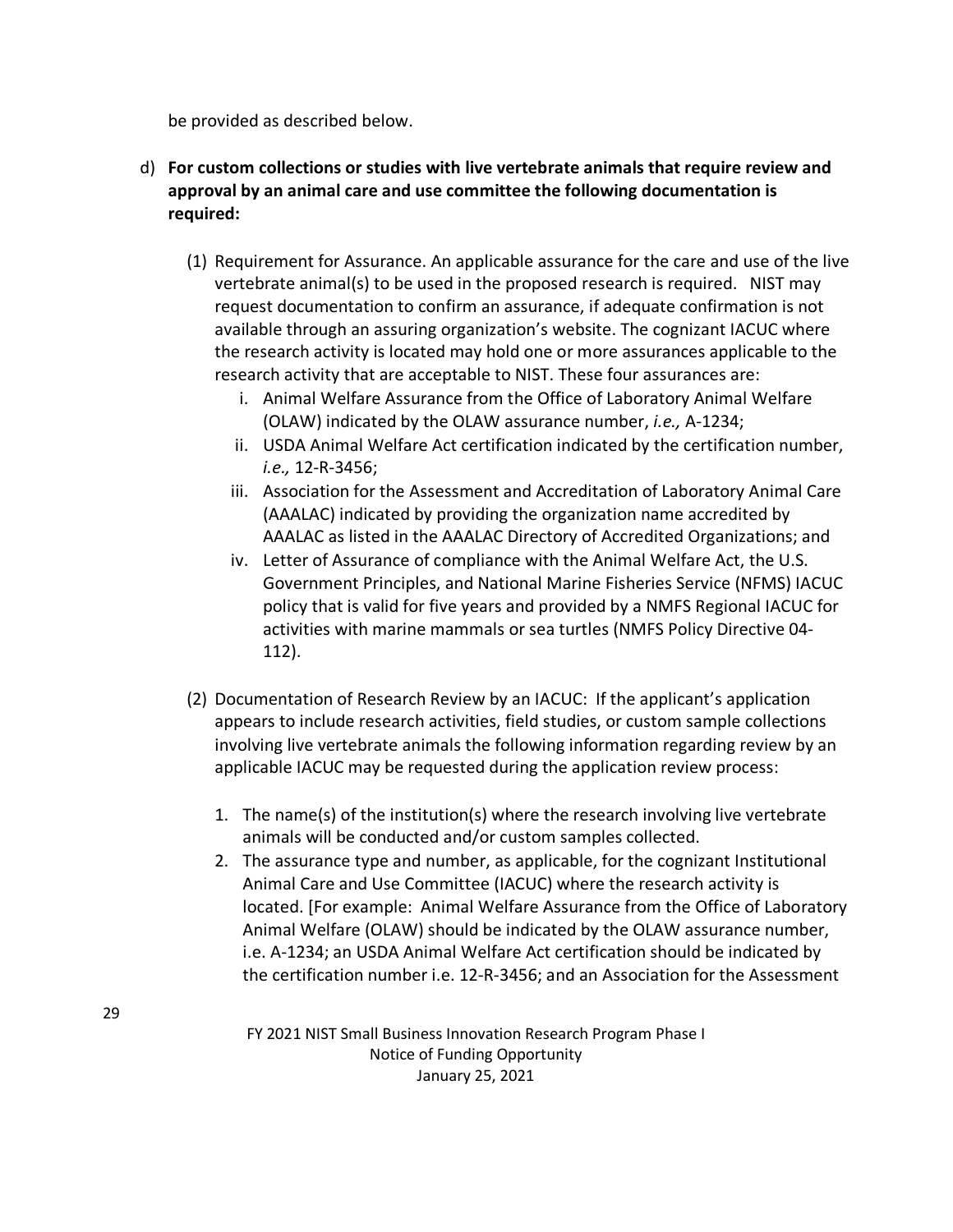be provided as described below.

d) **For custom collections or studies with live vertebrate animals that require review and approval by an animal care and use committee the following documentation is required:**

(1) Requirement for Assurance. An applicable assurance for the care and use of the live vertebrate animal(s) to be used in the proposed research is required. NIST may request documentation to confirm an assurance, if adequate confirmation is not available through an assuring organization's website. The cognizant IACUC where the research activity is located may hold one or more assurances applicable to the research activity that are acceptable to NIST. These four assurances are:

i. Animal Welfare Assurance from the Office of Laboratory Animal Welfare (OLAW) indicated by the OLAW assurance number, *i.e.,* A-1234;
ii. USDA Animal Welfare Act certification indicated by the certification number, *i.e.,* 12-R-3456;
iii. Association for the Assessment and Accreditation of Laboratory Animal Care (AAALAC) indicated by providing the organization name accredited by AAALAC as listed in the AAALAC Directory of Accredited Organizations; and
iv. Letter of Assurance of compliance with the Animal Welfare Act, the U.S. Government Principles, and National Marine Fisheries Service (NFMS) IACUC policy that is valid for five years and provided by a NMFS Regional IACUC for activities with marine mammals or sea turtles (NMFS Policy Directive 04-112).

(2) Documentation of Research Review by an IACUC: If the applicant's application appears to include research activities, field studies, or custom sample collections involving live vertebrate animals the following information regarding review by an applicable IACUC may be requested during the application review process:

1. The name(s) of the institution(s) where the research involving live vertebrate animals will be conducted and/or custom samples collected.
2. The assurance type and number, as applicable, for the cognizant Institutional Animal Care and Use Committee (IACUC) where the research activity is located. [For example: Animal Welfare Assurance from the Office of Laboratory Animal Welfare (OLAW) should be indicated by the OLAW assurance number, i.e. A-1234; an USDA Animal Welfare Act certification should be indicated by the certification number i.e. 12-R-3456; and an Association for the Assessment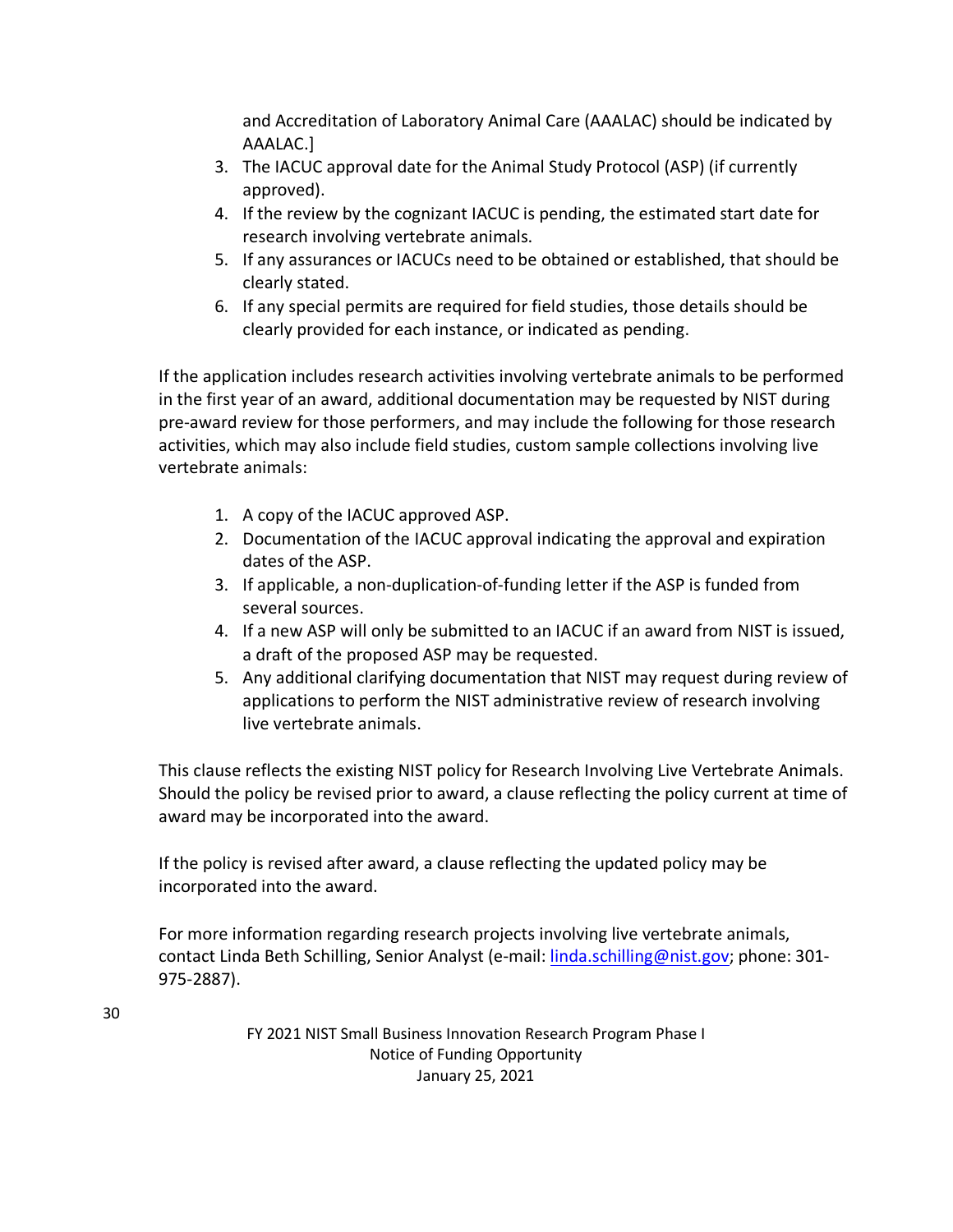and Accreditation of Laboratory Animal Care (AAALAC) should be indicated by AAALAC.]

3. The IACUC approval date for the Animal Study Protocol (ASP) (if currently approved).
4. If the review by the cognizant IACUC is pending, the estimated start date for research involving vertebrate animals.
5. If any assurances or IACUCs need to be obtained or established, that should be clearly stated.
6. If any special permits are required for field studies, those details should be clearly provided for each instance, or indicated as pending.

If the application includes research activities involving vertebrate animals to be performed in the first year of an award, additional documentation may be requested by NIST during pre-award review for those performers, and may include the following for those research activities, which may also include field studies, custom sample collections involving live vertebrate animals:

1. A copy of the IACUC approved ASP.
2. Documentation of the IACUC approval indicating the approval and expiration dates of the ASP.
3. If applicable, a non-duplication-of-funding letter if the ASP is funded from several sources.
4. If a new ASP will only be submitted to an IACUC if an award from NIST is issued, a draft of the proposed ASP may be requested.
5. Any additional clarifying documentation that NIST may request during review of applications to perform the NIST administrative review of research involving live vertebrate animals.

This clause reflects the existing NIST policy for Research Involving Live Vertebrate Animals. Should the policy be revised prior to award, a clause reflecting the policy current at time of award may be incorporated into the award.

If the policy is revised after award, a clause reflecting the updated policy may be incorporated into the award.

For more information regarding research projects involving live vertebrate animals, contact Linda Beth Schilling, Senior Analyst (e-mail: linda.schilling@nist.gov; phone: 301-975-2887).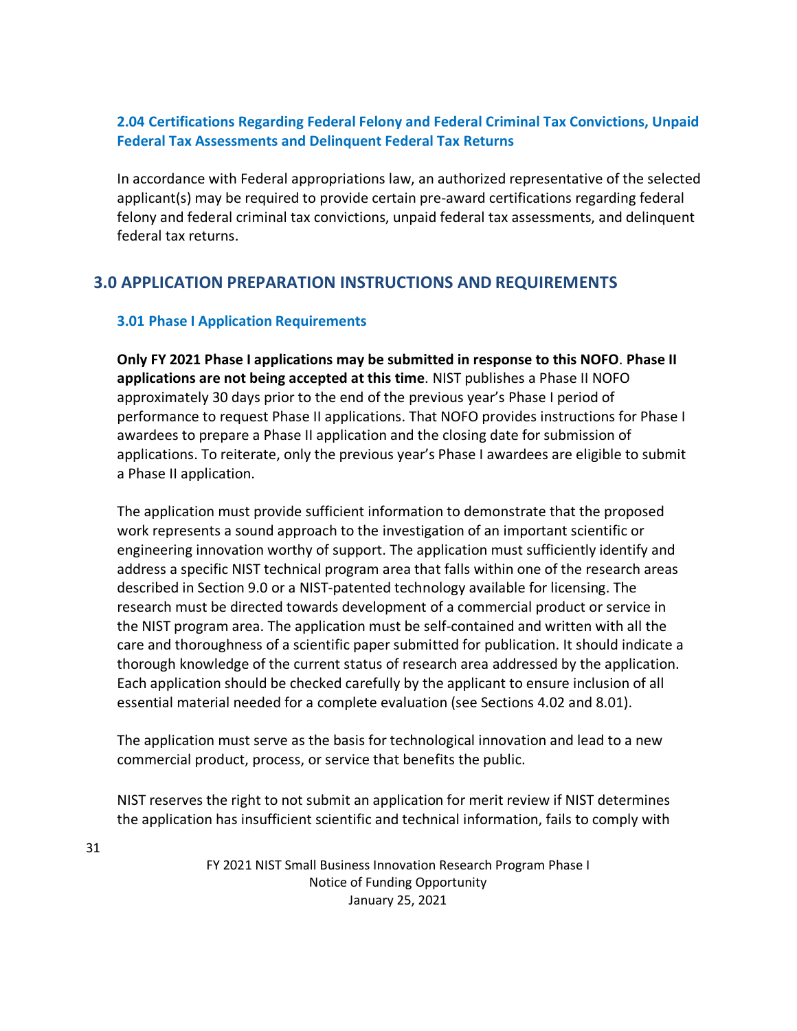### 2.04 Certifications Regarding Federal Felony and Federal Criminal Tax Convictions, Unpaid Federal Tax Assessments and Delinquent Federal Tax Returns

In accordance with Federal appropriations law, an authorized representative of the selected applicant(s) may be required to provide certain pre-award certifications regarding federal felony and federal criminal tax convictions, unpaid federal tax assessments, and delinquent federal tax returns.

## 3.0 APPLICATION PREPARATION INSTRUCTIONS AND REQUIREMENTS

### 3.01 Phase I Application Requirements

**Only FY 2021 Phase I applications may be submitted in response to this NOFO**. **Phase II applications are not being accepted at this time**. NIST publishes a Phase II NOFO approximately 30 days prior to the end of the previous year's Phase I period of performance to request Phase II applications. That NOFO provides instructions for Phase I awardees to prepare a Phase II application and the closing date for submission of applications. To reiterate, only the previous year's Phase I awardees are eligible to submit a Phase II application.

The application must provide sufficient information to demonstrate that the proposed work represents a sound approach to the investigation of an important scientific or engineering innovation worthy of support. The application must sufficiently identify and address a specific NIST technical program area that falls within one of the research areas described in Section 9.0 or a NIST-patented technology available for licensing. The research must be directed towards development of a commercial product or service in the NIST program area. The application must be self-contained and written with all the care and thoroughness of a scientific paper submitted for publication. It should indicate a thorough knowledge of the current status of research area addressed by the application. Each application should be checked carefully by the applicant to ensure inclusion of all essential material needed for a complete evaluation (see Sections 4.02 and 8.01).

The application must serve as the basis for technological innovation and lead to a new commercial product, process, or service that benefits the public.

NIST reserves the right to not submit an application for merit review if NIST determines the application has insufficient scientific and technical information, fails to comply with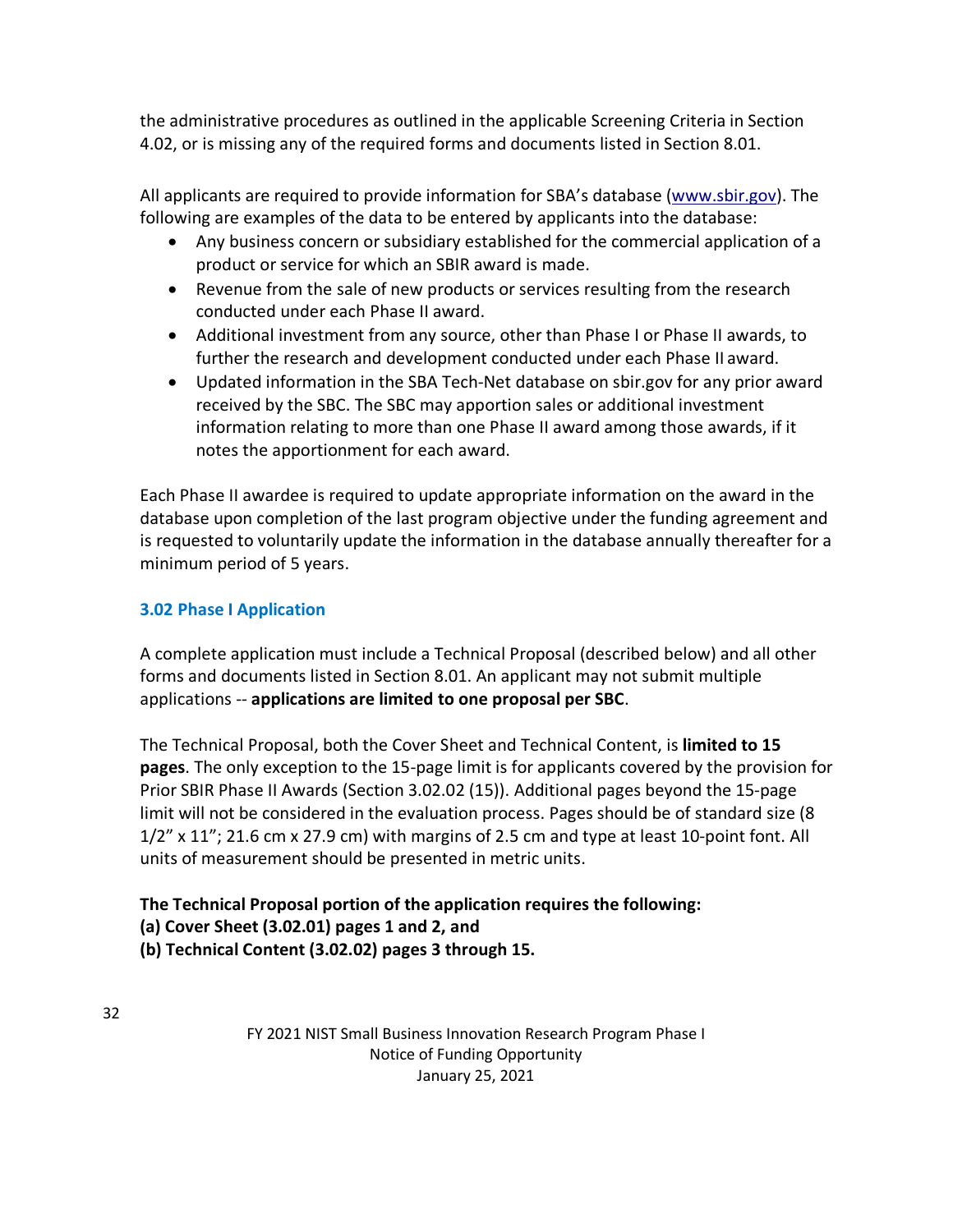the administrative procedures as outlined in the applicable Screening Criteria in Section 4.02, or is missing any of the required forms and documents listed in Section 8.01.

All applicants are required to provide information for SBA's database ([www.sbir.gov](www.sbir.gov)). The following are examples of the data to be entered by applicants into the database:

- Any business concern or subsidiary established for the commercial application of a product or service for which an SBIR award is made.
- Revenue from the sale of new products or services resulting from the research conducted under each Phase II award.
- Additional investment from any source, other than Phase I or Phase II awards, to further the research and development conducted under each Phase II award.
- Updated information in the SBA Tech-Net database on sbir.gov for any prior award received by the SBC. The SBC may apportion sales or additional investment information relating to more than one Phase II award among those awards, if it notes the apportionment for each award.

Each Phase II awardee is required to update appropriate information on the award in the database upon completion of the last program objective under the funding agreement and is requested to voluntarily update the information in the database annually thereafter for a minimum period of 5 years.

### 3.02 Phase I Application

A complete application must include a Technical Proposal (described below) and all other forms and documents listed in Section 8.01. An applicant may not submit multiple applications -- **applications are limited to one proposal per SBC**.

The Technical Proposal, both the Cover Sheet and Technical Content, is **limited to 15 pages**. The only exception to the 15-page limit is for applicants covered by the provision for Prior SBIR Phase II Awards (Section 3.02.02 (15)). Additional pages beyond the 15-page limit will not be considered in the evaluation process. Pages should be of standard size (8 1/2" x 11"; 21.6 cm x 27.9 cm) with margins of 2.5 cm and type at least 10-point font. All units of measurement should be presented in metric units.

**The Technical Proposal portion of the application requires the following:**
**(a) Cover Sheet (3.02.01) pages 1 and 2, and**
**(b) Technical Content (3.02.02) pages 3 through 15.**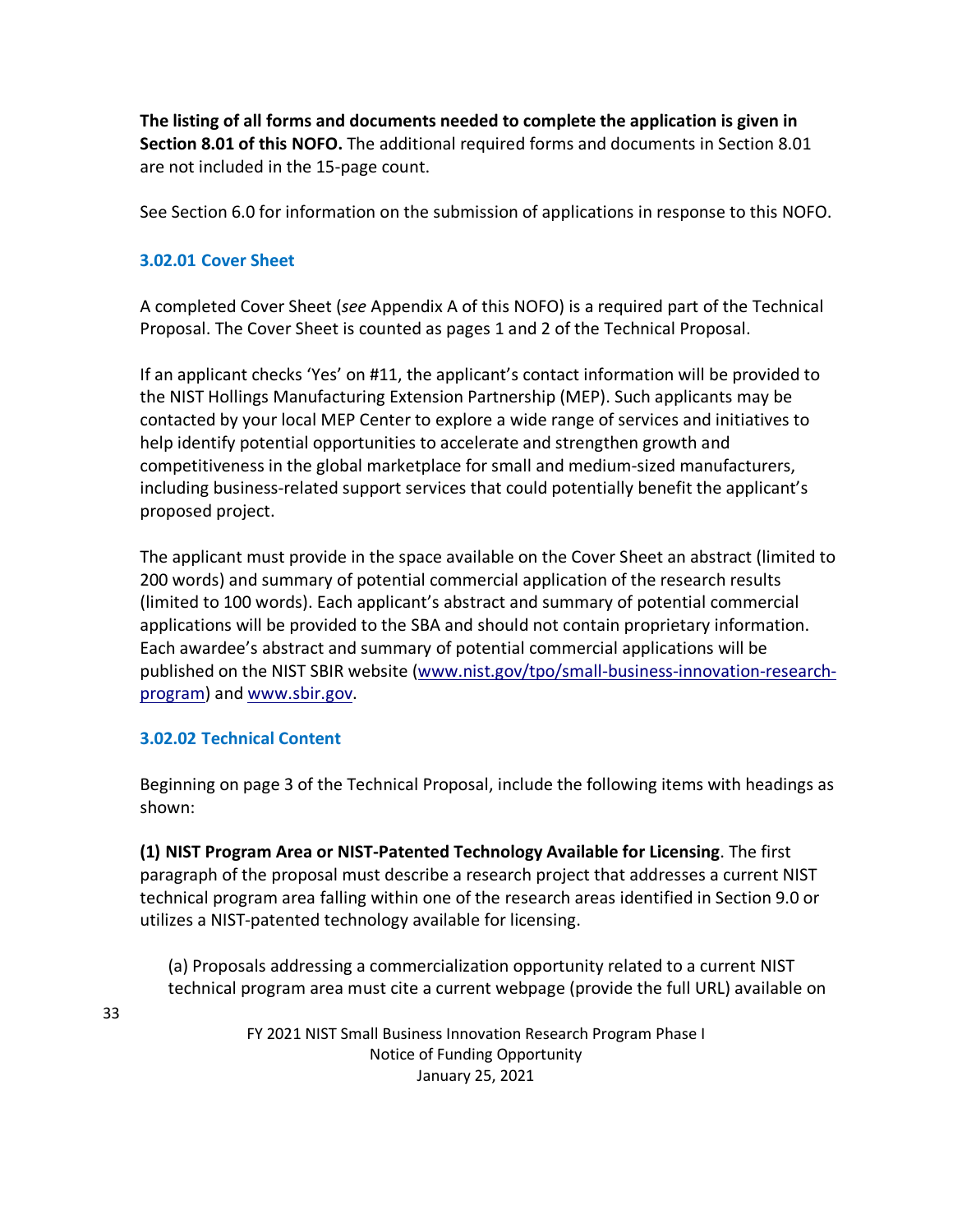**The listing of all forms and documents needed to complete the application is given in Section 8.01 of this NOFO.** The additional required forms and documents in Section 8.01 are not included in the 15-page count.

See Section 6.0 for information on the submission of applications in response to this NOFO.

### 3.02.01 Cover Sheet

A completed Cover Sheet (*see* Appendix A of this NOFO) is a required part of the Technical Proposal. The Cover Sheet is counted as pages 1 and 2 of the Technical Proposal.

If an applicant checks 'Yes' on #11, the applicant's contact information will be provided to the NIST Hollings Manufacturing Extension Partnership (MEP). Such applicants may be contacted by your local MEP Center to explore a wide range of services and initiatives to help identify potential opportunities to accelerate and strengthen growth and competitiveness in the global marketplace for small and medium-sized manufacturers, including business-related support services that could potentially benefit the applicant's proposed project.

The applicant must provide in the space available on the Cover Sheet an abstract (limited to 200 words) and summary of potential commercial application of the research results (limited to 100 words). Each applicant's abstract and summary of potential commercial applications will be provided to the SBA and should not contain proprietary information. Each awardee's abstract and summary of potential commercial applications will be published on the NIST SBIR website ([www.nist.gov/tpo/small-business-innovation-research-program](www.nist.gov/tpo/small-business-innovation-research-program)) and [www.sbir.gov](www.sbir.gov).

### 3.02.02 Technical Content

Beginning on page 3 of the Technical Proposal, include the following items with headings as shown:

**(1) NIST Program Area or NIST-Patented Technology Available for Licensing**. The first paragraph of the proposal must describe a research project that addresses a current NIST technical program area falling within one of the research areas identified in Section 9.0 or utilizes a NIST-patented technology available for licensing.

(a) Proposals addressing a commercialization opportunity related to a current NIST technical program area must cite a current webpage (provide the full URL) available on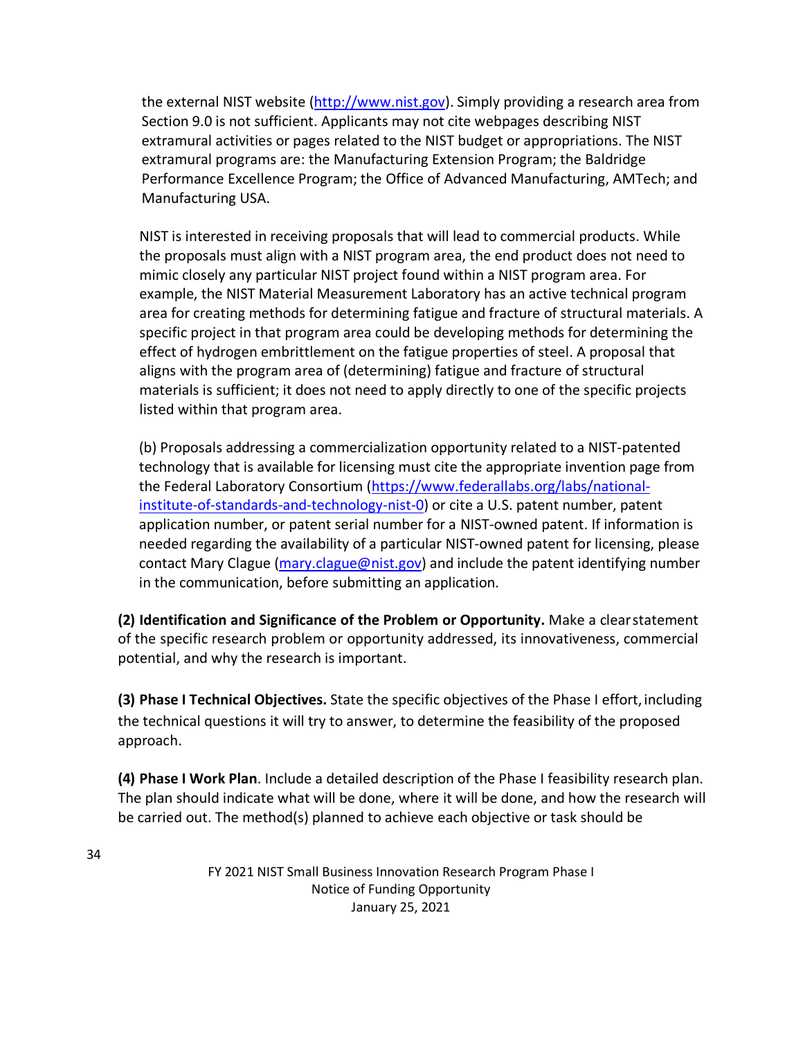the external NIST website (http://www.nist.gov). Simply providing a research area from Section 9.0 is not sufficient. Applicants may not cite webpages describing NIST extramural activities or pages related to the NIST budget or appropriations. The NIST extramural programs are: the Manufacturing Extension Program; the Baldridge Performance Excellence Program; the Office of Advanced Manufacturing, AMTech; and Manufacturing USA.

NIST is interested in receiving proposals that will lead to commercial products. While the proposals must align with a NIST program area, the end product does not need to mimic closely any particular NIST project found within a NIST program area. For example, the NIST Material Measurement Laboratory has an active technical program area for creating methods for determining fatigue and fracture of structural materials. A specific project in that program area could be developing methods for determining the effect of hydrogen embrittlement on the fatigue properties of steel. A proposal that aligns with the program area of (determining) fatigue and fracture of structural materials is sufficient; it does not need to apply directly to one of the specific projects listed within that program area.

(b) Proposals addressing a commercialization opportunity related to a NIST-patented technology that is available for licensing must cite the appropriate invention page from the Federal Laboratory Consortium (https://www.federallabs.org/labs/national-institute-of-standards-and-technology-nist-0) or cite a U.S. patent number, patent application number, or patent serial number for a NIST-owned patent. If information is needed regarding the availability of a particular NIST-owned patent for licensing, please contact Mary Clague (mary.clague@nist.gov) and include the patent identifying number in the communication, before submitting an application.

**(2) Identification and Significance of the Problem or Opportunity.** Make a clear statement of the specific research problem or opportunity addressed, its innovativeness, commercial potential, and why the research is important.

**(3) Phase I Technical Objectives.** State the specific objectives of the Phase I effort, including the technical questions it will try to answer, to determine the feasibility of the proposed approach.

**(4) Phase I Work Plan**. Include a detailed description of the Phase I feasibility research plan. The plan should indicate what will be done, where it will be done, and how the research will be carried out. The method(s) planned to achieve each objective or task should be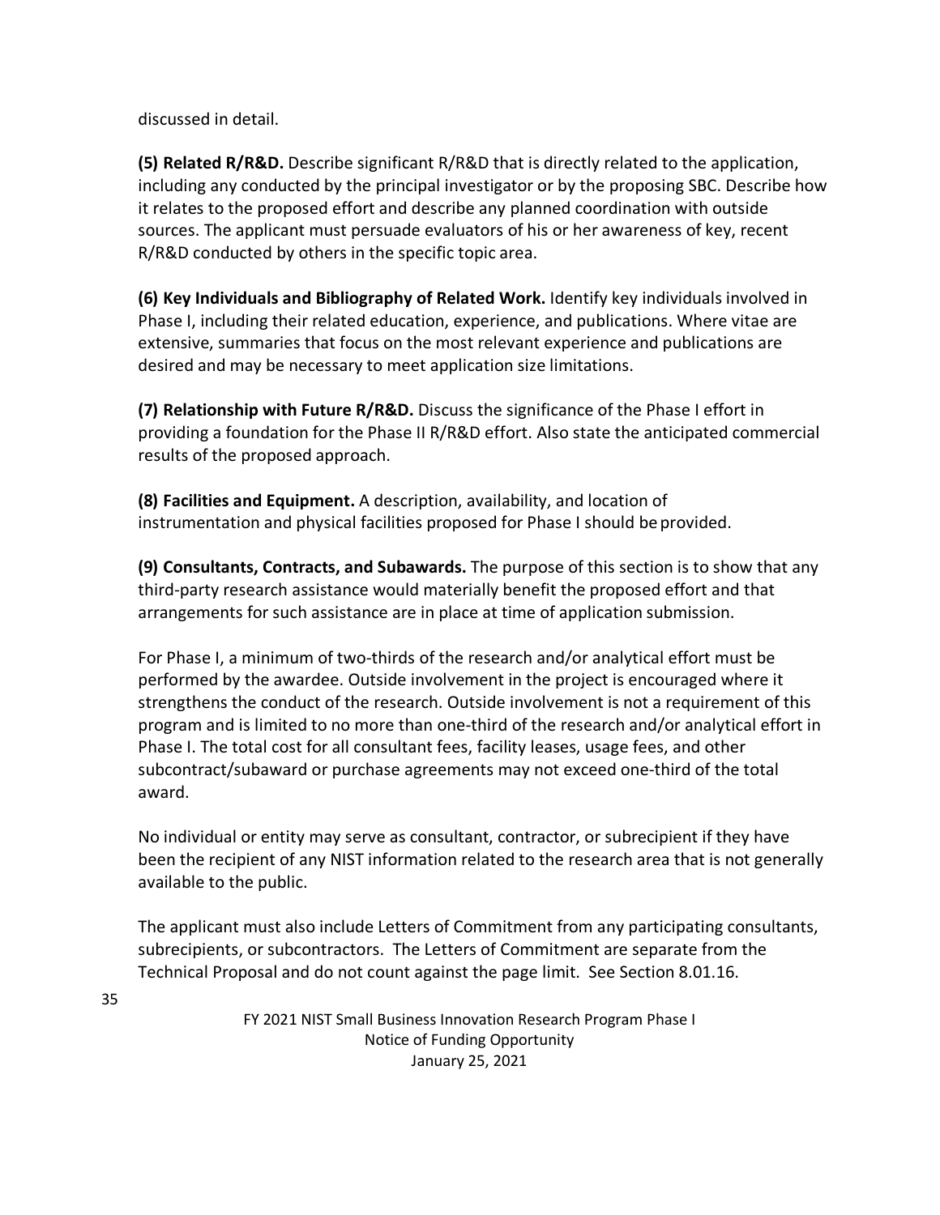discussed in detail.

**(5) Related R/R&D.** Describe significant R/R&D that is directly related to the application, including any conducted by the principal investigator or by the proposing SBC. Describe how it relates to the proposed effort and describe any planned coordination with outside sources. The applicant must persuade evaluators of his or her awareness of key, recent R/R&D conducted by others in the specific topic area.

**(6) Key Individuals and Bibliography of Related Work.** Identify key individuals involved in Phase I, including their related education, experience, and publications. Where vitae are extensive, summaries that focus on the most relevant experience and publications are desired and may be necessary to meet application size limitations.

**(7) Relationship with Future R/R&D.** Discuss the significance of the Phase I effort in providing a foundation for the Phase II R/R&D effort. Also state the anticipated commercial results of the proposed approach.

**(8) Facilities and Equipment.** A description, availability, and location of instrumentation and physical facilities proposed for Phase I should be provided.

**(9) Consultants, Contracts, and Subawards.** The purpose of this section is to show that any third-party research assistance would materially benefit the proposed effort and that arrangements for such assistance are in place at time of application submission.

For Phase I, a minimum of two-thirds of the research and/or analytical effort must be performed by the awardee. Outside involvement in the project is encouraged where it strengthens the conduct of the research. Outside involvement is not a requirement of this program and is limited to no more than one-third of the research and/or analytical effort in Phase I. The total cost for all consultant fees, facility leases, usage fees, and other subcontract/subaward or purchase agreements may not exceed one-third of the total award.

No individual or entity may serve as consultant, contractor, or subrecipient if they have been the recipient of any NIST information related to the research area that is not generally available to the public.

The applicant must also include Letters of Commitment from any participating consultants, subrecipients, or subcontractors. The Letters of Commitment are separate from the Technical Proposal and do not count against the page limit. See Section 8.01.16.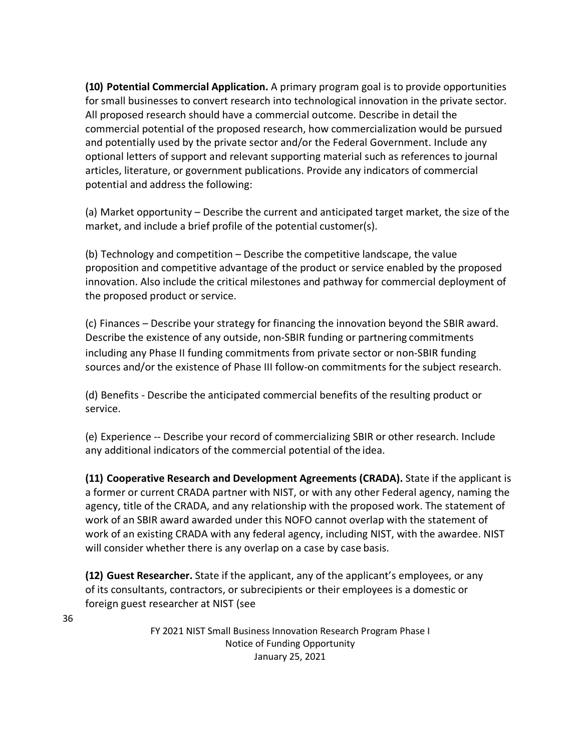**(10) Potential Commercial Application.** A primary program goal is to provide opportunities for small businesses to convert research into technological innovation in the private sector. All proposed research should have a commercial outcome. Describe in detail the commercial potential of the proposed research, how commercialization would be pursued and potentially used by the private sector and/or the Federal Government. Include any optional letters of support and relevant supporting material such as references to journal articles, literature, or government publications. Provide any indicators of commercial potential and address the following:

(a) Market opportunity – Describe the current and anticipated target market, the size of the market, and include a brief profile of the potential customer(s).

(b) Technology and competition – Describe the competitive landscape, the value proposition and competitive advantage of the product or service enabled by the proposed innovation. Also include the critical milestones and pathway for commercial deployment of the proposed product or service.

(c) Finances – Describe your strategy for financing the innovation beyond the SBIR award. Describe the existence of any outside, non-SBIR funding or partnering commitments including any Phase II funding commitments from private sector or non-SBIR funding sources and/or the existence of Phase III follow-on commitments for the subject research.

(d) Benefits - Describe the anticipated commercial benefits of the resulting product or service.

(e) Experience -- Describe your record of commercializing SBIR or other research. Include any additional indicators of the commercial potential of the idea.

**(11) Cooperative Research and Development Agreements (CRADA).** State if the applicant is a former or current CRADA partner with NIST, or with any other Federal agency, naming the agency, title of the CRADA, and any relationship with the proposed work. The statement of work of an SBIR award awarded under this NOFO cannot overlap with the statement of work of an existing CRADA with any federal agency, including NIST, with the awardee. NIST will consider whether there is any overlap on a case by case basis.

**(12) Guest Researcher.** State if the applicant, any of the applicant's employees, or any of its consultants, contractors, or subrecipients or their employees is a domestic or foreign guest researcher at NIST (see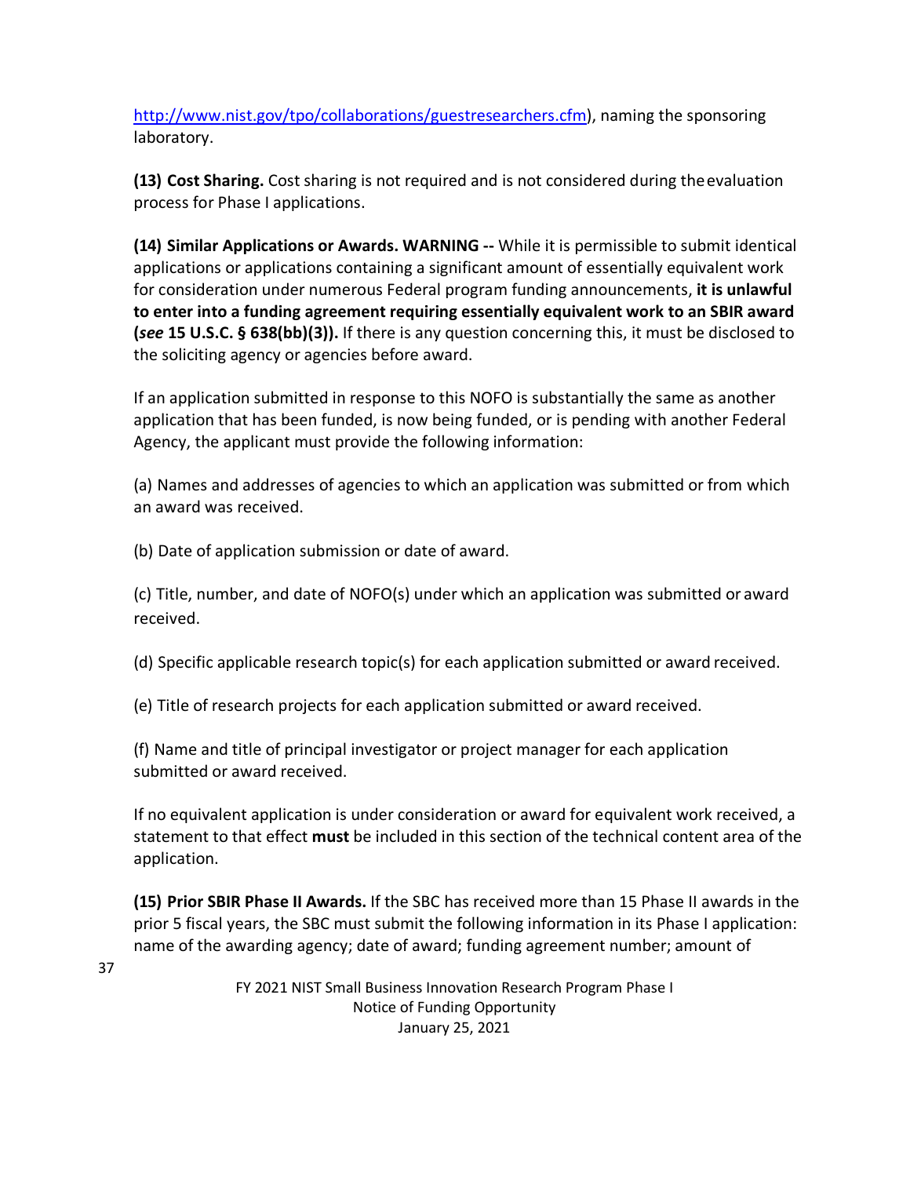http://www.nist.gov/tpo/collaborations/guestresearchers.cfm), naming the sponsoring laboratory.

**(13) Cost Sharing.** Cost sharing is not required and is not considered during the evaluation process for Phase I applications.

**(14) Similar Applications or Awards. WARNING --** While it is permissible to submit identical applications or applications containing a significant amount of essentially equivalent work for consideration under numerous Federal program funding announcements, **it is unlawful to enter into a funding agreement requiring essentially equivalent work to an SBIR award (*see* 15 U.S.C. § 638(bb)(3)).** If there is any question concerning this, it must be disclosed to the soliciting agency or agencies before award.

If an application submitted in response to this NOFO is substantially the same as another application that has been funded, is now being funded, or is pending with another Federal Agency, the applicant must provide the following information:

(a) Names and addresses of agencies to which an application was submitted or from which an award was received.

(b) Date of application submission or date of award.

(c) Title, number, and date of NOFO(s) under which an application was submitted or award received.

(d) Specific applicable research topic(s) for each application submitted or award received.

(e) Title of research projects for each application submitted or award received.

(f) Name and title of principal investigator or project manager for each application submitted or award received.

If no equivalent application is under consideration or award for equivalent work received, a statement to that effect **must** be included in this section of the technical content area of the application.

**(15) Prior SBIR Phase II Awards.** If the SBC has received more than 15 Phase II awards in the prior 5 fiscal years, the SBC must submit the following information in its Phase I application: name of the awarding agency; date of award; funding agreement number; amount of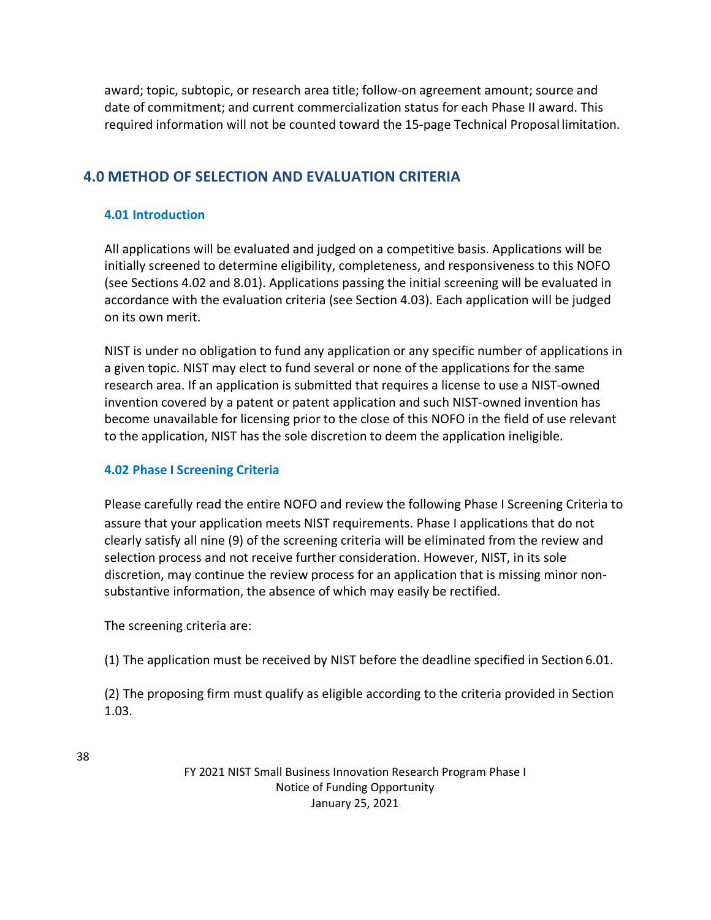award; topic, subtopic, or research area title; follow-on agreement amount; source and date of commitment; and current commercialization status for each Phase II award. This required information will not be counted toward the 15-page Technical Proposal limitation.

## 4.0 METHOD OF SELECTION AND EVALUATION CRITERIA

### 4.01 Introduction

All applications will be evaluated and judged on a competitive basis. Applications will be initially screened to determine eligibility, completeness, and responsiveness to this NOFO (see Sections 4.02 and 8.01). Applications passing the initial screening will be evaluated in accordance with the evaluation criteria (see Section 4.03). Each application will be judged on its own merit.

NIST is under no obligation to fund any application or any specific number of applications in a given topic. NIST may elect to fund several or none of the applications for the same research area. If an application is submitted that requires a license to use a NIST-owned invention covered by a patent or patent application and such NIST-owned invention has become unavailable for licensing prior to the close of this NOFO in the field of use relevant to the application, NIST has the sole discretion to deem the application ineligible.

### 4.02 Phase I Screening Criteria

Please carefully read the entire NOFO and review the following Phase I Screening Criteria to assure that your application meets NIST requirements. Phase I applications that do not clearly satisfy all nine (9) of the screening criteria will be eliminated from the review and selection process and not receive further consideration. However, NIST, in its sole discretion, may continue the review process for an application that is missing minor non-substantive information, the absence of which may easily be rectified.

The screening criteria are:

(1) The application must be received by NIST before the deadline specified in Section 6.01.

(2) The proposing firm must qualify as eligible according to the criteria provided in Section 1.03.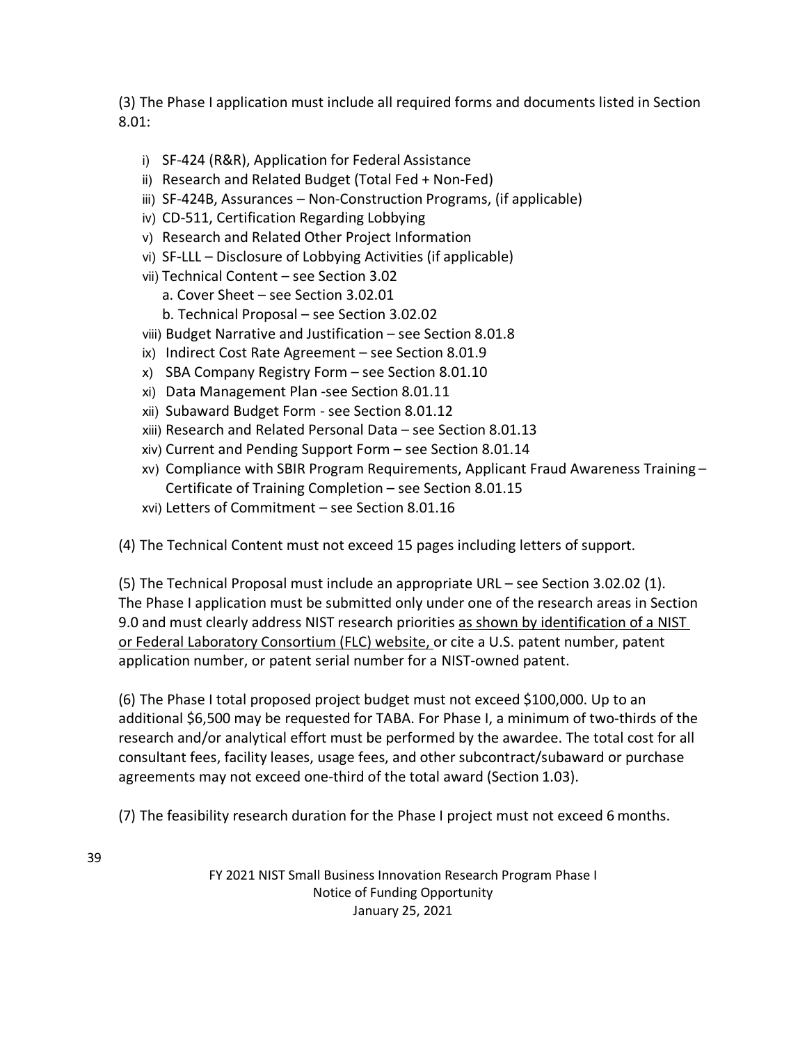(3) The Phase I application must include all required forms and documents listed in Section 8.01:

- i) SF-424 (R&R), Application for Federal Assistance
- ii) Research and Related Budget (Total Fed + Non-Fed)
- iii) SF-424B, Assurances – Non-Construction Programs, (if applicable)
- iv) CD-511, Certification Regarding Lobbying
- v) Research and Related Other Project Information
- vi) SF-LLL – Disclosure of Lobbying Activities (if applicable)
- vii) Technical Content – see Section 3.02
  - a. Cover Sheet – see Section 3.02.01
  - b. Technical Proposal – see Section 3.02.02
- viii) Budget Narrative and Justification – see Section 8.01.8
- ix) Indirect Cost Rate Agreement – see Section 8.01.9
- x) SBA Company Registry Form – see Section 8.01.10
- xi) Data Management Plan -see Section 8.01.11
- xii) Subaward Budget Form - see Section 8.01.12
- xiii) Research and Related Personal Data – see Section 8.01.13
- xiv) Current and Pending Support Form – see Section 8.01.14
- xv) Compliance with SBIR Program Requirements, Applicant Fraud Awareness Training – Certificate of Training Completion – see Section 8.01.15
- xvi) Letters of Commitment – see Section 8.01.16

(4) The Technical Content must not exceed 15 pages including letters of support.

(5) The Technical Proposal must include an appropriate URL – see Section 3.02.02 (1). The Phase I application must be submitted only under one of the research areas in Section 9.0 and must clearly address NIST research priorities <u>as shown by identification of a NIST or Federal Laboratory Consortium (FLC) website,</u> or cite a U.S. patent number, patent application number, or patent serial number for a NIST-owned patent.

(6) The Phase I total proposed project budget must not exceed $100,000. Up to an additional $6,500 may be requested for TABA. For Phase I, a minimum of two-thirds of the research and/or analytical effort must be performed by the awardee. The total cost for all consultant fees, facility leases, usage fees, and other subcontract/subaward or purchase agreements may not exceed one-third of the total award (Section 1.03).

(7) The feasibility research duration for the Phase I project must not exceed 6 months.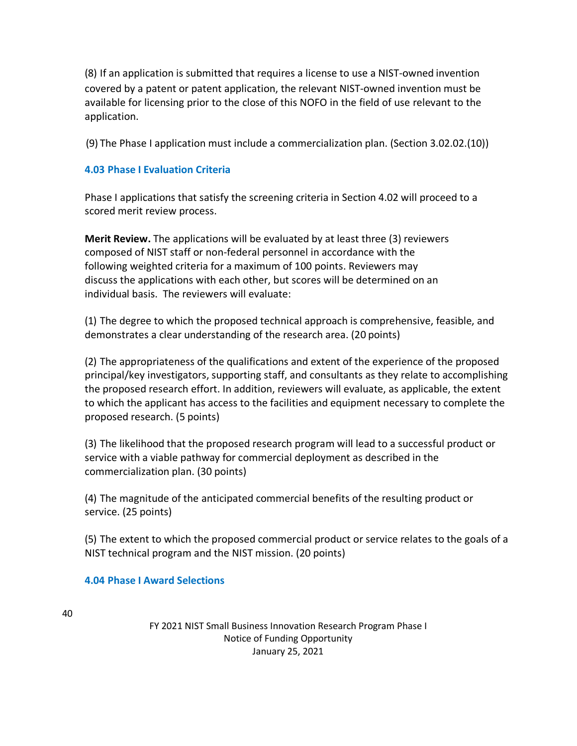(8) If an application is submitted that requires a license to use a NIST-owned invention covered by a patent or patent application, the relevant NIST-owned invention must be available for licensing prior to the close of this NOFO in the field of use relevant to the application.

(9) The Phase I application must include a commercialization plan. (Section 3.02.02.(10))

### 4.03 Phase I Evaluation Criteria

Phase I applications that satisfy the screening criteria in Section 4.02 will proceed to a scored merit review process.

**Merit Review.** The applications will be evaluated by at least three (3) reviewers composed of NIST staff or non-federal personnel in accordance with the following weighted criteria for a maximum of 100 points. Reviewers may discuss the applications with each other, but scores will be determined on an individual basis. The reviewers will evaluate:

(1) The degree to which the proposed technical approach is comprehensive, feasible, and demonstrates a clear understanding of the research area. (20 points)

(2) The appropriateness of the qualifications and extent of the experience of the proposed principal/key investigators, supporting staff, and consultants as they relate to accomplishing the proposed research effort. In addition, reviewers will evaluate, as applicable, the extent to which the applicant has access to the facilities and equipment necessary to complete the proposed research. (5 points)

(3) The likelihood that the proposed research program will lead to a successful product or service with a viable pathway for commercial deployment as described in the commercialization plan. (30 points)

(4) The magnitude of the anticipated commercial benefits of the resulting product or service. (25 points)

(5) The extent to which the proposed commercial product or service relates to the goals of a NIST technical program and the NIST mission. (20 points)

### 4.04 Phase I Award Selections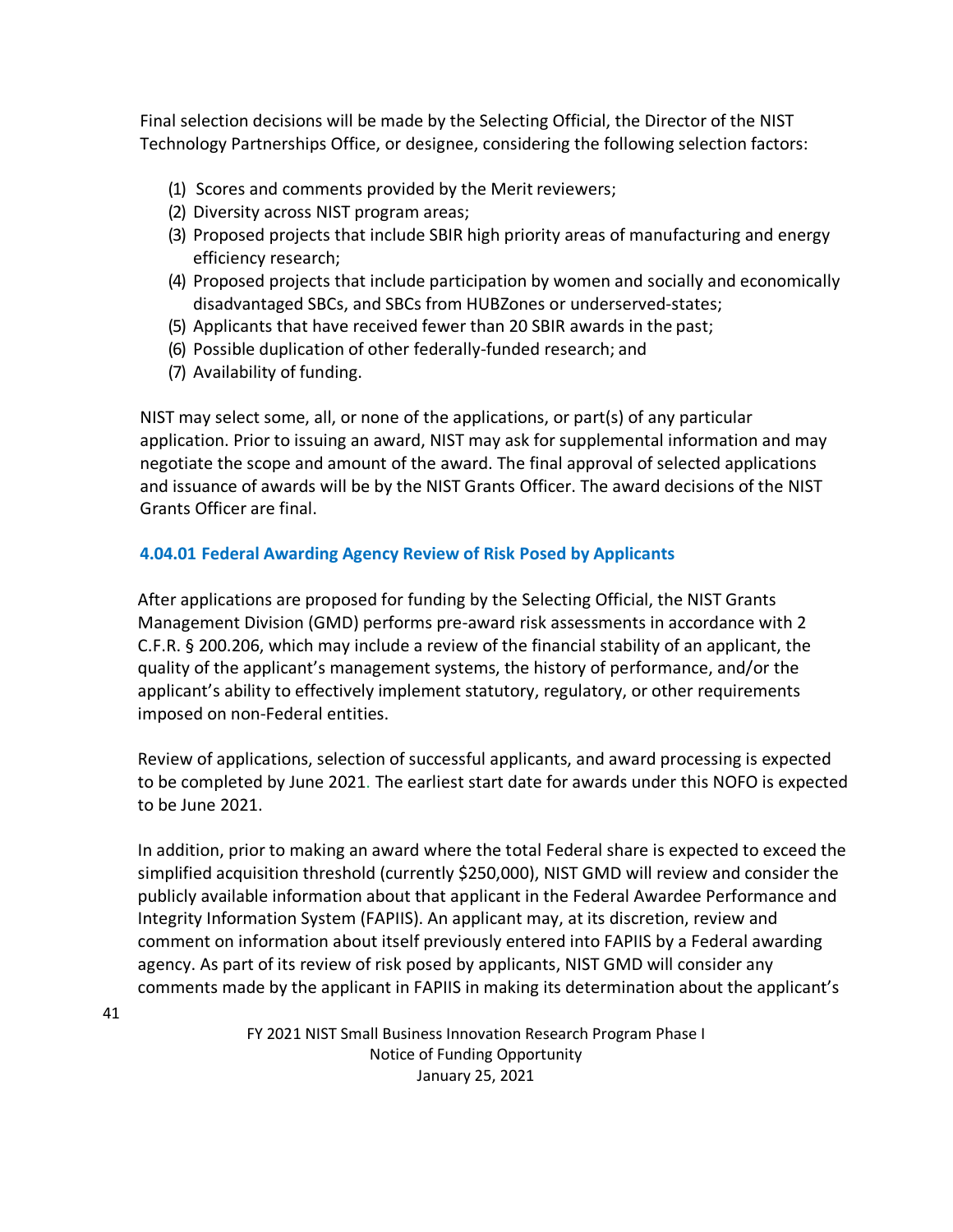Final selection decisions will be made by the Selecting Official, the Director of the NIST Technology Partnerships Office, or designee, considering the following selection factors:

(1) Scores and comments provided by the Merit reviewers;
(2) Diversity across NIST program areas;
(3) Proposed projects that include SBIR high priority areas of manufacturing and energy efficiency research;
(4) Proposed projects that include participation by women and socially and economically disadvantaged SBCs, and SBCs from HUBZones or underserved-states;
(5) Applicants that have received fewer than 20 SBIR awards in the past;
(6) Possible duplication of other federally-funded research; and
(7) Availability of funding.

NIST may select some, all, or none of the applications, or part(s) of any particular application. Prior to issuing an award, NIST may ask for supplemental information and may negotiate the scope and amount of the award. The final approval of selected applications and issuance of awards will be by the NIST Grants Officer. The award decisions of the NIST Grants Officer are final.

### 4.04.01 Federal Awarding Agency Review of Risk Posed by Applicants

After applications are proposed for funding by the Selecting Official, the NIST Grants Management Division (GMD) performs pre-award risk assessments in accordance with 2 C.F.R. § 200.206, which may include a review of the financial stability of an applicant, the quality of the applicant's management systems, the history of performance, and/or the applicant's ability to effectively implement statutory, regulatory, or other requirements imposed on non-Federal entities.

Review of applications, selection of successful applicants, and award processing is expected to be completed by June 2021. The earliest start date for awards under this NOFO is expected to be June 2021.

In addition, prior to making an award where the total Federal share is expected to exceed the simplified acquisition threshold (currently $250,000), NIST GMD will review and consider the publicly available information about that applicant in the Federal Awardee Performance and Integrity Information System (FAPIIS). An applicant may, at its discretion, review and comment on information about itself previously entered into FAPIIS by a Federal awarding agency. As part of its review of risk posed by applicants, NIST GMD will consider any comments made by the applicant in FAPIIS in making its determination about the applicant's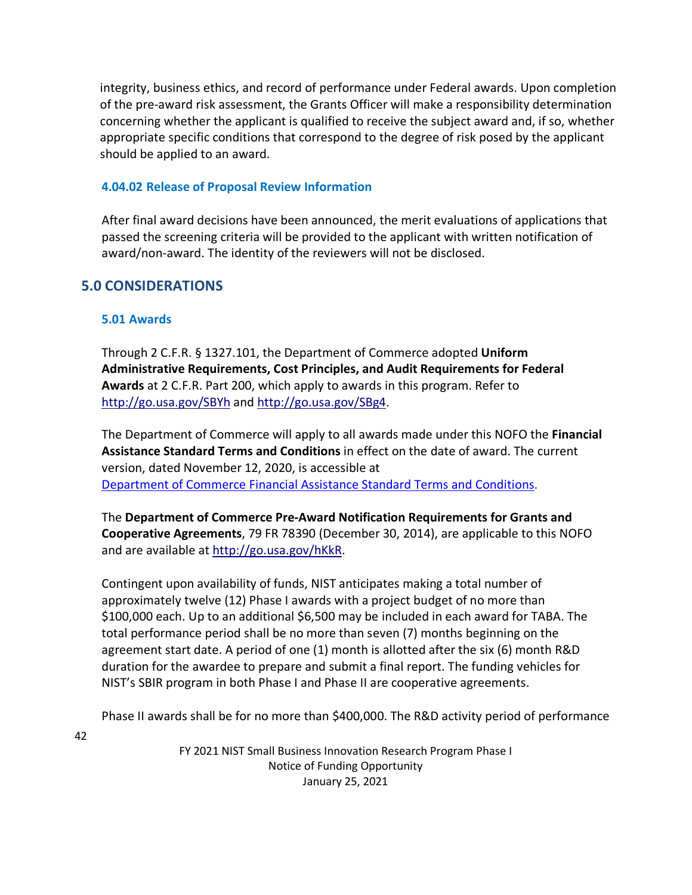integrity, business ethics, and record of performance under Federal awards. Upon completion of the pre-award risk assessment, the Grants Officer will make a responsibility determination concerning whether the applicant is qualified to receive the subject award and, if so, whether appropriate specific conditions that correspond to the degree of risk posed by the applicant should be applied to an award.

### 4.04.02 Release of Proposal Review Information

After final award decisions have been announced, the merit evaluations of applications that passed the screening criteria will be provided to the applicant with written notification of award/non-award. The identity of the reviewers will not be disclosed.

## 5.0 CONSIDERATIONS

### 5.01 Awards

Through 2 C.F.R. § 1327.101, the Department of Commerce adopted **Uniform Administrative Requirements, Cost Principles, and Audit Requirements for Federal Awards** at 2 C.F.R. Part 200, which apply to awards in this program. Refer to http://go.usa.gov/SBYh and http://go.usa.gov/SBg4.

The Department of Commerce will apply to all awards made under this NOFO the **Financial Assistance Standard Terms and Conditions** in effect on the date of award. The current version, dated November 12, 2020, is accessible at Department of Commerce Financial Assistance Standard Terms and Conditions.

The **Department of Commerce Pre-Award Notification Requirements for Grants and Cooperative Agreements**, 79 FR 78390 (December 30, 2014), are applicable to this NOFO and are available at http://go.usa.gov/hKkR.

Contingent upon availability of funds, NIST anticipates making a total number of approximately twelve (12) Phase I awards with a project budget of no more than $100,000 each. Up to an additional $6,500 may be included in each award for TABA. The total performance period shall be no more than seven (7) months beginning on the agreement start date. A period of one (1) month is allotted after the six (6) month R&D duration for the awardee to prepare and submit a final report. The funding vehicles for NIST's SBIR program in both Phase I and Phase II are cooperative agreements.

Phase II awards shall be for no more than $400,000. The R&D activity period of performance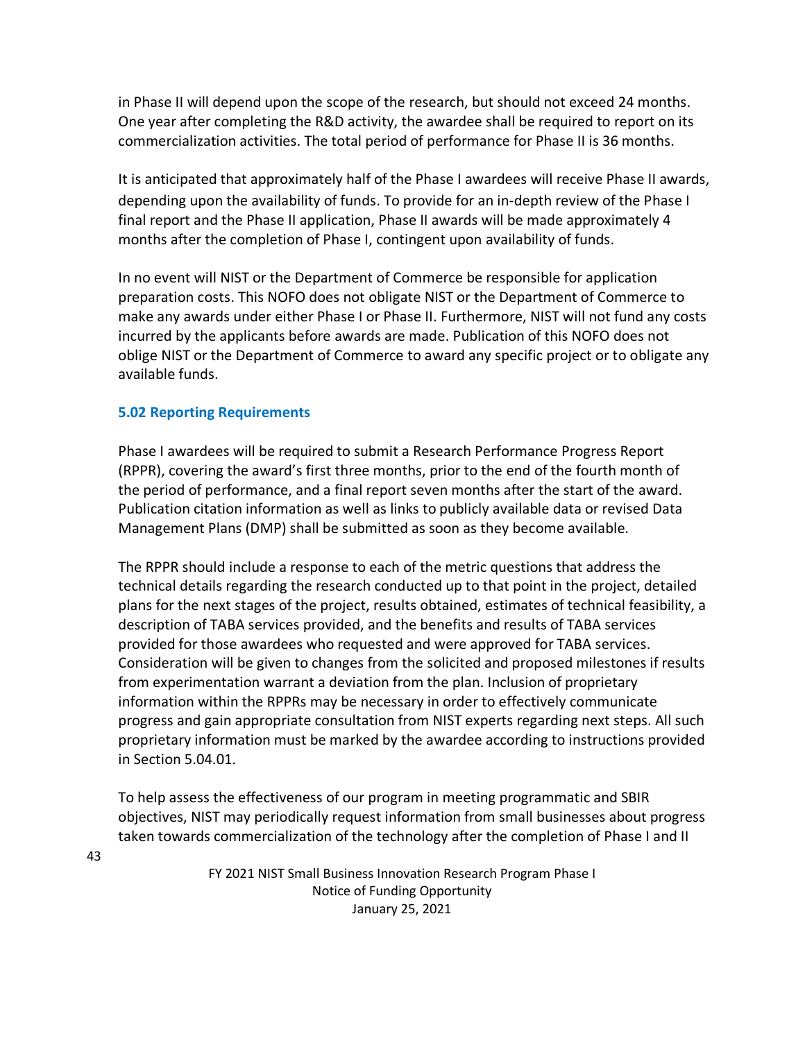in Phase II will depend upon the scope of the research, but should not exceed 24 months. One year after completing the R&D activity, the awardee shall be required to report on its commercialization activities. The total period of performance for Phase II is 36 months.

It is anticipated that approximately half of the Phase I awardees will receive Phase II awards, depending upon the availability of funds. To provide for an in-depth review of the Phase I final report and the Phase II application, Phase II awards will be made approximately 4 months after the completion of Phase I, contingent upon availability of funds.

In no event will NIST or the Department of Commerce be responsible for application preparation costs. This NOFO does not obligate NIST or the Department of Commerce to make any awards under either Phase I or Phase II. Furthermore, NIST will not fund any costs incurred by the applicants before awards are made. Publication of this NOFO does not oblige NIST or the Department of Commerce to award any specific project or to obligate any available funds.

### 5.02 Reporting Requirements

Phase I awardees will be required to submit a Research Performance Progress Report (RPPR), covering the award's first three months, prior to the end of the fourth month of the period of performance, and a final report seven months after the start of the award. Publication citation information as well as links to publicly available data or revised Data Management Plans (DMP) shall be submitted as soon as they become available.

The RPPR should include a response to each of the metric questions that address the technical details regarding the research conducted up to that point in the project, detailed plans for the next stages of the project, results obtained, estimates of technical feasibility, a description of TABA services provided, and the benefits and results of TABA services provided for those awardees who requested and were approved for TABA services. Consideration will be given to changes from the solicited and proposed milestones if results from experimentation warrant a deviation from the plan. Inclusion of proprietary information within the RPPRs may be necessary in order to effectively communicate progress and gain appropriate consultation from NIST experts regarding next steps. All such proprietary information must be marked by the awardee according to instructions provided in Section 5.04.01.

To help assess the effectiveness of our program in meeting programmatic and SBIR objectives, NIST may periodically request information from small businesses about progress taken towards commercialization of the technology after the completion of Phase I and II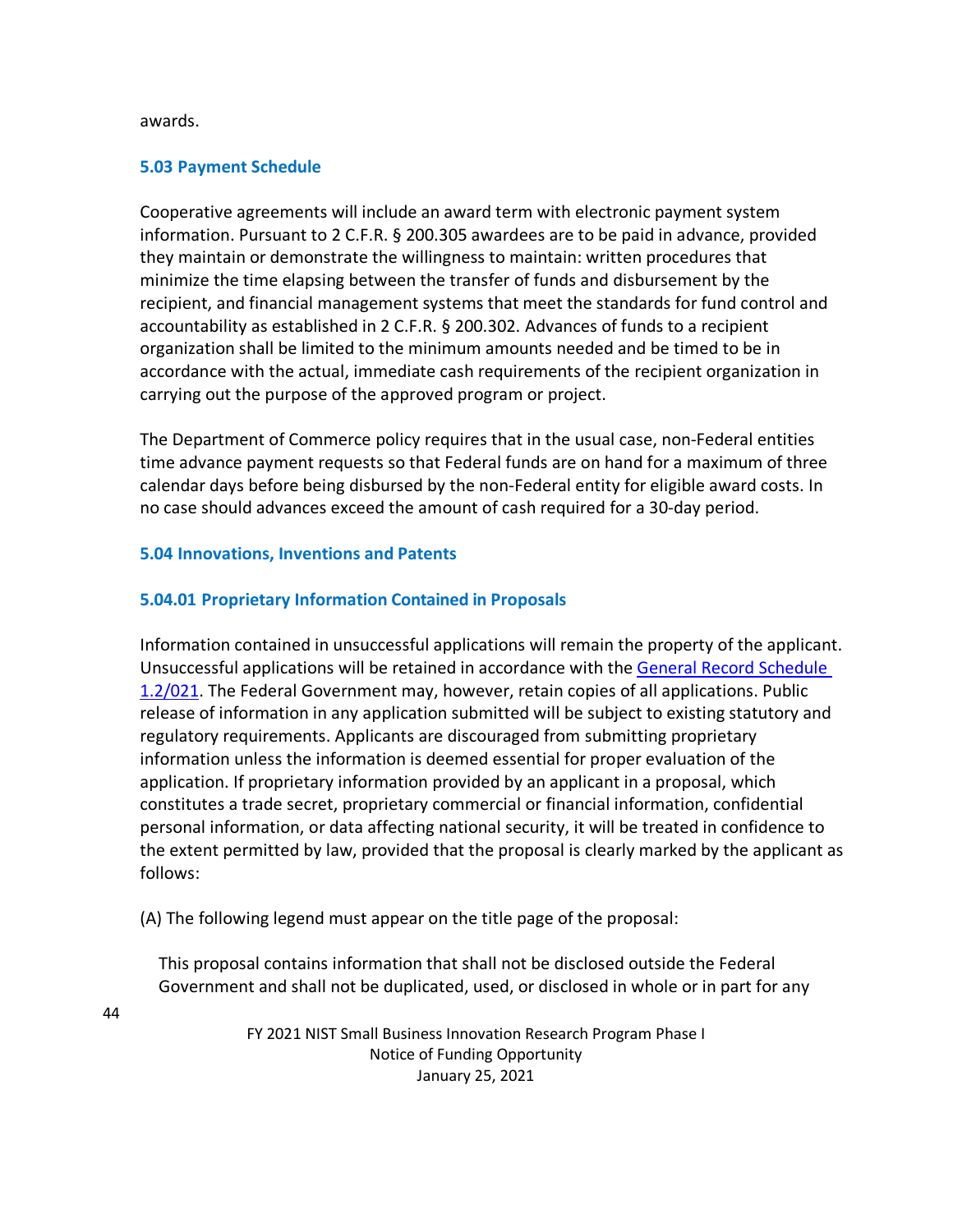awards.

### 5.03 Payment Schedule

Cooperative agreements will include an award term with electronic payment system information. Pursuant to 2 C.F.R. § 200.305 awardees are to be paid in advance, provided they maintain or demonstrate the willingness to maintain: written procedures that minimize the time elapsing between the transfer of funds and disbursement by the recipient, and financial management systems that meet the standards for fund control and accountability as established in 2 C.F.R. § 200.302. Advances of funds to a recipient organization shall be limited to the minimum amounts needed and be timed to be in accordance with the actual, immediate cash requirements of the recipient organization in carrying out the purpose of the approved program or project.

The Department of Commerce policy requires that in the usual case, non-Federal entities time advance payment requests so that Federal funds are on hand for a maximum of three calendar days before being disbursed by the non-Federal entity for eligible award costs. In no case should advances exceed the amount of cash required for a 30-day period.

### 5.04 Innovations, Inventions and Patents

#### 5.04.01 Proprietary Information Contained in Proposals

Information contained in unsuccessful applications will remain the property of the applicant. Unsuccessful applications will be retained in accordance with the [General Record Schedule 1.2/021](). The Federal Government may, however, retain copies of all applications. Public release of information in any application submitted will be subject to existing statutory and regulatory requirements. Applicants are discouraged from submitting proprietary information unless the information is deemed essential for proper evaluation of the application. If proprietary information provided by an applicant in a proposal, which constitutes a trade secret, proprietary commercial or financial information, confidential personal information, or data affecting national security, it will be treated in confidence to the extent permitted by law, provided that the proposal is clearly marked by the applicant as follows:

(A) The following legend must appear on the title page of the proposal:

> This proposal contains information that shall not be disclosed outside the Federal Government and shall not be duplicated, used, or disclosed in whole or in part for any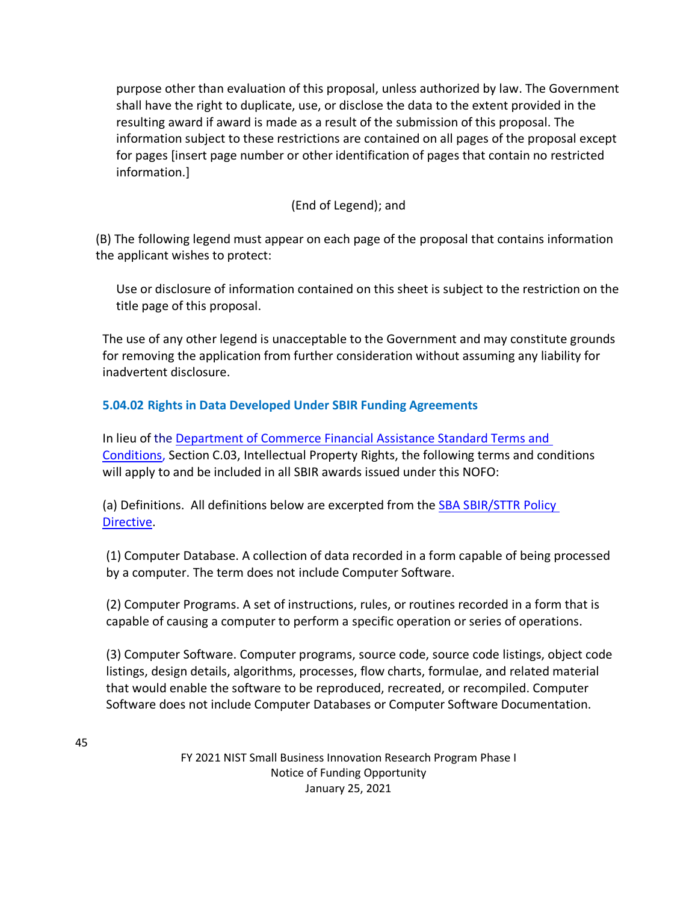purpose other than evaluation of this proposal, unless authorized by law. The Government shall have the right to duplicate, use, or disclose the data to the extent provided in the resulting award if award is made as a result of the submission of this proposal. The information subject to these restrictions are contained on all pages of the proposal except for pages [insert page number or other identification of pages that contain no restricted information.]

(End of Legend); and

(B) The following legend must appear on each page of the proposal that contains information the applicant wishes to protect:

Use or disclosure of information contained on this sheet is subject to the restriction on the title page of this proposal.

The use of any other legend is unacceptable to the Government and may constitute grounds for removing the application from further consideration without assuming any liability for inadvertent disclosure.

### 5.04.02 Rights in Data Developed Under SBIR Funding Agreements

In lieu of the Department of Commerce Financial Assistance Standard Terms and Conditions, Section C.03, Intellectual Property Rights, the following terms and conditions will apply to and be included in all SBIR awards issued under this NOFO:

(a) Definitions. All definitions below are excerpted from the SBA SBIR/STTR Policy Directive.

(1) Computer Database. A collection of data recorded in a form capable of being processed by a computer. The term does not include Computer Software.

(2) Computer Programs. A set of instructions, rules, or routines recorded in a form that is capable of causing a computer to perform a specific operation or series of operations.

(3) Computer Software. Computer programs, source code, source code listings, object code listings, design details, algorithms, processes, flow charts, formulae, and related material that would enable the software to be reproduced, recreated, or recompiled. Computer Software does not include Computer Databases or Computer Software Documentation.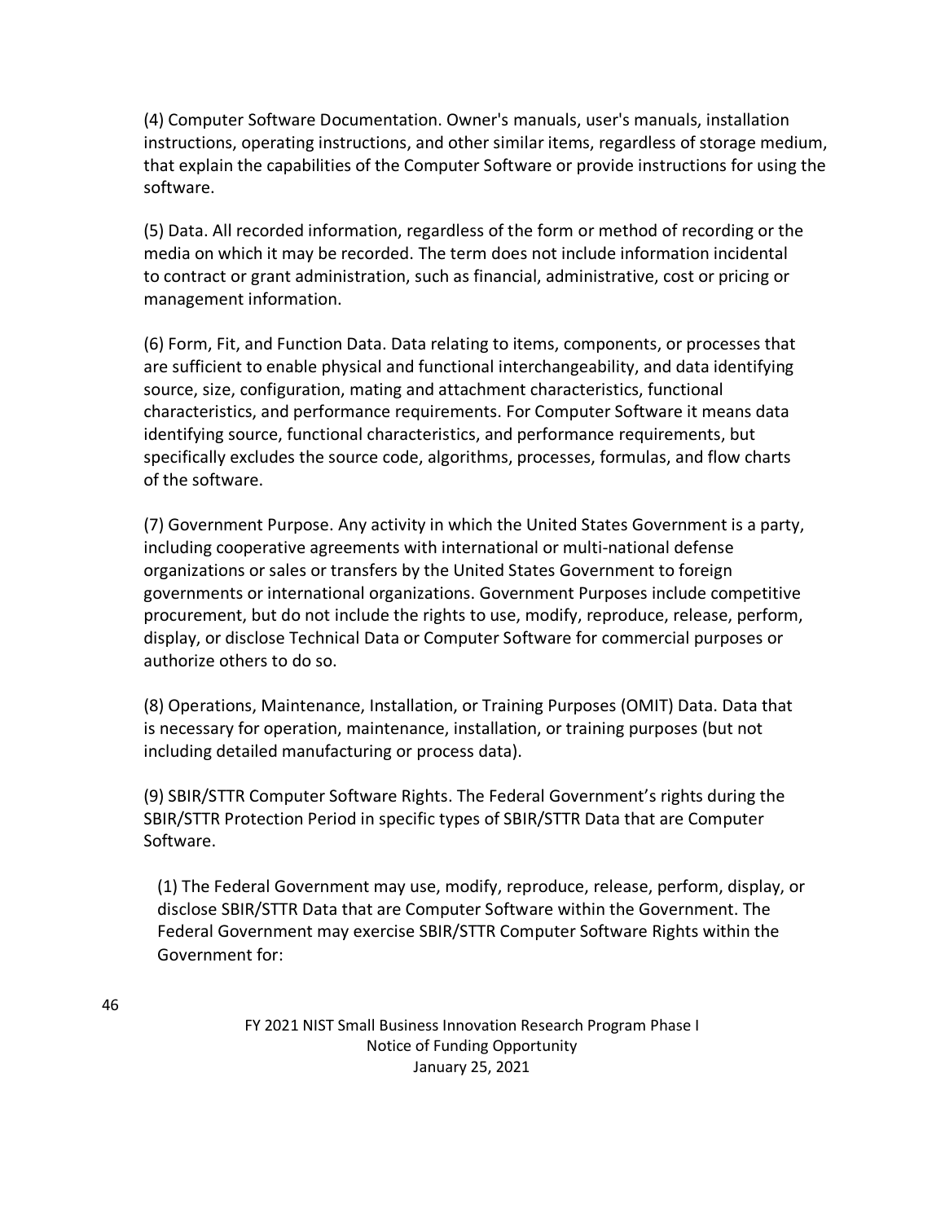(4) Computer Software Documentation. Owner's manuals, user's manuals, installation instructions, operating instructions, and other similar items, regardless of storage medium, that explain the capabilities of the Computer Software or provide instructions for using the software.

(5) Data. All recorded information, regardless of the form or method of recording or the media on which it may be recorded. The term does not include information incidental to contract or grant administration, such as financial, administrative, cost or pricing or management information.

(6) Form, Fit, and Function Data. Data relating to items, components, or processes that are sufficient to enable physical and functional interchangeability, and data identifying source, size, configuration, mating and attachment characteristics, functional characteristics, and performance requirements. For Computer Software it means data identifying source, functional characteristics, and performance requirements, but specifically excludes the source code, algorithms, processes, formulas, and flow charts of the software.

(7) Government Purpose. Any activity in which the United States Government is a party, including cooperative agreements with international or multi-national defense organizations or sales or transfers by the United States Government to foreign governments or international organizations. Government Purposes include competitive procurement, but do not include the rights to use, modify, reproduce, release, perform, display, or disclose Technical Data or Computer Software for commercial purposes or authorize others to do so.

(8) Operations, Maintenance, Installation, or Training Purposes (OMIT) Data. Data that is necessary for operation, maintenance, installation, or training purposes (but not including detailed manufacturing or process data).

(9) SBIR/STTR Computer Software Rights. The Federal Government's rights during the SBIR/STTR Protection Period in specific types of SBIR/STTR Data that are Computer Software.

> (1) The Federal Government may use, modify, reproduce, release, perform, display, or disclose SBIR/STTR Data that are Computer Software within the Government. The Federal Government may exercise SBIR/STTR Computer Software Rights within the Government for: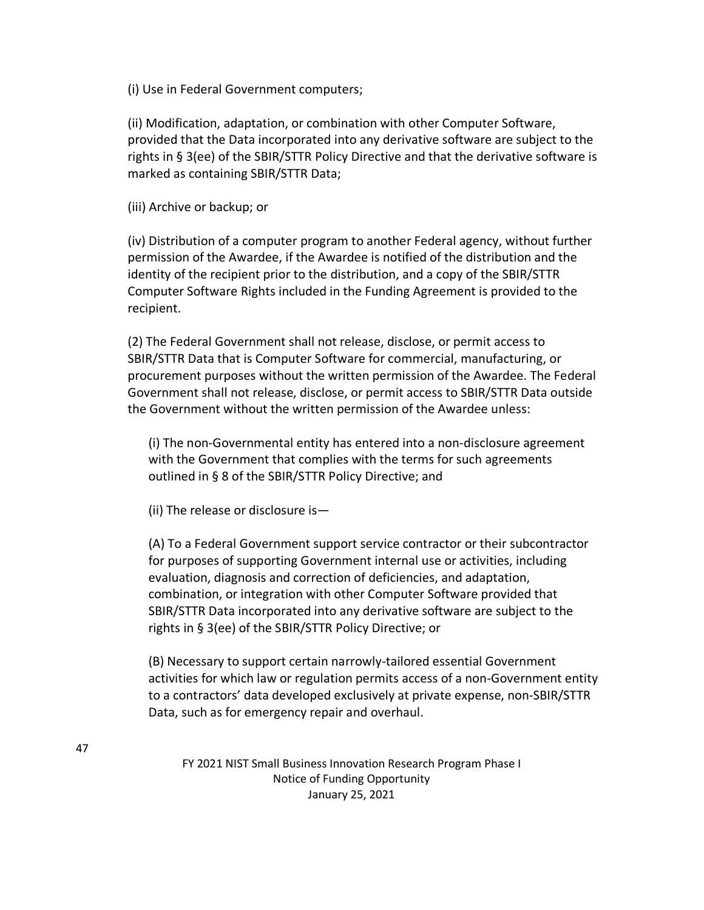(i) Use in Federal Government computers;

(ii) Modification, adaptation, or combination with other Computer Software, provided that the Data incorporated into any derivative software are subject to the rights in § 3(ee) of the SBIR/STTR Policy Directive and that the derivative software is marked as containing SBIR/STTR Data;

(iii) Archive or backup; or

(iv) Distribution of a computer program to another Federal agency, without further permission of the Awardee, if the Awardee is notified of the distribution and the identity of the recipient prior to the distribution, and a copy of the SBIR/STTR Computer Software Rights included in the Funding Agreement is provided to the recipient.

(2) The Federal Government shall not release, disclose, or permit access to SBIR/STTR Data that is Computer Software for commercial, manufacturing, or procurement purposes without the written permission of the Awardee. The Federal Government shall not release, disclose, or permit access to SBIR/STTR Data outside the Government without the written permission of the Awardee unless:

> (i) The non-Governmental entity has entered into a non-disclosure agreement with the Government that complies with the terms for such agreements outlined in § 8 of the SBIR/STTR Policy Directive; and
>
> (ii) The release or disclosure is—
>
> (A) To a Federal Government support service contractor or their subcontractor for purposes of supporting Government internal use or activities, including evaluation, diagnosis and correction of deficiencies, and adaptation, combination, or integration with other Computer Software provided that SBIR/STTR Data incorporated into any derivative software are subject to the rights in § 3(ee) of the SBIR/STTR Policy Directive; or
>
> (B) Necessary to support certain narrowly-tailored essential Government activities for which law or regulation permits access of a non-Government entity to a contractors' data developed exclusively at private expense, non-SBIR/STTR Data, such as for emergency repair and overhaul.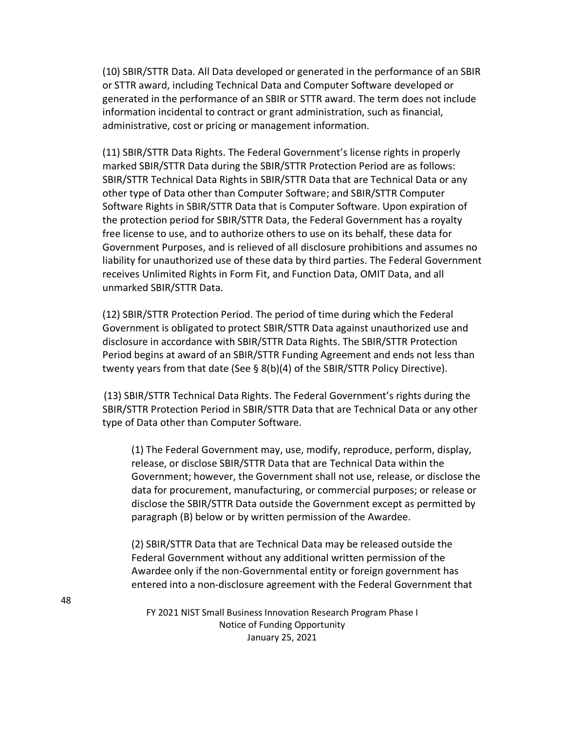(10) SBIR/STTR Data. All Data developed or generated in the performance of an SBIR or STTR award, including Technical Data and Computer Software developed or generated in the performance of an SBIR or STTR award. The term does not include information incidental to contract or grant administration, such as financial, administrative, cost or pricing or management information.

(11) SBIR/STTR Data Rights. The Federal Government's license rights in properly marked SBIR/STTR Data during the SBIR/STTR Protection Period are as follows: SBIR/STTR Technical Data Rights in SBIR/STTR Data that are Technical Data or any other type of Data other than Computer Software; and SBIR/STTR Computer Software Rights in SBIR/STTR Data that is Computer Software. Upon expiration of the protection period for SBIR/STTR Data, the Federal Government has a royalty free license to use, and to authorize others to use on its behalf, these data for Government Purposes, and is relieved of all disclosure prohibitions and assumes no liability for unauthorized use of these data by third parties. The Federal Government receives Unlimited Rights in Form Fit, and Function Data, OMIT Data, and all unmarked SBIR/STTR Data.

(12) SBIR/STTR Protection Period. The period of time during which the Federal Government is obligated to protect SBIR/STTR Data against unauthorized use and disclosure in accordance with SBIR/STTR Data Rights. The SBIR/STTR Protection Period begins at award of an SBIR/STTR Funding Agreement and ends not less than twenty years from that date (See § 8(b)(4) of the SBIR/STTR Policy Directive).

(13) SBIR/STTR Technical Data Rights. The Federal Government's rights during the SBIR/STTR Protection Period in SBIR/STTR Data that are Technical Data or any other type of Data other than Computer Software.

> (1) The Federal Government may, use, modify, reproduce, perform, display, release, or disclose SBIR/STTR Data that are Technical Data within the Government; however, the Government shall not use, release, or disclose the data for procurement, manufacturing, or commercial purposes; or release or disclose the SBIR/STTR Data outside the Government except as permitted by paragraph (B) below or by written permission of the Awardee.
>
> (2) SBIR/STTR Data that are Technical Data may be released outside the Federal Government without any additional written permission of the Awardee only if the non-Governmental entity or foreign government has entered into a non-disclosure agreement with the Federal Government that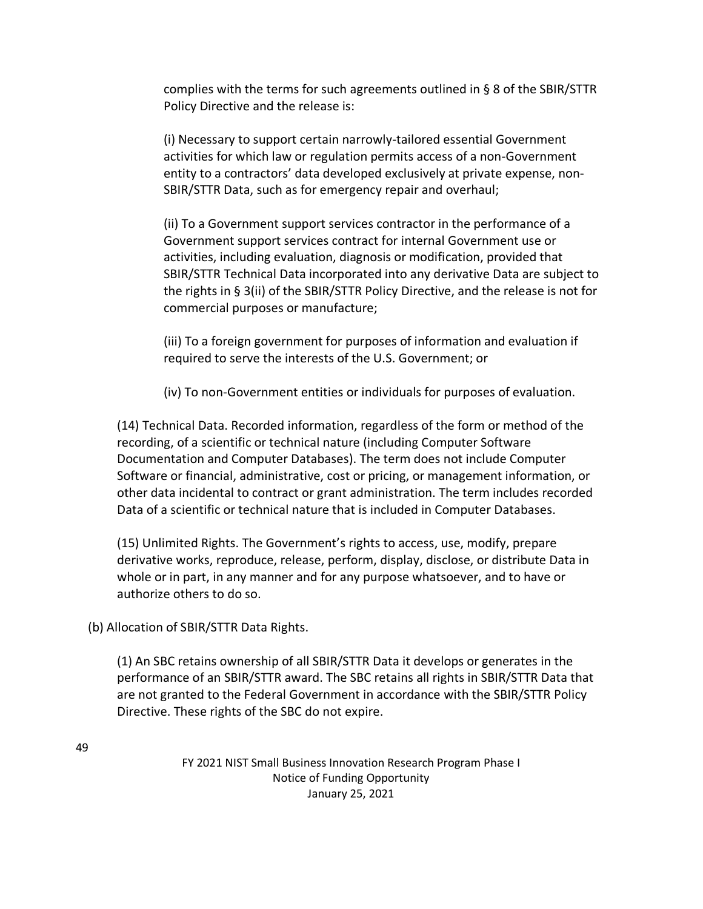complies with the terms for such agreements outlined in § 8 of the SBIR/STTR Policy Directive and the release is:

(i) Necessary to support certain narrowly-tailored essential Government activities for which law or regulation permits access of a non-Government entity to a contractors' data developed exclusively at private expense, non-SBIR/STTR Data, such as for emergency repair and overhaul;

(ii) To a Government support services contractor in the performance of a Government support services contract for internal Government use or activities, including evaluation, diagnosis or modification, provided that SBIR/STTR Technical Data incorporated into any derivative Data are subject to the rights in § 3(ii) of the SBIR/STTR Policy Directive, and the release is not for commercial purposes or manufacture;

(iii) To a foreign government for purposes of information and evaluation if required to serve the interests of the U.S. Government; or

(iv) To non-Government entities or individuals for purposes of evaluation.

(14) Technical Data. Recorded information, regardless of the form or method of the recording, of a scientific or technical nature (including Computer Software Documentation and Computer Databases). The term does not include Computer Software or financial, administrative, cost or pricing, or management information, or other data incidental to contract or grant administration. The term includes recorded Data of a scientific or technical nature that is included in Computer Databases.

(15) Unlimited Rights. The Government's rights to access, use, modify, prepare derivative works, reproduce, release, perform, display, disclose, or distribute Data in whole or in part, in any manner and for any purpose whatsoever, and to have or authorize others to do so.

(b) Allocation of SBIR/STTR Data Rights.

(1) An SBC retains ownership of all SBIR/STTR Data it develops or generates in the performance of an SBIR/STTR award. The SBC retains all rights in SBIR/STTR Data that are not granted to the Federal Government in accordance with the SBIR/STTR Policy Directive. These rights of the SBC do not expire.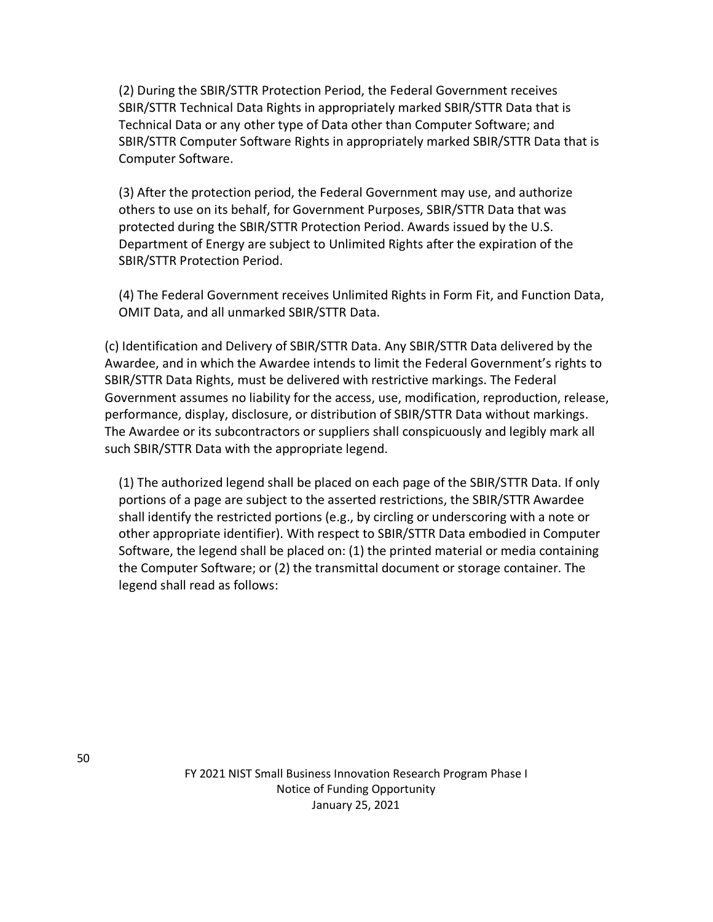(2) During the SBIR/STTR Protection Period, the Federal Government receives SBIR/STTR Technical Data Rights in appropriately marked SBIR/STTR Data that is Technical Data or any other type of Data other than Computer Software; and SBIR/STTR Computer Software Rights in appropriately marked SBIR/STTR Data that is Computer Software.

(3) After the protection period, the Federal Government may use, and authorize others to use on its behalf, for Government Purposes, SBIR/STTR Data that was protected during the SBIR/STTR Protection Period. Awards issued by the U.S. Department of Energy are subject to Unlimited Rights after the expiration of the SBIR/STTR Protection Period.

(4) The Federal Government receives Unlimited Rights in Form Fit, and Function Data, OMIT Data, and all unmarked SBIR/STTR Data.

(c) Identification and Delivery of SBIR/STTR Data. Any SBIR/STTR Data delivered by the Awardee, and in which the Awardee intends to limit the Federal Government's rights to SBIR/STTR Data Rights, must be delivered with restrictive markings. The Federal Government assumes no liability for the access, use, modification, reproduction, release, performance, display, disclosure, or distribution of SBIR/STTR Data without markings. The Awardee or its subcontractors or suppliers shall conspicuously and legibly mark all such SBIR/STTR Data with the appropriate legend.

(1) The authorized legend shall be placed on each page of the SBIR/STTR Data. If only portions of a page are subject to the asserted restrictions, the SBIR/STTR Awardee shall identify the restricted portions (e.g., by circling or underscoring with a note or other appropriate identifier). With respect to SBIR/STTR Data embodied in Computer Software, the legend shall be placed on: (1) the printed material or media containing the Computer Software; or (2) the transmittal document or storage container. The legend shall read as follows: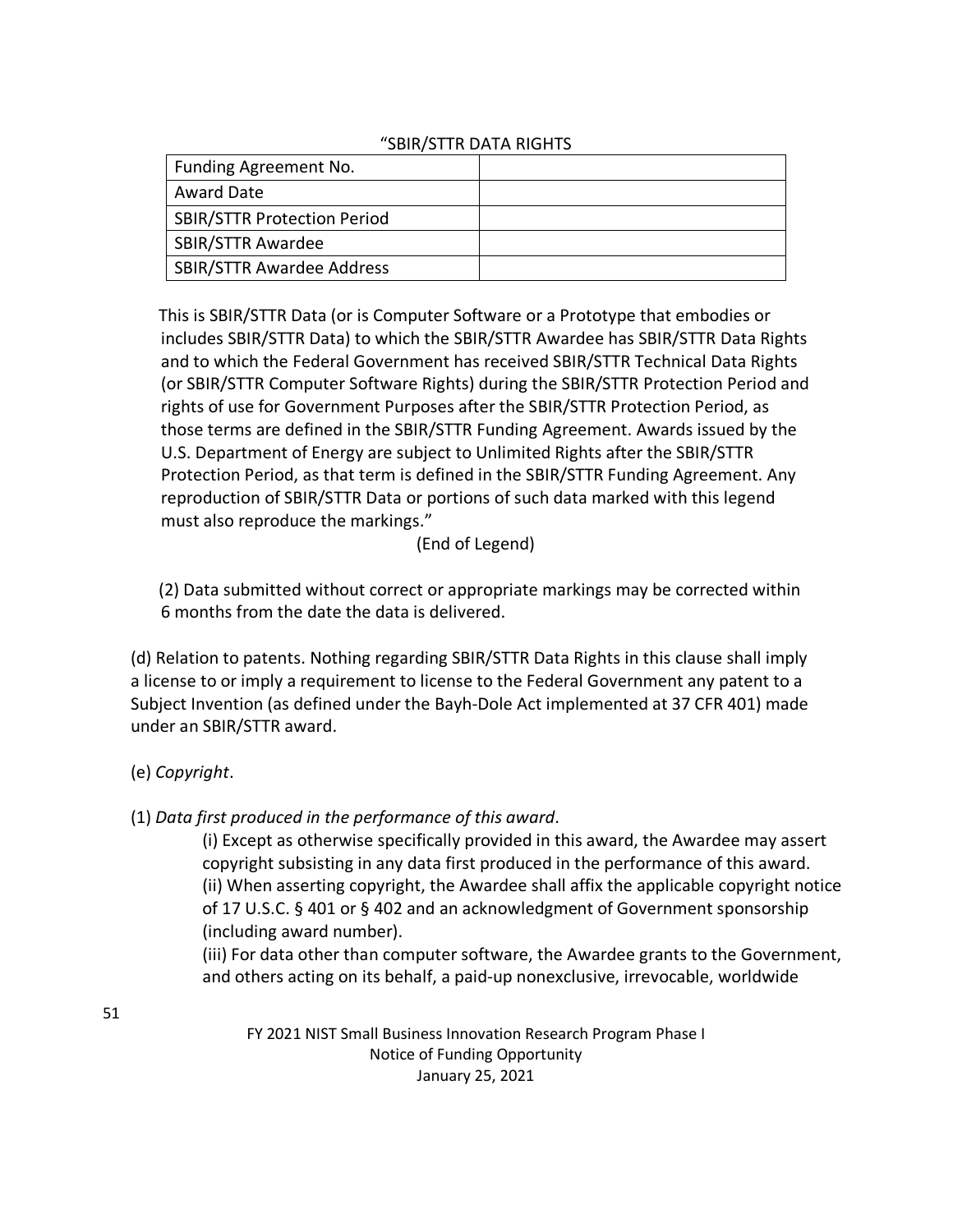"SBIR/STTR DATA RIGHTS

| Funding Agreement No. | |
|---|---|
| Award Date | |
| SBIR/STTR Protection Period | |
| SBIR/STTR Awardee | |
| SBIR/STTR Awardee Address | |

This is SBIR/STTR Data (or is Computer Software or a Prototype that embodies or includes SBIR/STTR Data) to which the SBIR/STTR Awardee has SBIR/STTR Data Rights and to which the Federal Government has received SBIR/STTR Technical Data Rights (or SBIR/STTR Computer Software Rights) during the SBIR/STTR Protection Period and rights of use for Government Purposes after the SBIR/STTR Protection Period, as those terms are defined in the SBIR/STTR Funding Agreement. Awards issued by the U.S. Department of Energy are subject to Unlimited Rights after the SBIR/STTR Protection Period, as that term is defined in the SBIR/STTR Funding Agreement. Any reproduction of SBIR/STTR Data or portions of such data marked with this legend must also reproduce the markings."

(End of Legend)

(2) Data submitted without correct or appropriate markings may be corrected within 6 months from the date the data is delivered.

(d) Relation to patents. Nothing regarding SBIR/STTR Data Rights in this clause shall imply a license to or imply a requirement to license to the Federal Government any patent to a Subject Invention (as defined under the Bayh-Dole Act implemented at 37 CFR 401) made under an SBIR/STTR award.

(e) *Copyright*.

(1) *Data first produced in the performance of this award*.

(i) Except as otherwise specifically provided in this award, the Awardee may assert copyright subsisting in any data first produced in the performance of this award.
(ii) When asserting copyright, the Awardee shall affix the applicable copyright notice of 17 U.S.C. § 401 or § 402 and an acknowledgment of Government sponsorship (including award number).
(iii) For data other than computer software, the Awardee grants to the Government, and others acting on its behalf, a paid-up nonexclusive, irrevocable, worldwide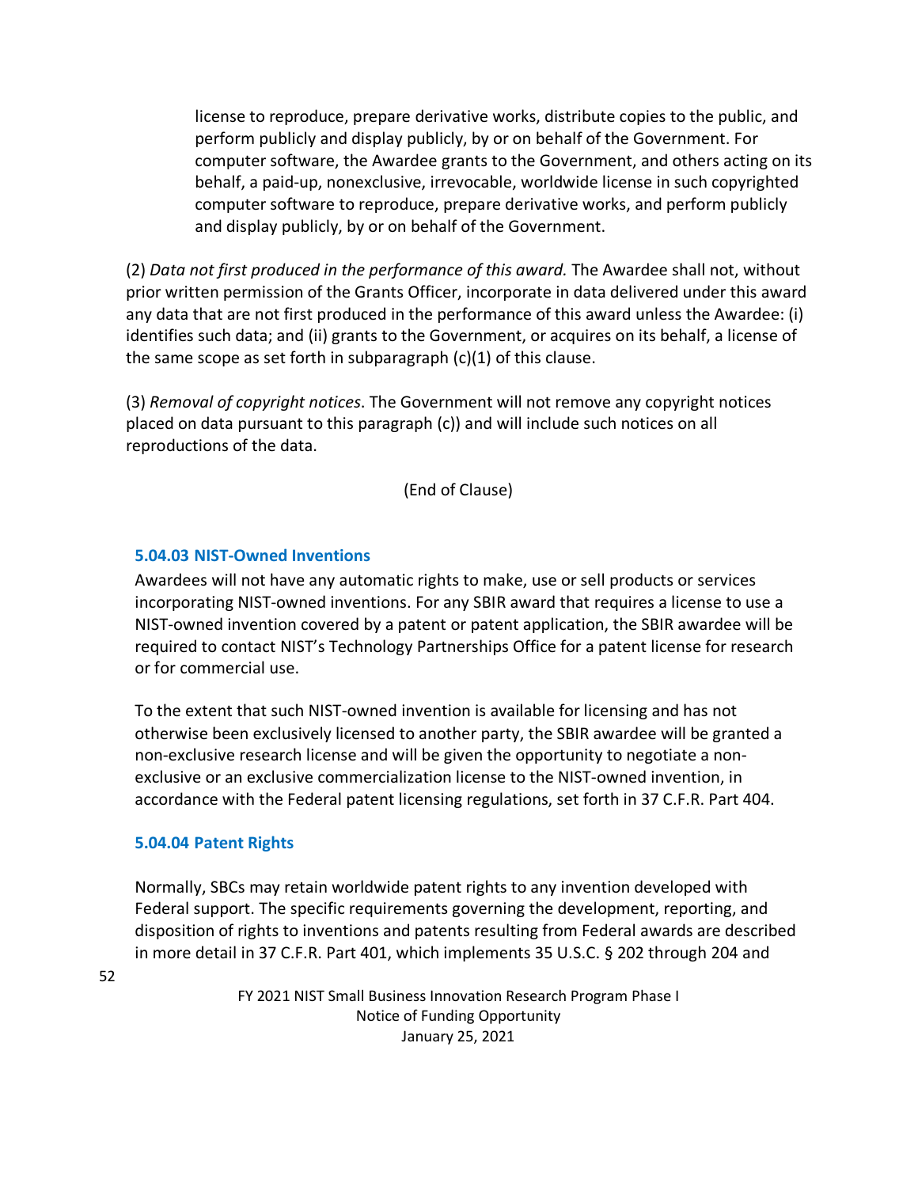license to reproduce, prepare derivative works, distribute copies to the public, and perform publicly and display publicly, by or on behalf of the Government. For computer software, the Awardee grants to the Government, and others acting on its behalf, a paid-up, nonexclusive, irrevocable, worldwide license in such copyrighted computer software to reproduce, prepare derivative works, and perform publicly and display publicly, by or on behalf of the Government.

(2) *Data not first produced in the performance of this award.* The Awardee shall not, without prior written permission of the Grants Officer, incorporate in data delivered under this award any data that are not first produced in the performance of this award unless the Awardee: (i) identifies such data; and (ii) grants to the Government, or acquires on its behalf, a license of the same scope as set forth in subparagraph (c)(1) of this clause.

(3) *Removal of copyright notices*. The Government will not remove any copyright notices placed on data pursuant to this paragraph (c)) and will include such notices on all reproductions of the data.

(End of Clause)

### 5.04.03 NIST-Owned Inventions

Awardees will not have any automatic rights to make, use or sell products or services incorporating NIST-owned inventions. For any SBIR award that requires a license to use a NIST-owned invention covered by a patent or patent application, the SBIR awardee will be required to contact NIST's Technology Partnerships Office for a patent license for research or for commercial use.

To the extent that such NIST-owned invention is available for licensing and has not otherwise been exclusively licensed to another party, the SBIR awardee will be granted a non-exclusive research license and will be given the opportunity to negotiate a non-exclusive or an exclusive commercialization license to the NIST-owned invention, in accordance with the Federal patent licensing regulations, set forth in 37 C.F.R. Part 404.

### 5.04.04 Patent Rights

Normally, SBCs may retain worldwide patent rights to any invention developed with Federal support. The specific requirements governing the development, reporting, and disposition of rights to inventions and patents resulting from Federal awards are described in more detail in 37 C.F.R. Part 401, which implements 35 U.S.C. § 202 through 204 and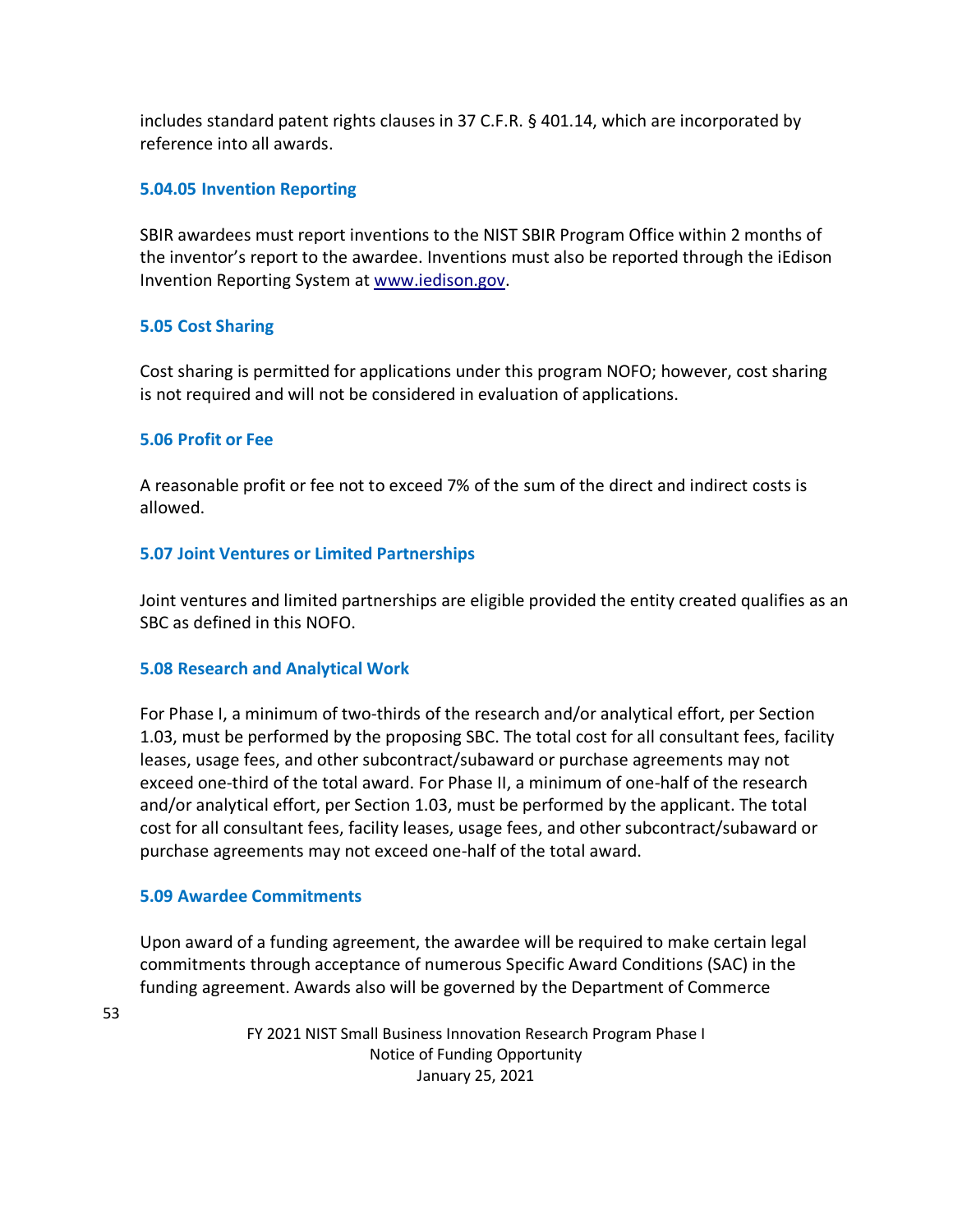includes standard patent rights clauses in 37 C.F.R. § 401.14, which are incorporated by reference into all awards.

### 5.04.05 Invention Reporting

SBIR awardees must report inventions to the NIST SBIR Program Office within 2 months of the inventor's report to the awardee. Inventions must also be reported through the iEdison Invention Reporting System at [www.iedison.gov](http://www.iedison.gov).

### 5.05 Cost Sharing

Cost sharing is permitted for applications under this program NOFO; however, cost sharing is not required and will not be considered in evaluation of applications.

### 5.06 Profit or Fee

A reasonable profit or fee not to exceed 7% of the sum of the direct and indirect costs is allowed.

### 5.07 Joint Ventures or Limited Partnerships

Joint ventures and limited partnerships are eligible provided the entity created qualifies as an SBC as defined in this NOFO.

### 5.08 Research and Analytical Work

For Phase I, a minimum of two-thirds of the research and/or analytical effort, per Section 1.03, must be performed by the proposing SBC. The total cost for all consultant fees, facility leases, usage fees, and other subcontract/subaward or purchase agreements may not exceed one-third of the total award. For Phase II, a minimum of one-half of the research and/or analytical effort, per Section 1.03, must be performed by the applicant. The total cost for all consultant fees, facility leases, usage fees, and other subcontract/subaward or purchase agreements may not exceed one-half of the total award.

### 5.09 Awardee Commitments

Upon award of a funding agreement, the awardee will be required to make certain legal commitments through acceptance of numerous Specific Award Conditions (SAC) in the funding agreement. Awards also will be governed by the Department of Commerce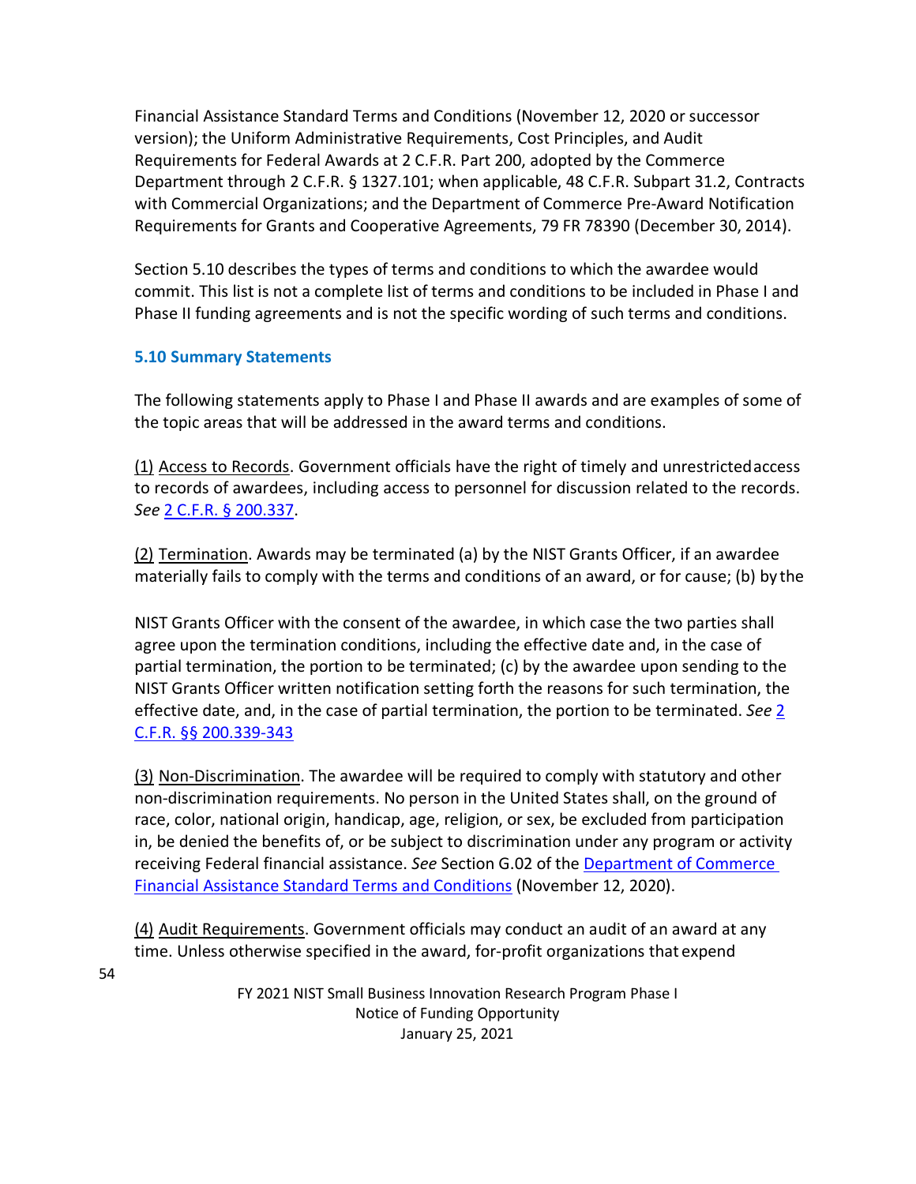Financial Assistance Standard Terms and Conditions (November 12, 2020 or successor version); the Uniform Administrative Requirements, Cost Principles, and Audit Requirements for Federal Awards at 2 C.F.R. Part 200, adopted by the Commerce Department through 2 C.F.R. § 1327.101; when applicable, 48 C.F.R. Subpart 31.2, Contracts with Commercial Organizations; and the Department of Commerce Pre-Award Notification Requirements for Grants and Cooperative Agreements, 79 FR 78390 (December 30, 2014).

Section 5.10 describes the types of terms and conditions to which the awardee would commit. This list is not a complete list of terms and conditions to be included in Phase I and Phase II funding agreements and is not the specific wording of such terms and conditions.

### 5.10 Summary Statements

The following statements apply to Phase I and Phase II awards and are examples of some of the topic areas that will be addressed in the award terms and conditions.

(1) Access to Records. Government officials have the right of timely and unrestricted access to records of awardees, including access to personnel for discussion related to the records. *See* [2 C.F.R. § 200.337](#).

(2) Termination. Awards may be terminated (a) by the NIST Grants Officer, if an awardee materially fails to comply with the terms and conditions of an award, or for cause; (b) by the NIST Grants Officer with the consent of the awardee, in which case the two parties shall agree upon the termination conditions, including the effective date and, in the case of partial termination, the portion to be terminated; (c) by the awardee upon sending to the NIST Grants Officer written notification setting forth the reasons for such termination, the effective date, and, in the case of partial termination, the portion to be terminated. *See* [2 C.F.R. §§ 200.339-343](#)

(3) Non-Discrimination. The awardee will be required to comply with statutory and other non-discrimination requirements. No person in the United States shall, on the ground of race, color, national origin, handicap, age, religion, or sex, be excluded from participation in, be denied the benefits of, or be subject to discrimination under any program or activity receiving Federal financial assistance. *See* Section G.02 of the [Department of Commerce Financial Assistance Standard Terms and Conditions](#) (November 12, 2020).

(4) Audit Requirements. Government officials may conduct an audit of an award at any time. Unless otherwise specified in the award, for-profit organizations that expend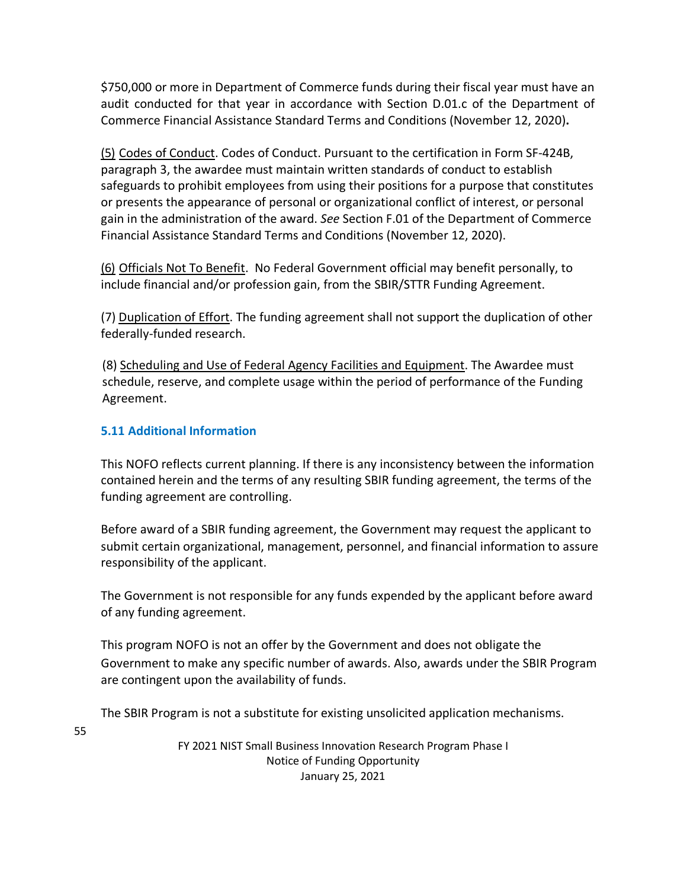$750,000 or more in Department of Commerce funds during their fiscal year must have an audit conducted for that year in accordance with Section D.01.c of the Department of Commerce Financial Assistance Standard Terms and Conditions (November 12, 2020)**.**

(5) Codes of Conduct. Codes of Conduct. Pursuant to the certification in Form SF-424B, paragraph 3, the awardee must maintain written standards of conduct to establish safeguards to prohibit employees from using their positions for a purpose that constitutes or presents the appearance of personal or organizational conflict of interest, or personal gain in the administration of the award. *See* Section F.01 of the Department of Commerce Financial Assistance Standard Terms and Conditions (November 12, 2020).

(6) Officials Not To Benefit. No Federal Government official may benefit personally, to include financial and/or profession gain, from the SBIR/STTR Funding Agreement.

(7) Duplication of Effort. The funding agreement shall not support the duplication of other federally-funded research.

(8) Scheduling and Use of Federal Agency Facilities and Equipment. The Awardee must schedule, reserve, and complete usage within the period of performance of the Funding Agreement.

### 5.11 Additional Information

This NOFO reflects current planning. If there is any inconsistency between the information contained herein and the terms of any resulting SBIR funding agreement, the terms of the funding agreement are controlling.

Before award of a SBIR funding agreement, the Government may request the applicant to submit certain organizational, management, personnel, and financial information to assure responsibility of the applicant.

The Government is not responsible for any funds expended by the applicant before award of any funding agreement.

This program NOFO is not an offer by the Government and does not obligate the Government to make any specific number of awards. Also, awards under the SBIR Program are contingent upon the availability of funds.

The SBIR Program is not a substitute for existing unsolicited application mechanisms.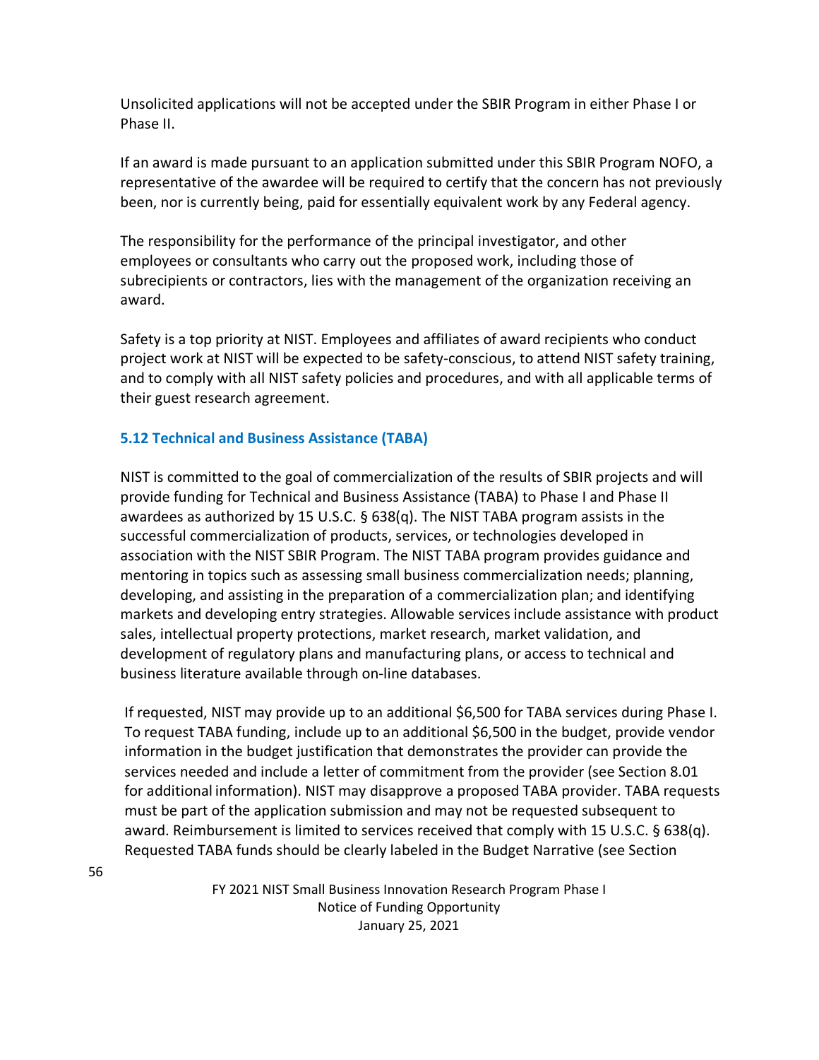Unsolicited applications will not be accepted under the SBIR Program in either Phase I or Phase II.

If an award is made pursuant to an application submitted under this SBIR Program NOFO, a representative of the awardee will be required to certify that the concern has not previously been, nor is currently being, paid for essentially equivalent work by any Federal agency.

The responsibility for the performance of the principal investigator, and other employees or consultants who carry out the proposed work, including those of subrecipients or contractors, lies with the management of the organization receiving an award.

Safety is a top priority at NIST. Employees and affiliates of award recipients who conduct project work at NIST will be expected to be safety-conscious, to attend NIST safety training, and to comply with all NIST safety policies and procedures, and with all applicable terms of their guest research agreement.

### 5.12 Technical and Business Assistance (TABA)

NIST is committed to the goal of commercialization of the results of SBIR projects and will provide funding for Technical and Business Assistance (TABA) to Phase I and Phase II awardees as authorized by 15 U.S.C. § 638(q). The NIST TABA program assists in the successful commercialization of products, services, or technologies developed in association with the NIST SBIR Program. The NIST TABA program provides guidance and mentoring in topics such as assessing small business commercialization needs; planning, developing, and assisting in the preparation of a commercialization plan; and identifying markets and developing entry strategies. Allowable services include assistance with product sales, intellectual property protections, market research, market validation, and development of regulatory plans and manufacturing plans, or access to technical and business literature available through on-line databases.

If requested, NIST may provide up to an additional $6,500 for TABA services during Phase I. To request TABA funding, include up to an additional $6,500 in the budget, provide vendor information in the budget justification that demonstrates the provider can provide the services needed and include a letter of commitment from the provider (see Section 8.01 for additional information). NIST may disapprove a proposed TABA provider. TABA requests must be part of the application submission and may not be requested subsequent to award. Reimbursement is limited to services received that comply with 15 U.S.C. § 638(q). Requested TABA funds should be clearly labeled in the Budget Narrative (see Section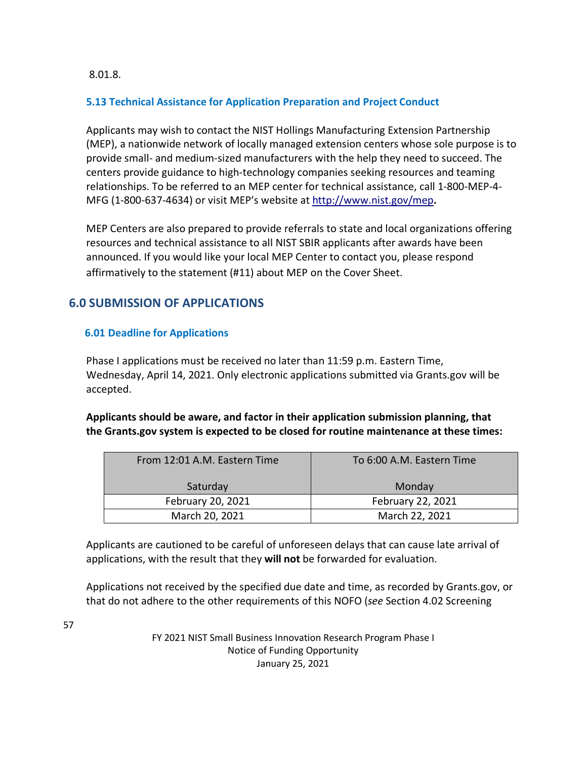8.01.8.

### 5.13 Technical Assistance for Application Preparation and Project Conduct

Applicants may wish to contact the NIST Hollings Manufacturing Extension Partnership (MEP), a nationwide network of locally managed extension centers whose sole purpose is to provide small- and medium-sized manufacturers with the help they need to succeed. The centers provide guidance to high-technology companies seeking resources and teaming relationships. To be referred to an MEP center for technical assistance, call 1-800-MEP-4-MFG (1-800-637-4634) or visit MEP's website at [http://www.nist.gov/mep](http://www.nist.gov/mep)**.**

MEP Centers are also prepared to provide referrals to state and local organizations offering resources and technical assistance to all NIST SBIR applicants after awards have been announced. If you would like your local MEP Center to contact you, please respond affirmatively to the statement (#11) about MEP on the Cover Sheet.

## 6.0 SUBMISSION OF APPLICATIONS

### 6.01 Deadline for Applications

Phase I applications must be received no later than 11:59 p.m. Eastern Time, Wednesday, April 14, 2021. Only electronic applications submitted via Grants.gov will be accepted.

**Applicants should be aware, and factor in their application submission planning, that the Grants.gov system is expected to be closed for routine maintenance at these times:**

| From 12:01 A.M. Eastern Time<br><br>Saturday | To 6:00 A.M. Eastern Time<br><br>Monday |
|---|---|
| February 20, 2021 | February 22, 2021 |
| March 20, 2021 | March 22, 2021 |

Applicants are cautioned to be careful of unforeseen delays that can cause late arrival of applications, with the result that they **will not** be forwarded for evaluation.

Applications not received by the specified due date and time, as recorded by Grants.gov, or that do not adhere to the other requirements of this NOFO (*see* Section 4.02 Screening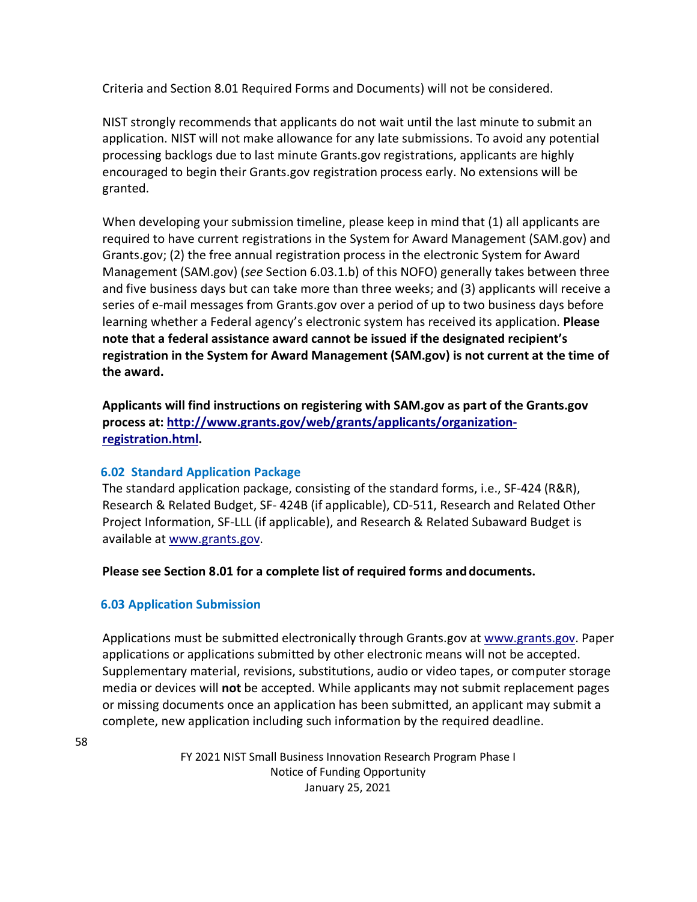Criteria and Section 8.01 Required Forms and Documents) will not be considered.

NIST strongly recommends that applicants do not wait until the last minute to submit an application. NIST will not make allowance for any late submissions. To avoid any potential processing backlogs due to last minute Grants.gov registrations, applicants are highly encouraged to begin their Grants.gov registration process early. No extensions will be granted.

When developing your submission timeline, please keep in mind that (1) all applicants are required to have current registrations in the System for Award Management (SAM.gov) and Grants.gov; (2) the free annual registration process in the electronic System for Award Management (SAM.gov) (*see* Section 6.03.1.b) of this NOFO) generally takes between three and five business days but can take more than three weeks; and (3) applicants will receive a series of e-mail messages from Grants.gov over a period of up to two business days before learning whether a Federal agency's electronic system has received its application. **Please note that a federal assistance award cannot be issued if the designated recipient's registration in the System for Award Management (SAM.gov) is not current at the time of the award.**

**Applicants will find instructions on registering with SAM.gov as part of the Grants.gov process at: [http://www.grants.gov/web/grants/applicants/organization-registration.html](http://www.grants.gov/web/grants/applicants/organization-registration.html).**

### 6.02 Standard Application Package

The standard application package, consisting of the standard forms, i.e., SF-424 (R&R), Research & Related Budget, SF- 424B (if applicable), CD-511, Research and Related Other Project Information, SF-LLL (if applicable), and Research & Related Subaward Budget is available at [www.grants.gov](http://www.grants.gov).

**Please see Section 8.01 for a complete list of required forms and documents.**

### 6.03 Application Submission

Applications must be submitted electronically through Grants.gov at [www.grants.gov](http://www.grants.gov). Paper applications or applications submitted by other electronic means will not be accepted. Supplementary material, revisions, substitutions, audio or video tapes, or computer storage media or devices will **not** be accepted. While applicants may not submit replacement pages or missing documents once an application has been submitted, an applicant may submit a complete, new application including such information by the required deadline.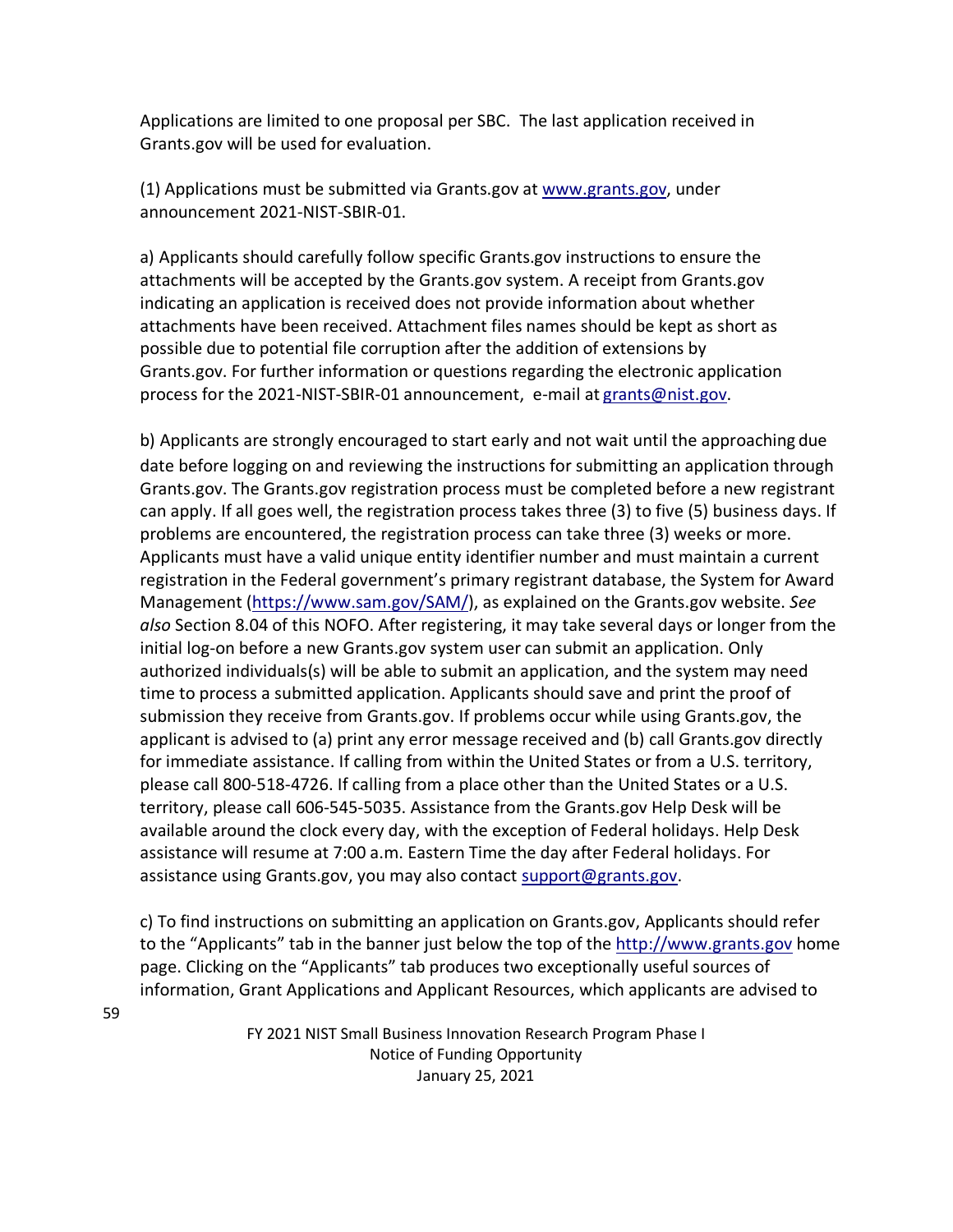Applications are limited to one proposal per SBC. The last application received in Grants.gov will be used for evaluation.

(1) Applications must be submitted via Grants.gov at [www.grants.gov](http://www.grants.gov), under announcement 2021-NIST-SBIR-01.

a) Applicants should carefully follow specific Grants.gov instructions to ensure the attachments will be accepted by the Grants.gov system. A receipt from Grants.gov indicating an application is received does not provide information about whether attachments have been received. Attachment files names should be kept as short as possible due to potential file corruption after the addition of extensions by Grants.gov. For further information or questions regarding the electronic application process for the 2021-NIST-SBIR-01 announcement, e-mail at [grants@nist.gov](mailto:grants@nist.gov).

b) Applicants are strongly encouraged to start early and not wait until the approaching due date before logging on and reviewing the instructions for submitting an application through Grants.gov. The Grants.gov registration process must be completed before a new registrant can apply. If all goes well, the registration process takes three (3) to five (5) business days. If problems are encountered, the registration process can take three (3) weeks or more. Applicants must have a valid unique entity identifier number and must maintain a current registration in the Federal government's primary registrant database, the System for Award Management ([https://www.sam.gov/SAM/](https://www.sam.gov/SAM/)), as explained on the Grants.gov website. *See also* Section 8.04 of this NOFO. After registering, it may take several days or longer from the initial log-on before a new Grants.gov system user can submit an application. Only authorized individuals(s) will be able to submit an application, and the system may need time to process a submitted application. Applicants should save and print the proof of submission they receive from Grants.gov. If problems occur while using Grants.gov, the applicant is advised to (a) print any error message received and (b) call Grants.gov directly for immediate assistance. If calling from within the United States or from a U.S. territory, please call 800-518-4726. If calling from a place other than the United States or a U.S. territory, please call 606-545-5035. Assistance from the Grants.gov Help Desk will be available around the clock every day, with the exception of Federal holidays. Help Desk assistance will resume at 7:00 a.m. Eastern Time the day after Federal holidays. For assistance using Grants.gov, you may also contact [support@grants.gov](mailto:support@grants.gov).

c) To find instructions on submitting an application on Grants.gov, Applicants should refer to the "Applicants" tab in the banner just below the top of the [http://www.grants.gov](http://www.grants.gov) home page. Clicking on the "Applicants" tab produces two exceptionally useful sources of information, Grant Applications and Applicant Resources, which applicants are advised to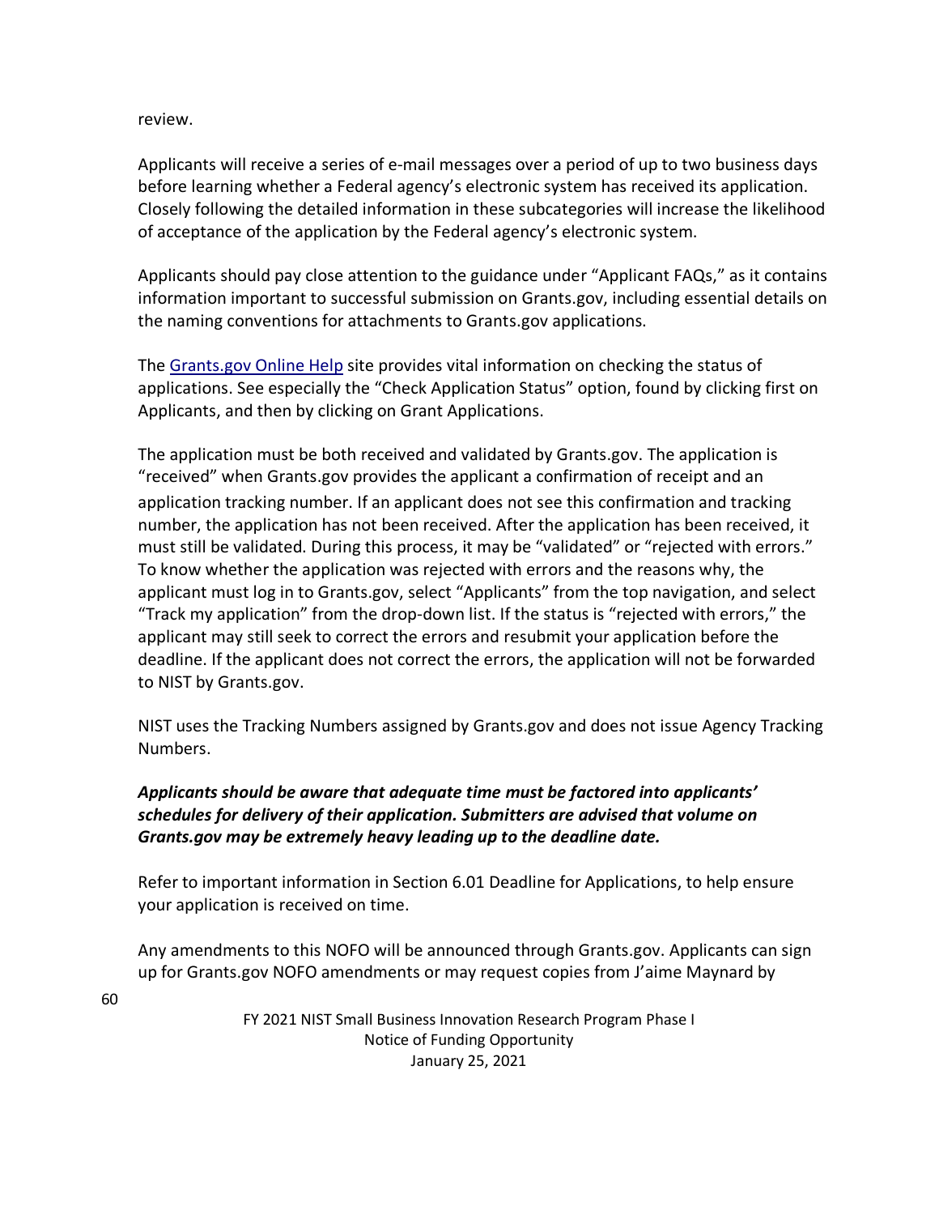review.

Applicants will receive a series of e-mail messages over a period of up to two business days before learning whether a Federal agency's electronic system has received its application. Closely following the detailed information in these subcategories will increase the likelihood of acceptance of the application by the Federal agency's electronic system.

Applicants should pay close attention to the guidance under "Applicant FAQs," as it contains information important to successful submission on Grants.gov, including essential details on the naming conventions for attachments to Grants.gov applications.

The Grants.gov Online Help site provides vital information on checking the status of applications. See especially the "Check Application Status" option, found by clicking first on Applicants, and then by clicking on Grant Applications.

The application must be both received and validated by Grants.gov. The application is "received" when Grants.gov provides the applicant a confirmation of receipt and an application tracking number. If an applicant does not see this confirmation and tracking number, the application has not been received. After the application has been received, it must still be validated. During this process, it may be "validated" or "rejected with errors." To know whether the application was rejected with errors and the reasons why, the applicant must log in to Grants.gov, select "Applicants" from the top navigation, and select "Track my application" from the drop-down list. If the status is "rejected with errors," the applicant may still seek to correct the errors and resubmit your application before the deadline. If the applicant does not correct the errors, the application will not be forwarded to NIST by Grants.gov.

NIST uses the Tracking Numbers assigned by Grants.gov and does not issue Agency Tracking Numbers.

***Applicants should be aware that adequate time must be factored into applicants' schedules for delivery of their application. Submitters are advised that volume on Grants.gov may be extremely heavy leading up to the deadline date.***

Refer to important information in Section 6.01 Deadline for Applications, to help ensure your application is received on time.

Any amendments to this NOFO will be announced through Grants.gov. Applicants can sign up for Grants.gov NOFO amendments or may request copies from J'aime Maynard by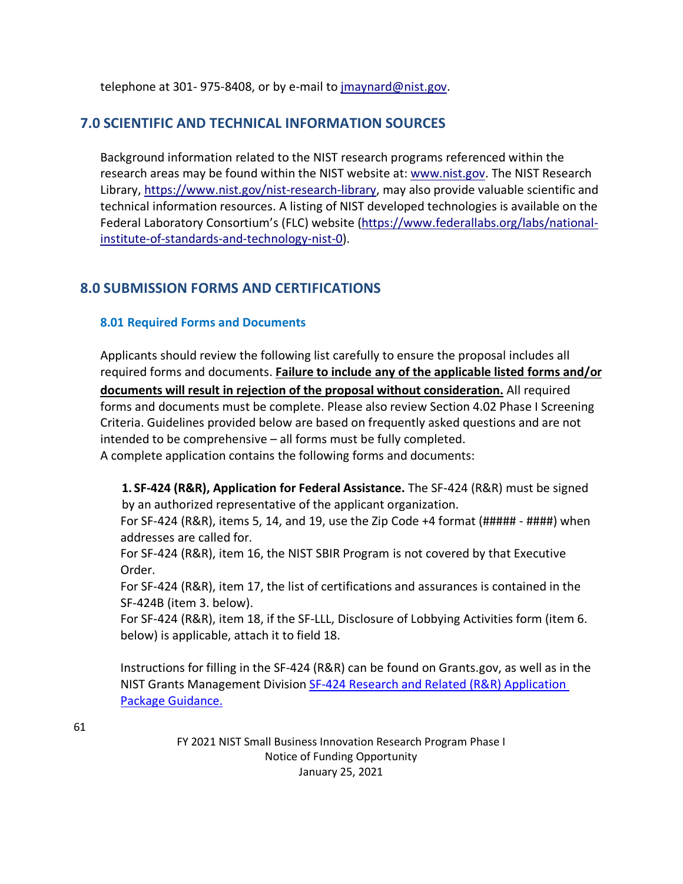telephone at 301- 975-8408, or by e-mail to [jmaynard@nist.gov](mailto:jmaynard@nist.gov).

## 7.0 SCIENTIFIC AND TECHNICAL INFORMATION SOURCES

Background information related to the NIST research programs referenced within the research areas may be found within the NIST website at: [www.nist.gov](http://www.nist.gov). The NIST Research Library, [https://www.nist.gov/nist-research-library](https://www.nist.gov/nist-research-library), may also provide valuable scientific and technical information resources. A listing of NIST developed technologies is available on the Federal Laboratory Consortium's (FLC) website ([https://www.federallabs.org/labs/national-institute-of-standards-and-technology-nist-0](https://www.federallabs.org/labs/national-institute-of-standards-and-technology-nist-0)).

## 8.0 SUBMISSION FORMS AND CERTIFICATIONS

### 8.01 Required Forms and Documents

Applicants should review the following list carefully to ensure the proposal includes all required forms and documents. **Failure to include any of the applicable listed forms and/or documents will result in rejection of the proposal without consideration.** All required forms and documents must be complete. Please also review Section 4.02 Phase I Screening Criteria. Guidelines provided below are based on frequently asked questions and are not intended to be comprehensive – all forms must be fully completed.
A complete application contains the following forms and documents:

1. **SF-424 (R&R), Application for Federal Assistance.** The SF-424 (R&R) must be signed by an authorized representative of the applicant organization.
   For SF-424 (R&R), items 5, 14, and 19, use the Zip Code +4 format (##### - ####) when addresses are called for.
   For SF-424 (R&R), item 16, the NIST SBIR Program is not covered by that Executive Order.
   For SF-424 (R&R), item 17, the list of certifications and assurances is contained in the SF-424B (item 3. below).
   For SF-424 (R&R), item 18, if the SF-LLL, Disclosure of Lobbying Activities form (item 6. below) is applicable, attach it to field 18.

   Instructions for filling in the SF-424 (R&R) can be found on Grants.gov, as well as in the NIST Grants Management Division SF-424 Research and Related (R&R) Application Package Guidance.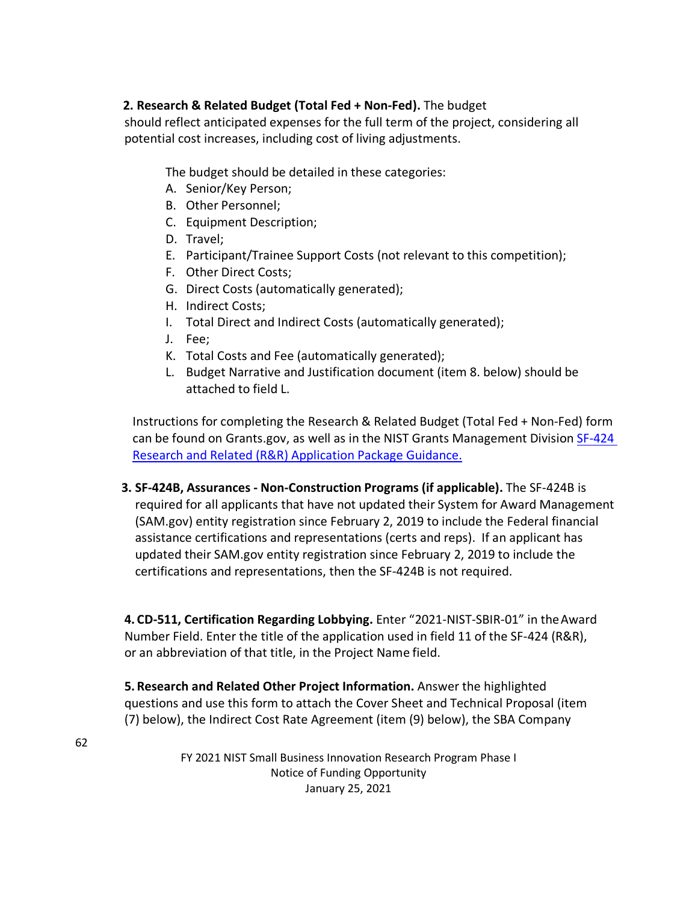**2. Research & Related Budget (Total Fed + Non-Fed).** The budget should reflect anticipated expenses for the full term of the project, considering all potential cost increases, including cost of living adjustments.

The budget should be detailed in these categories:

A. Senior/Key Person;
B. Other Personnel;
C. Equipment Description;
D. Travel;
E. Participant/Trainee Support Costs (not relevant to this competition);
F. Other Direct Costs;
G. Direct Costs (automatically generated);
H. Indirect Costs;
I. Total Direct and Indirect Costs (automatically generated);
J. Fee;
K. Total Costs and Fee (automatically generated);
L. Budget Narrative and Justification document (item 8. below) should be attached to field L.

Instructions for completing the Research & Related Budget (Total Fed + Non-Fed) form can be found on Grants.gov, as well as in the NIST Grants Management Division [SF-424 Research and Related (R&R) Application Package Guidance.](#)

**3. SF-424B, Assurances - Non-Construction Programs (if applicable).** The SF-424B is required for all applicants that have not updated their System for Award Management (SAM.gov) entity registration since February 2, 2019 to include the Federal financial assistance certifications and representations (certs and reps). If an applicant has updated their SAM.gov entity registration since February 2, 2019 to include the certifications and representations, then the SF-424B is not required.

**4. CD-511, Certification Regarding Lobbying.** Enter "2021-NIST-SBIR-01" in the Award Number Field. Enter the title of the application used in field 11 of the SF-424 (R&R), or an abbreviation of that title, in the Project Name field.

**5. Research and Related Other Project Information.** Answer the highlighted questions and use this form to attach the Cover Sheet and Technical Proposal (item (7) below), the Indirect Cost Rate Agreement (item (9) below), the SBA Company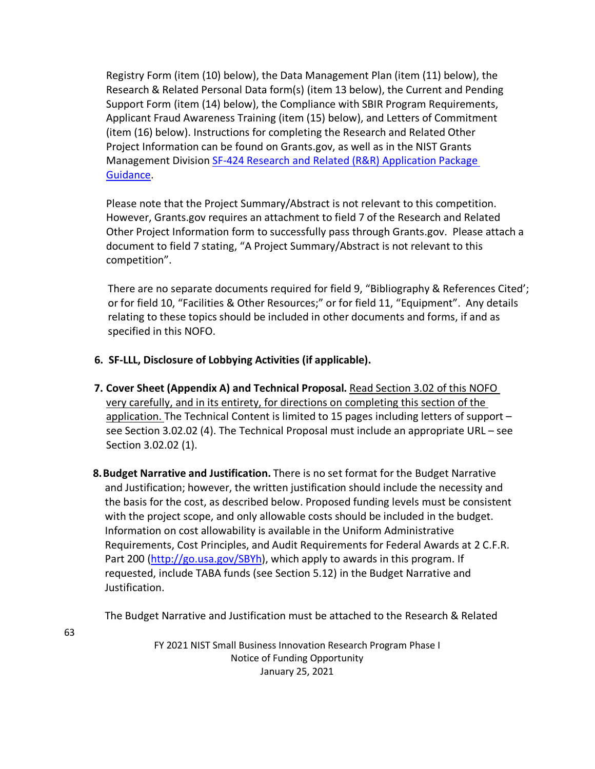Registry Form (item (10) below), the Data Management Plan (item (11) below), the Research & Related Personal Data form(s) (item 13 below), the Current and Pending Support Form (item (14) below), the Compliance with SBIR Program Requirements, Applicant Fraud Awareness Training (item (15) below), and Letters of Commitment (item (16) below). Instructions for completing the Research and Related Other Project Information can be found on Grants.gov, as well as in the NIST Grants Management Division [SF-424 Research and Related (R&R) Application Package Guidance](SF-424 Research and Related (R&R) Application Package Guidance).

Please note that the Project Summary/Abstract is not relevant to this competition. However, Grants.gov requires an attachment to field 7 of the Research and Related Other Project Information form to successfully pass through Grants.gov. Please attach a document to field 7 stating, "A Project Summary/Abstract is not relevant to this competition".

There are no separate documents required for field 9, "Bibliography & References Cited'; or for field 10, "Facilities & Other Resources;" or for field 11, "Equipment". Any details relating to these topics should be included in other documents and forms, if and as specified in this NOFO.

6. **SF-LLL, Disclosure of Lobbying Activities (if applicable).**

7. **Cover Sheet (Appendix A) and Technical Proposal.** Read Section 3.02 of this NOFO very carefully, and in its entirety, for directions on completing this section of the application. The Technical Content is limited to 15 pages including letters of support – see Section 3.02.02 (4). The Technical Proposal must include an appropriate URL – see Section 3.02.02 (1).

8. **Budget Narrative and Justification.** There is no set format for the Budget Narrative and Justification; however, the written justification should include the necessity and the basis for the cost, as described below. Proposed funding levels must be consistent with the project scope, and only allowable costs should be included in the budget. Information on cost allowability is available in the Uniform Administrative Requirements, Cost Principles, and Audit Requirements for Federal Awards at 2 C.F.R. Part 200 (http://go.usa.gov/SBYh), which apply to awards in this program. If requested, include TABA funds (see Section 5.12) in the Budget Narrative and Justification.

   The Budget Narrative and Justification must be attached to the Research & Related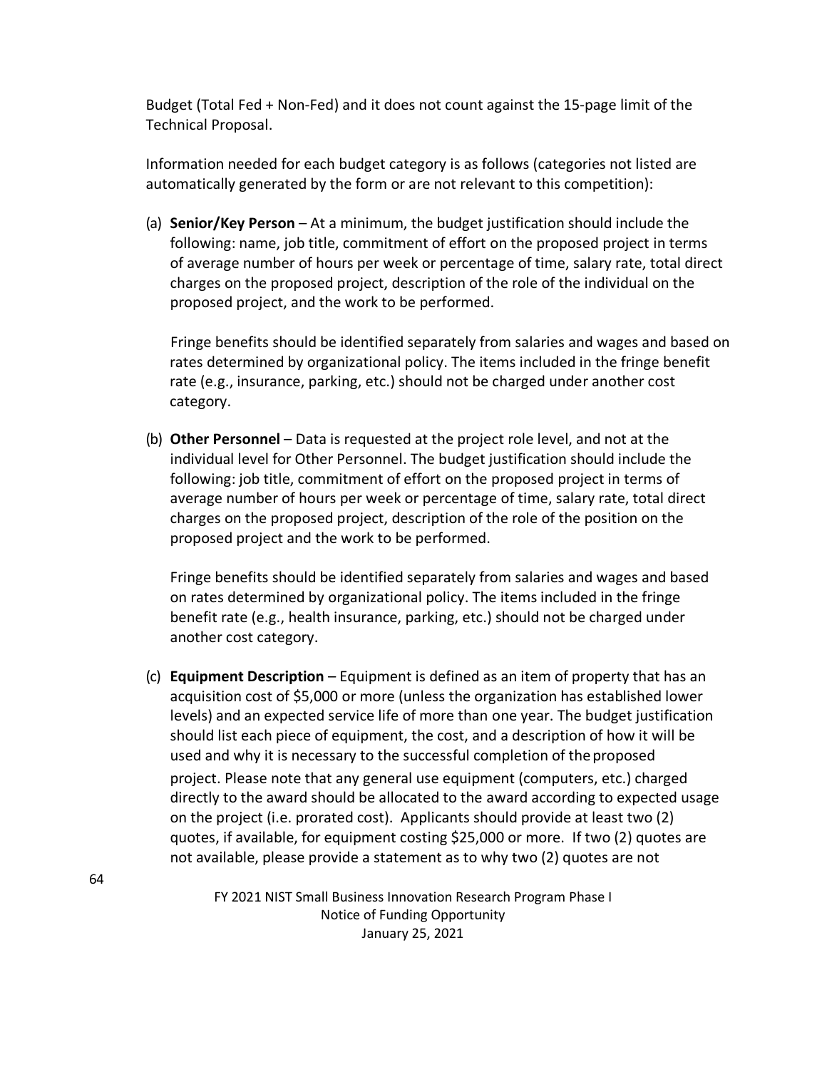Budget (Total Fed + Non-Fed) and it does not count against the 15-page limit of the Technical Proposal.

Information needed for each budget category is as follows (categories not listed are automatically generated by the form or are not relevant to this competition):

(a) **Senior/Key Person** – At a minimum, the budget justification should include the following: name, job title, commitment of effort on the proposed project in terms of average number of hours per week or percentage of time, salary rate, total direct charges on the proposed project, description of the role of the individual on the proposed project, and the work to be performed.

Fringe benefits should be identified separately from salaries and wages and based on rates determined by organizational policy. The items included in the fringe benefit rate (e.g., insurance, parking, etc.) should not be charged under another cost category.

(b) **Other Personnel** – Data is requested at the project role level, and not at the individual level for Other Personnel. The budget justification should include the following: job title, commitment of effort on the proposed project in terms of average number of hours per week or percentage of time, salary rate, total direct charges on the proposed project, description of the role of the position on the proposed project and the work to be performed.

Fringe benefits should be identified separately from salaries and wages and based on rates determined by organizational policy. The items included in the fringe benefit rate (e.g., health insurance, parking, etc.) should not be charged under another cost category.

(c) **Equipment Description** – Equipment is defined as an item of property that has an acquisition cost of $5,000 or more (unless the organization has established lower levels) and an expected service life of more than one year. The budget justification should list each piece of equipment, the cost, and a description of how it will be used and why it is necessary to the successful completion of the proposed project. Please note that any general use equipment (computers, etc.) charged directly to the award should be allocated to the award according to expected usage on the project (i.e. prorated cost). Applicants should provide at least two (2) quotes, if available, for equipment costing $25,000 or more. If two (2) quotes are not available, please provide a statement as to why two (2) quotes are not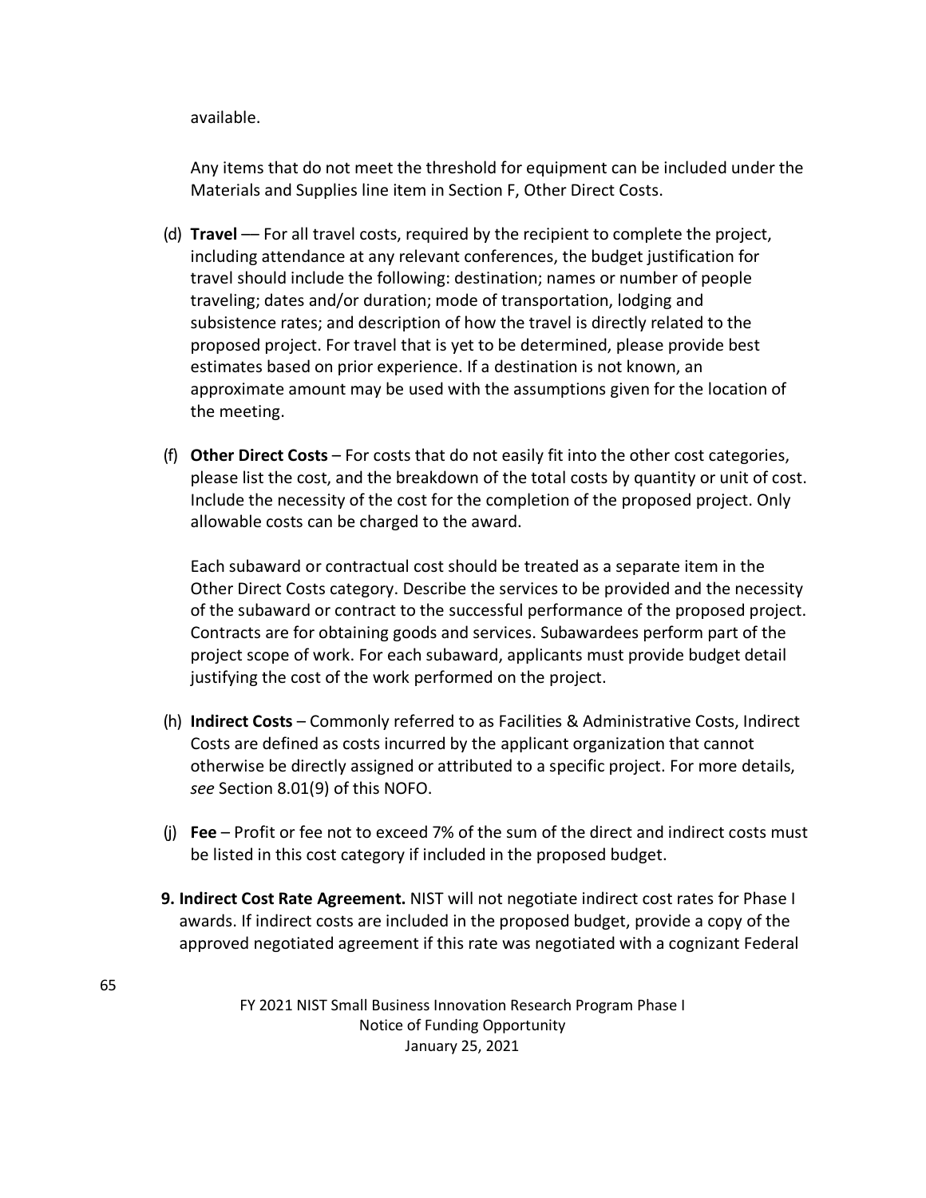available.

Any items that do not meet the threshold for equipment can be included under the Materials and Supplies line item in Section F, Other Direct Costs.

(d) **Travel** — For all travel costs, required by the recipient to complete the project, including attendance at any relevant conferences, the budget justification for travel should include the following: destination; names or number of people traveling; dates and/or duration; mode of transportation, lodging and subsistence rates; and description of how the travel is directly related to the proposed project. For travel that is yet to be determined, please provide best estimates based on prior experience. If a destination is not known, an approximate amount may be used with the assumptions given for the location of the meeting.

(f) **Other Direct Costs** – For costs that do not easily fit into the other cost categories, please list the cost, and the breakdown of the total costs by quantity or unit of cost. Include the necessity of the cost for the completion of the proposed project. Only allowable costs can be charged to the award.

Each subaward or contractual cost should be treated as a separate item in the Other Direct Costs category. Describe the services to be provided and the necessity of the subaward or contract to the successful performance of the proposed project. Contracts are for obtaining goods and services. Subawardees perform part of the project scope of work. For each subaward, applicants must provide budget detail justifying the cost of the work performed on the project.

(h) **Indirect Costs** – Commonly referred to as Facilities & Administrative Costs, Indirect Costs are defined as costs incurred by the applicant organization that cannot otherwise be directly assigned or attributed to a specific project. For more details, *see* Section 8.01(9) of this NOFO.

(j) **Fee** – Profit or fee not to exceed 7% of the sum of the direct and indirect costs must be listed in this cost category if included in the proposed budget.

**9. Indirect Cost Rate Agreement.** NIST will not negotiate indirect cost rates for Phase I awards. If indirect costs are included in the proposed budget, provide a copy of the approved negotiated agreement if this rate was negotiated with a cognizant Federal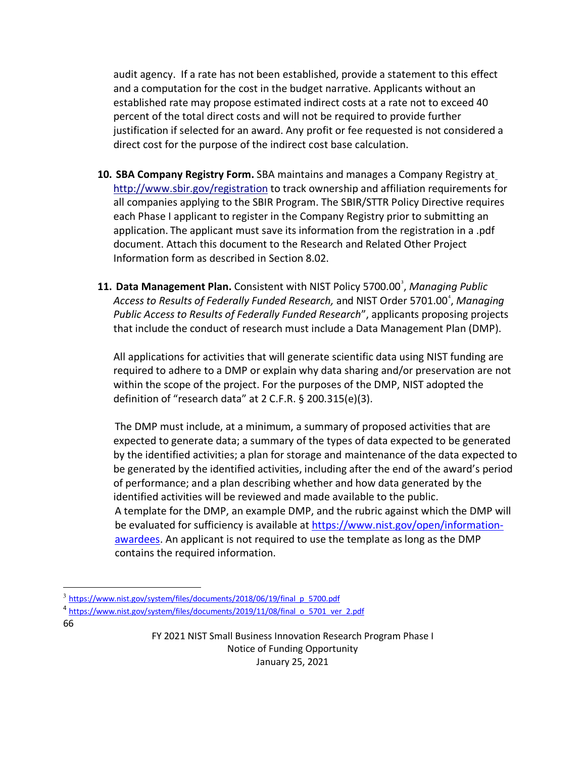audit agency. If a rate has not been established, provide a statement to this effect and a computation for the cost in the budget narrative. Applicants without an established rate may propose estimated indirect costs at a rate not to exceed 40 percent of the total direct costs and will not be required to provide further justification if selected for an award. Any profit or fee requested is not considered a direct cost for the purpose of the indirect cost base calculation.

10. **SBA Company Registry Form.** SBA maintains and manages a Company Registry at http://www.sbir.gov/registration to track ownership and affiliation requirements for all companies applying to the SBIR Program. The SBIR/STTR Policy Directive requires each Phase I applicant to register in the Company Registry prior to submitting an application. The applicant must save its information from the registration in a .pdf document. Attach this document to the Research and Related Other Project Information form as described in Section 8.02.

11. **Data Management Plan.** Consistent with NIST Policy 5700.00[3], *Managing Public Access to Results of Federally Funded Research,* and NIST Order 5701.00[4], *Managing Public Access to Results of Federally Funded Research*", applicants proposing projects that include the conduct of research must include a Data Management Plan (DMP).

    All applications for activities that will generate scientific data using NIST funding are required to adhere to a DMP or explain why data sharing and/or preservation are not within the scope of the project. For the purposes of the DMP, NIST adopted the definition of "research data" at 2 C.F.R. § 200.315(e)(3).

    The DMP must include, at a minimum, a summary of proposed activities that are expected to generate data; a summary of the types of data expected to be generated by the identified activities; a plan for storage and maintenance of the data expected to be generated by the identified activities, including after the end of the award's period of performance; and a plan describing whether and how data generated by the identified activities will be reviewed and made available to the public.
    A template for the DMP, an example DMP, and the rubric against which the DMP will be evaluated for sufficiency is available at https://www.nist.gov/open/information-awardees. An applicant is not required to use the template as long as the DMP contains the required information.

---

[3] https://www.nist.gov/system/files/documents/2018/06/19/final_p_5700.pdf

[4] https://www.nist.gov/system/files/documents/2019/11/08/final_o_5701_ver_2.pdf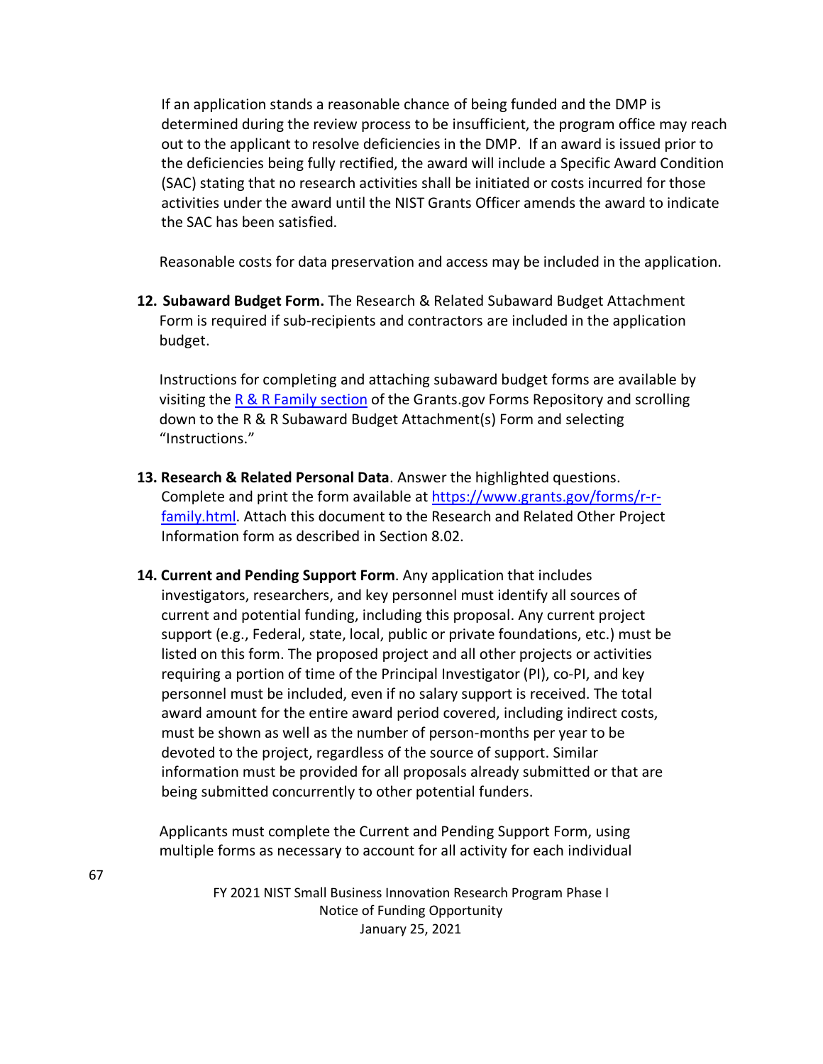If an application stands a reasonable chance of being funded and the DMP is determined during the review process to be insufficient, the program office may reach out to the applicant to resolve deficiencies in the DMP. If an award is issued prior to the deficiencies being fully rectified, the award will include a Specific Award Condition (SAC) stating that no research activities shall be initiated or costs incurred for those activities under the award until the NIST Grants Officer amends the award to indicate the SAC has been satisfied.

Reasonable costs for data preservation and access may be included in the application.

12. **Subaward Budget Form.** The Research & Related Subaward Budget Attachment Form is required if sub-recipients and contractors are included in the application budget.

    Instructions for completing and attaching subaward budget forms are available by visiting the [R & R Family section](https://www.grants.gov/forms/r-r-family.html) of the Grants.gov Forms Repository and scrolling down to the R & R Subaward Budget Attachment(s) Form and selecting "Instructions."

13. **Research & Related Personal Data**. Answer the highlighted questions. Complete and print the form available at [https://www.grants.gov/forms/r-r-family.html](https://www.grants.gov/forms/r-r-family.html). Attach this document to the Research and Related Other Project Information form as described in Section 8.02.

14. **Current and Pending Support Form**. Any application that includes investigators, researchers, and key personnel must identify all sources of current and potential funding, including this proposal. Any current project support (e.g., Federal, state, local, public or private foundations, etc.) must be listed on this form. The proposed project and all other projects or activities requiring a portion of time of the Principal Investigator (PI), co-PI, and key personnel must be included, even if no salary support is received. The total award amount for the entire award period covered, including indirect costs, must be shown as well as the number of person-months per year to be devoted to the project, regardless of the source of support. Similar information must be provided for all proposals already submitted or that are being submitted concurrently to other potential funders.

    Applicants must complete the Current and Pending Support Form, using multiple forms as necessary to account for all activity for each individual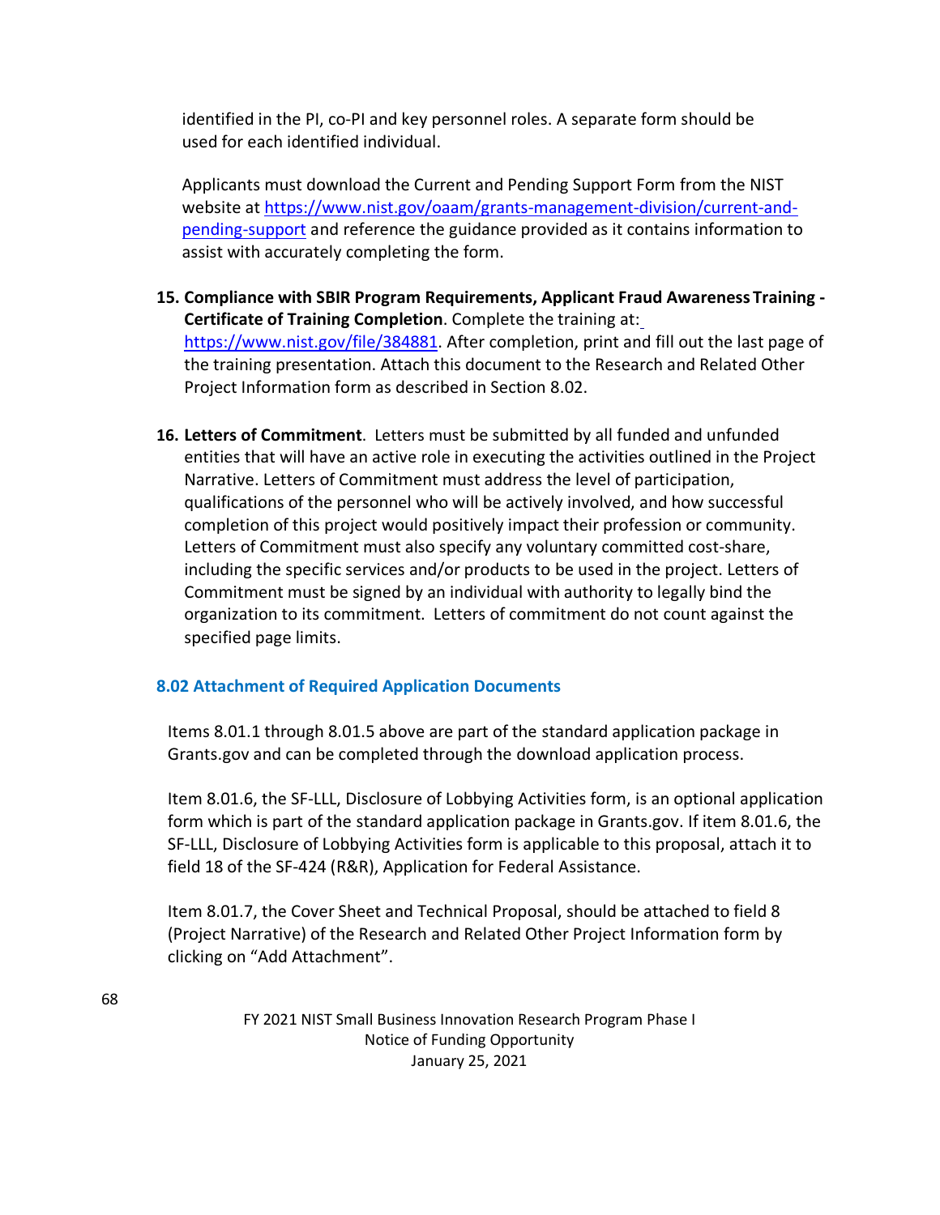identified in the PI, co-PI and key personnel roles. A separate form should be used for each identified individual.

Applicants must download the Current and Pending Support Form from the NIST website at https://www.nist.gov/oaam/grants-management-division/current-and-pending-support and reference the guidance provided as it contains information to assist with accurately completing the form.

15. **Compliance with SBIR Program Requirements, Applicant Fraud Awareness Training - Certificate of Training Completion**. Complete the training at: https://www.nist.gov/file/384881. After completion, print and fill out the last page of the training presentation. Attach this document to the Research and Related Other Project Information form as described in Section 8.02.

16. **Letters of Commitment**. Letters must be submitted by all funded and unfunded entities that will have an active role in executing the activities outlined in the Project Narrative. Letters of Commitment must address the level of participation, qualifications of the personnel who will be actively involved, and how successful completion of this project would positively impact their profession or community. Letters of Commitment must also specify any voluntary committed cost-share, including the specific services and/or products to be used in the project. Letters of Commitment must be signed by an individual with authority to legally bind the organization to its commitment. Letters of commitment do not count against the specified page limits.

### 8.02 Attachment of Required Application Documents

Items 8.01.1 through 8.01.5 above are part of the standard application package in Grants.gov and can be completed through the download application process.

Item 8.01.6, the SF-LLL, Disclosure of Lobbying Activities form, is an optional application form which is part of the standard application package in Grants.gov. If item 8.01.6, the SF-LLL, Disclosure of Lobbying Activities form is applicable to this proposal, attach it to field 18 of the SF-424 (R&R), Application for Federal Assistance.

Item 8.01.7, the Cover Sheet and Technical Proposal, should be attached to field 8 (Project Narrative) of the Research and Related Other Project Information form by clicking on "Add Attachment".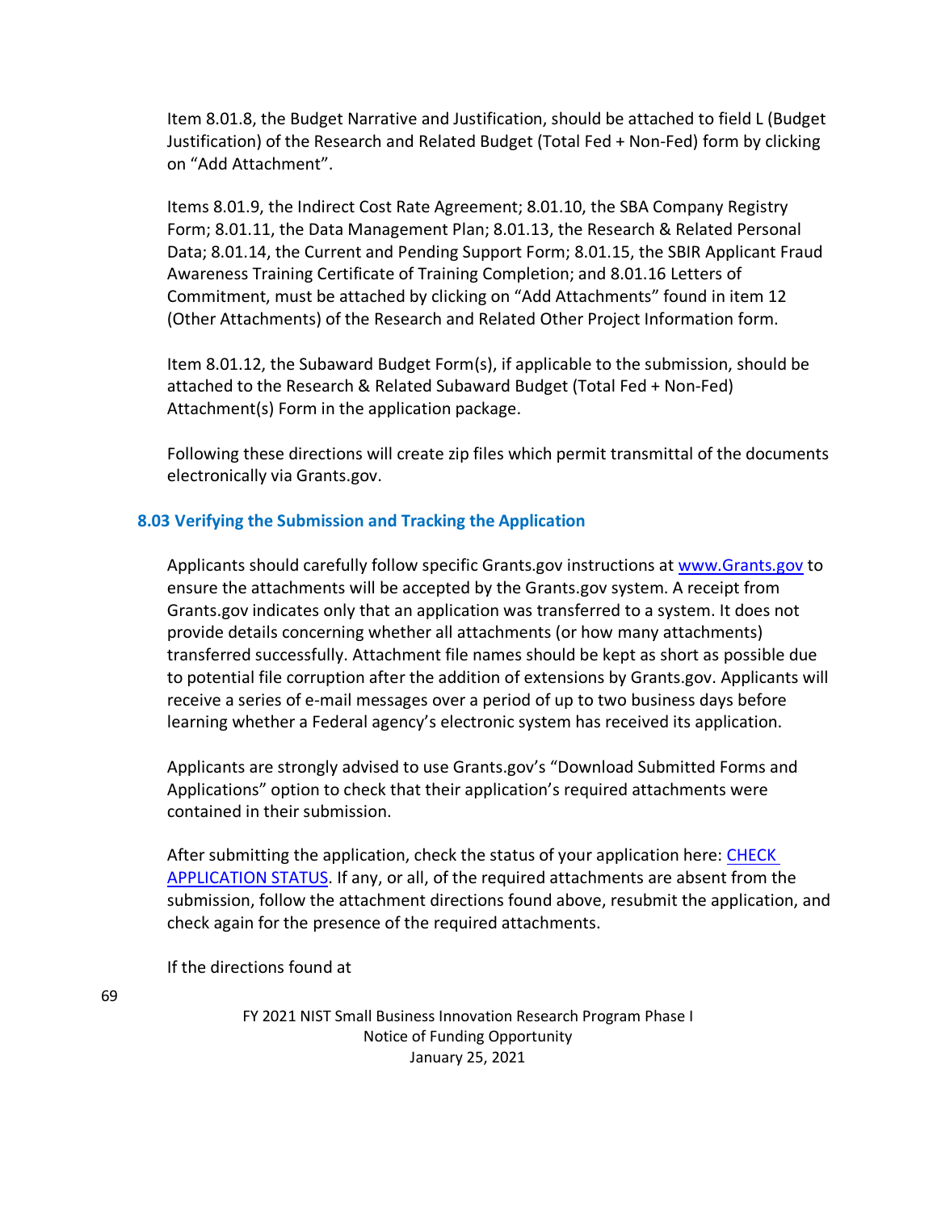Item 8.01.8, the Budget Narrative and Justification, should be attached to field L (Budget Justification) of the Research and Related Budget (Total Fed + Non-Fed) form by clicking on "Add Attachment".

Items 8.01.9, the Indirect Cost Rate Agreement; 8.01.10, the SBA Company Registry Form; 8.01.11, the Data Management Plan; 8.01.13, the Research & Related Personal Data; 8.01.14, the Current and Pending Support Form; 8.01.15, the SBIR Applicant Fraud Awareness Training Certificate of Training Completion; and 8.01.16 Letters of Commitment, must be attached by clicking on "Add Attachments" found in item 12 (Other Attachments) of the Research and Related Other Project Information form.

Item 8.01.12, the Subaward Budget Form(s), if applicable to the submission, should be attached to the Research & Related Subaward Budget (Total Fed + Non-Fed) Attachment(s) Form in the application package.

Following these directions will create zip files which permit transmittal of the documents electronically via Grants.gov.

### 8.03 Verifying the Submission and Tracking the Application

Applicants should carefully follow specific Grants.gov instructions at www.Grants.gov to ensure the attachments will be accepted by the Grants.gov system. A receipt from Grants.gov indicates only that an application was transferred to a system. It does not provide details concerning whether all attachments (or how many attachments) transferred successfully. Attachment file names should be kept as short as possible due to potential file corruption after the addition of extensions by Grants.gov. Applicants will receive a series of e-mail messages over a period of up to two business days before learning whether a Federal agency's electronic system has received its application.

Applicants are strongly advised to use Grants.gov's "Download Submitted Forms and Applications" option to check that their application's required attachments were contained in their submission.

After submitting the application, check the status of your application here: CHECK APPLICATION STATUS. If any, or all, of the required attachments are absent from the submission, follow the attachment directions found above, resubmit the application, and check again for the presence of the required attachments.

If the directions found at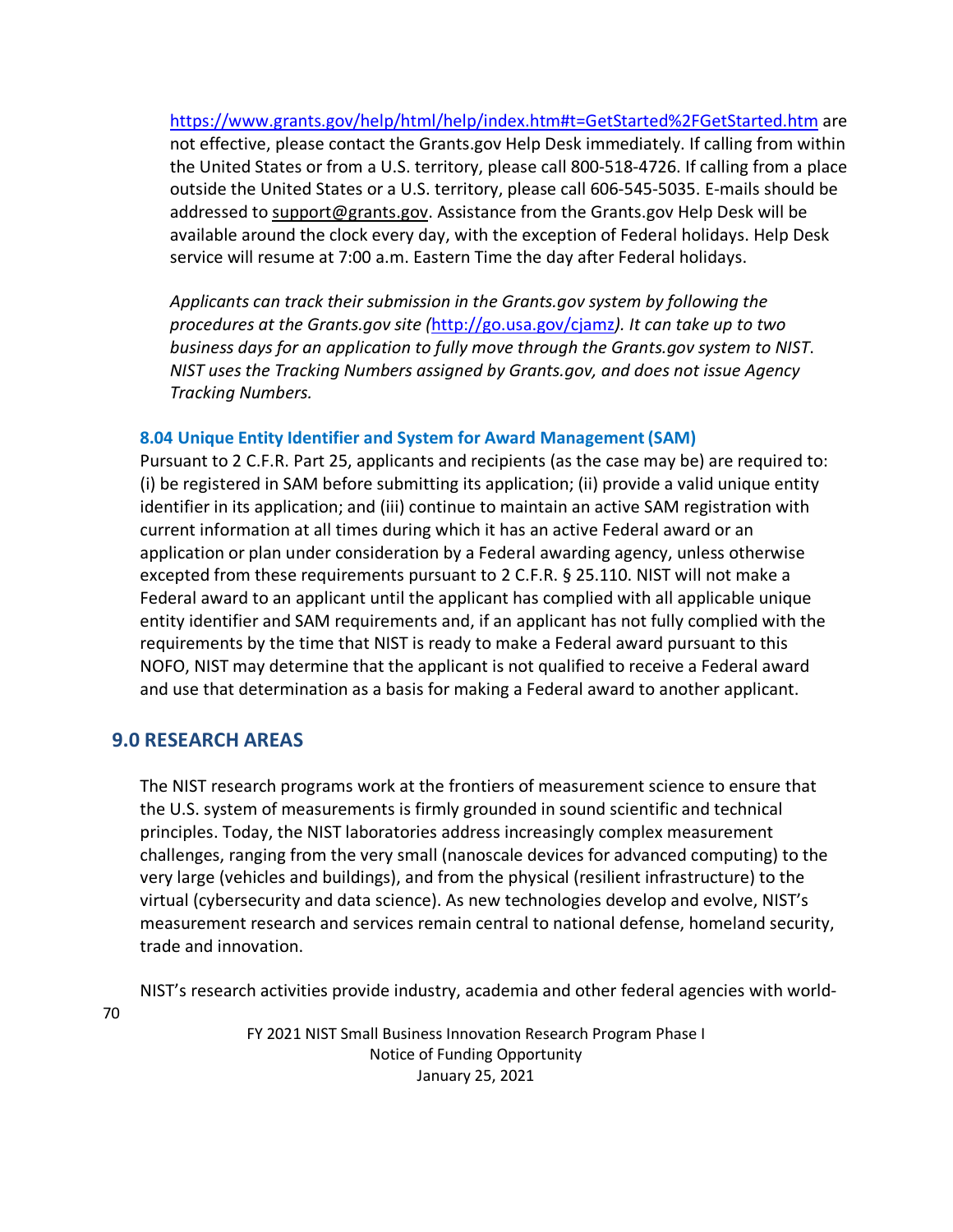https://www.grants.gov/help/html/help/index.htm#t=GetStarted%2FGetStarted.htm are not effective, please contact the Grants.gov Help Desk immediately. If calling from within the United States or from a U.S. territory, please call 800-518-4726. If calling from a place outside the United States or a U.S. territory, please call 606-545-5035. E-mails should be addressed to support@grants.gov. Assistance from the Grants.gov Help Desk will be available around the clock every day, with the exception of Federal holidays. Help Desk service will resume at 7:00 a.m. Eastern Time the day after Federal holidays.

*Applicants can track their submission in the Grants.gov system by following the procedures at the Grants.gov site (*http://go.usa.gov/cjamz*). It can take up to two business days for an application to fully move through the Grants.gov system to NIST. NIST uses the Tracking Numbers assigned by Grants.gov, and does not issue Agency Tracking Numbers.*

### 8.04 Unique Entity Identifier and System for Award Management (SAM)

Pursuant to 2 C.F.R. Part 25, applicants and recipients (as the case may be) are required to: (i) be registered in SAM before submitting its application; (ii) provide a valid unique entity identifier in its application; and (iii) continue to maintain an active SAM registration with current information at all times during which it has an active Federal award or an application or plan under consideration by a Federal awarding agency, unless otherwise excepted from these requirements pursuant to 2 C.F.R. § 25.110. NIST will not make a Federal award to an applicant until the applicant has complied with all applicable unique entity identifier and SAM requirements and, if an applicant has not fully complied with the requirements by the time that NIST is ready to make a Federal award pursuant to this NOFO, NIST may determine that the applicant is not qualified to receive a Federal award and use that determination as a basis for making a Federal award to another applicant.

## 9.0 RESEARCH AREAS

The NIST research programs work at the frontiers of measurement science to ensure that the U.S. system of measurements is firmly grounded in sound scientific and technical principles. Today, the NIST laboratories address increasingly complex measurement challenges, ranging from the very small (nanoscale devices for advanced computing) to the very large (vehicles and buildings), and from the physical (resilient infrastructure) to the virtual (cybersecurity and data science). As new technologies develop and evolve, NIST's measurement research and services remain central to national defense, homeland security, trade and innovation.

NIST's research activities provide industry, academia and other federal agencies with world-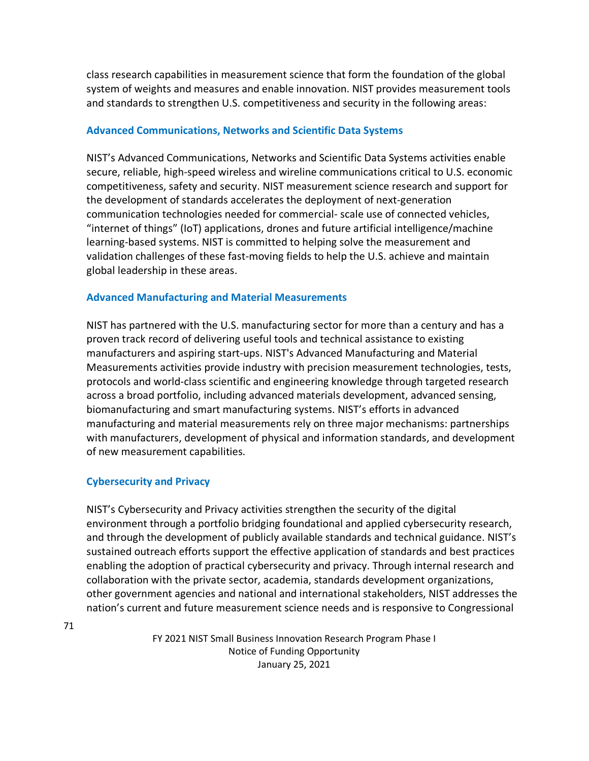class research capabilities in measurement science that form the foundation of the global system of weights and measures and enable innovation. NIST provides measurement tools and standards to strengthen U.S. competitiveness and security in the following areas:

### Advanced Communications, Networks and Scientific Data Systems

NIST's Advanced Communications, Networks and Scientific Data Systems activities enable secure, reliable, high-speed wireless and wireline communications critical to U.S. economic competitiveness, safety and security. NIST measurement science research and support for the development of standards accelerates the deployment of next-generation communication technologies needed for commercial- scale use of connected vehicles, "internet of things" (IoT) applications, drones and future artificial intelligence/machine learning-based systems. NIST is committed to helping solve the measurement and validation challenges of these fast-moving fields to help the U.S. achieve and maintain global leadership in these areas.

### Advanced Manufacturing and Material Measurements

NIST has partnered with the U.S. manufacturing sector for more than a century and has a proven track record of delivering useful tools and technical assistance to existing manufacturers and aspiring start-ups. NIST's Advanced Manufacturing and Material Measurements activities provide industry with precision measurement technologies, tests, protocols and world-class scientific and engineering knowledge through targeted research across a broad portfolio, including advanced materials development, advanced sensing, biomanufacturing and smart manufacturing systems. NIST's efforts in advanced manufacturing and material measurements rely on three major mechanisms: partnerships with manufacturers, development of physical and information standards, and development of new measurement capabilities.

### Cybersecurity and Privacy

NIST's Cybersecurity and Privacy activities strengthen the security of the digital environment through a portfolio bridging foundational and applied cybersecurity research, and through the development of publicly available standards and technical guidance. NIST's sustained outreach efforts support the effective application of standards and best practices enabling the adoption of practical cybersecurity and privacy. Through internal research and collaboration with the private sector, academia, standards development organizations, other government agencies and national and international stakeholders, NIST addresses the nation's current and future measurement science needs and is responsive to Congressional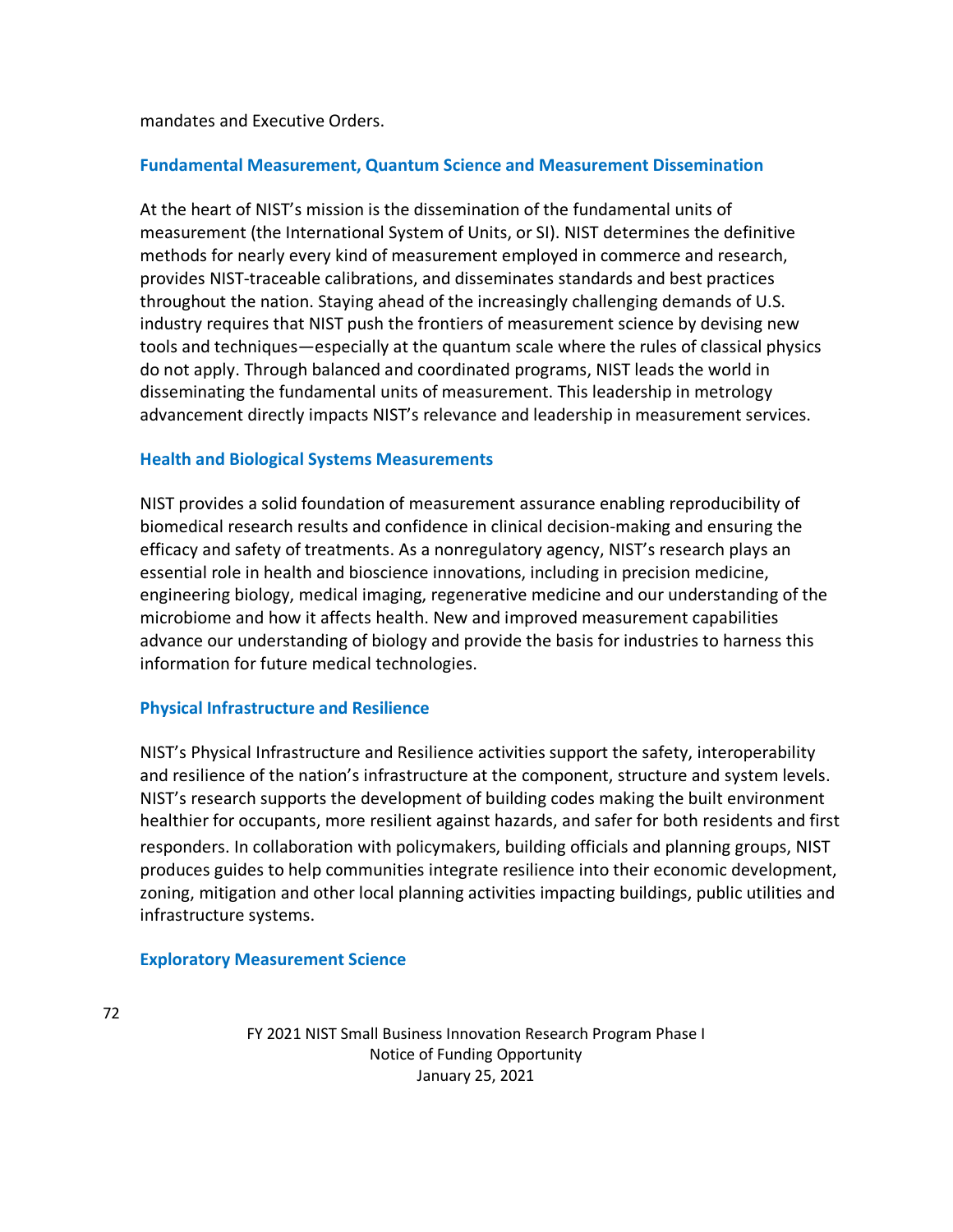mandates and Executive Orders.

### Fundamental Measurement, Quantum Science and Measurement Dissemination

At the heart of NIST's mission is the dissemination of the fundamental units of measurement (the International System of Units, or SI). NIST determines the definitive methods for nearly every kind of measurement employed in commerce and research, provides NIST-traceable calibrations, and disseminates standards and best practices throughout the nation. Staying ahead of the increasingly challenging demands of U.S. industry requires that NIST push the frontiers of measurement science by devising new tools and techniques—especially at the quantum scale where the rules of classical physics do not apply. Through balanced and coordinated programs, NIST leads the world in disseminating the fundamental units of measurement. This leadership in metrology advancement directly impacts NIST's relevance and leadership in measurement services.

### Health and Biological Systems Measurements

NIST provides a solid foundation of measurement assurance enabling reproducibility of biomedical research results and confidence in clinical decision-making and ensuring the efficacy and safety of treatments. As a nonregulatory agency, NIST's research plays an essential role in health and bioscience innovations, including in precision medicine, engineering biology, medical imaging, regenerative medicine and our understanding of the microbiome and how it affects health. New and improved measurement capabilities advance our understanding of biology and provide the basis for industries to harness this information for future medical technologies.

### Physical Infrastructure and Resilience

NIST's Physical Infrastructure and Resilience activities support the safety, interoperability and resilience of the nation's infrastructure at the component, structure and system levels. NIST's research supports the development of building codes making the built environment healthier for occupants, more resilient against hazards, and safer for both residents and first responders. In collaboration with policymakers, building officials and planning groups, NIST produces guides to help communities integrate resilience into their economic development, zoning, mitigation and other local planning activities impacting buildings, public utilities and infrastructure systems.

### Exploratory Measurement Science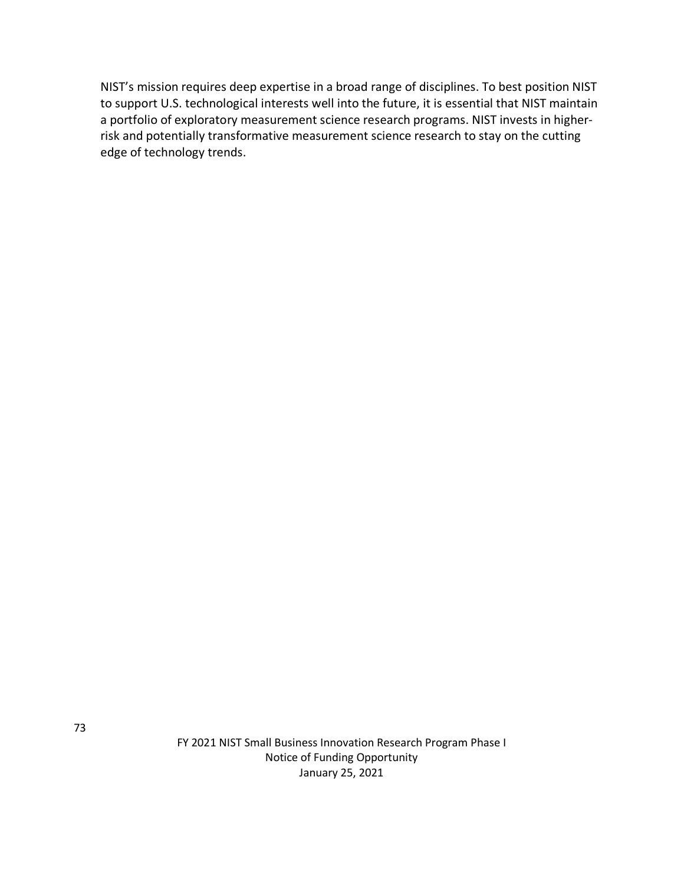NIST's mission requires deep expertise in a broad range of disciplines. To best position NIST to support U.S. technological interests well into the future, it is essential that NIST maintain a portfolio of exploratory measurement science research programs. NIST invests in higher-risk and potentially transformative measurement science research to stay on the cutting edge of technology trends.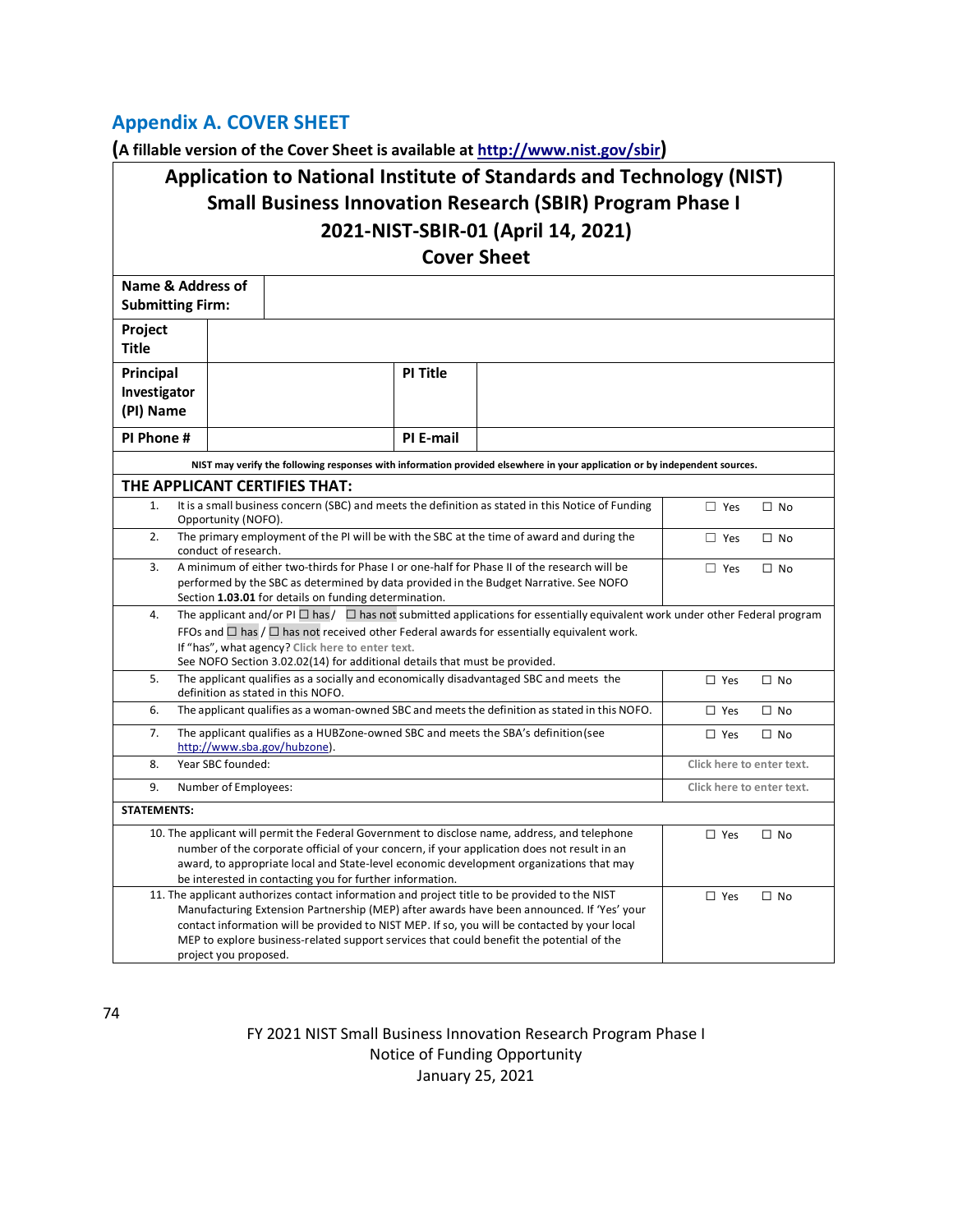## Appendix A. COVER SHEET

**(A fillable version of the Cover Sheet is available at http://www.nist.gov/sbir)**

| Application to National Institute of Standards and Technology (NIST) Small Business Innovation Research (SBIR) Program Phase I 2021-NIST-SBIR-01 (April 14, 2021) Cover Sheet | | | |
|---|---|---|---|
| **Name & Address of Submitting Firm:** | | | |
| **Project Title** | | | |
| **Principal Investigator (PI) Name** | | **PI Title** | |
| **PI Phone #** | | **PI E-mail** | |

**NIST may verify the following responses with information provided elsewhere in your application or by independent sources.**

**THE APPLICANT CERTIFIES THAT:**

| | | |
|---|---|---|
| 1. | It is a small business concern (SBC) and meets the definition as stated in this Notice of Funding Opportunity (NOFO). | ☐ Yes ☐ No |
| 2. | The primary employment of the PI will be with the SBC at the time of award and during the conduct of research. | ☐ Yes ☐ No |
| 3. | A minimum of either two-thirds for Phase I or one-half for Phase II of the research will be performed by the SBC as determined by data provided in the Budget Narrative. See NOFO Section **1.03.01** for details on funding determination. | ☐ Yes ☐ No |
| 4. | The applicant and/or PI ☐ has / ☐ has not submitted applications for essentially equivalent work under other Federal program FFOs and ☐ has / ☐ has not received other Federal awards for essentially equivalent work. If "has", what agency? Click here to enter text. See NOFO Section 3.02.02(14) for additional details that must be provided. | |
| 5. | The applicant qualifies as a socially and economically disadvantaged SBC and meets the definition as stated in this NOFO. | ☐ Yes ☐ No |
| 6. | The applicant qualifies as a woman-owned SBC and meets the definition as stated in this NOFO. | ☐ Yes ☐ No |
| 7. | The applicant qualifies as a HUBZone-owned SBC and meets the SBA's definition (see http://www.sba.gov/hubzone). | ☐ Yes ☐ No |
| 8. | Year SBC founded: | Click here to enter text. |
| 9. | Number of Employees: | Click here to enter text. |

**STATEMENTS:**

| | |
|---|---|
| 10. The applicant will permit the Federal Government to disclose name, address, and telephone number of the corporate official of your concern, if your application does not result in an award, to appropriate local and State-level economic development organizations that may be interested in contacting you for further information. | ☐ Yes ☐ No |
| 11. The applicant authorizes contact information and project title to be provided to the NIST Manufacturing Extension Partnership (MEP) after awards have been announced. If 'Yes' your contact information will be provided to NIST MEP. If so, you will be contacted by your local MEP to explore business-related support services that could benefit the potential of the project you proposed. | ☐ Yes ☐ No |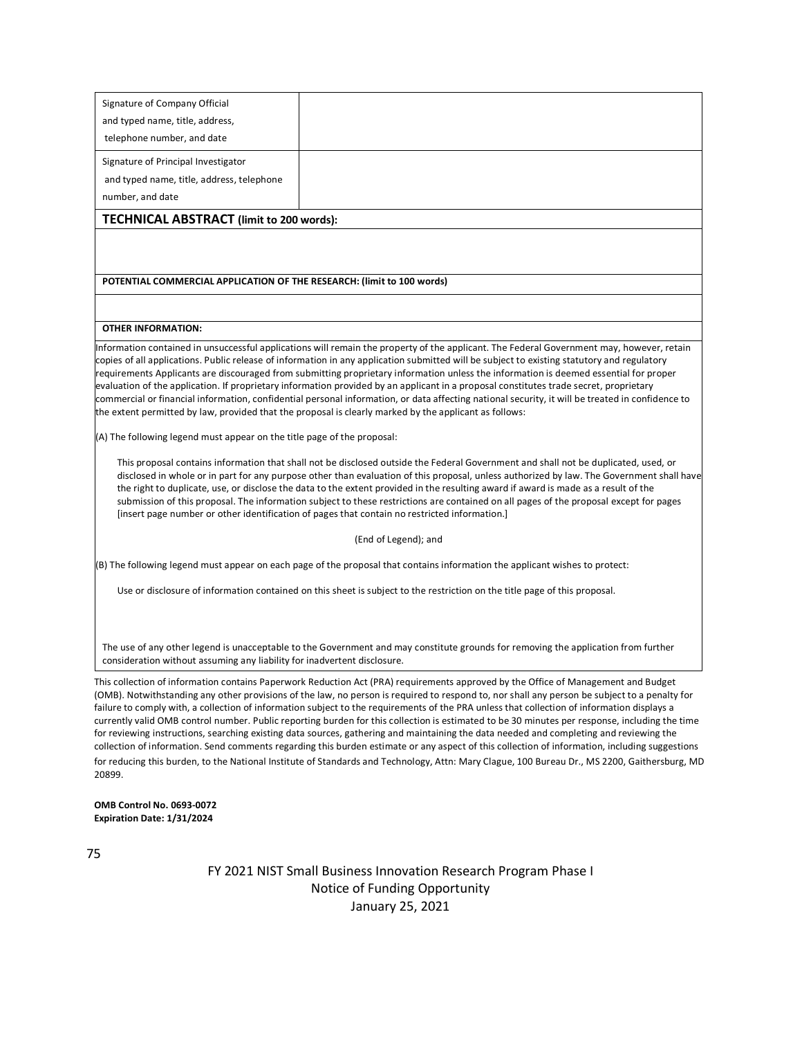| Signature of Company Official and typed name, title, address, telephone number, and date | |
|---|---|
| Signature of Principal Investigator and typed name, title, address, telephone number, and date | |

**TECHNICAL ABSTRACT (limit to 200 words):**

**POTENTIAL COMMERCIAL APPLICATION OF THE RESEARCH: (limit to 100 words)**

**OTHER INFORMATION:**

Information contained in unsuccessful applications will remain the property of the applicant. The Federal Government may, however, retain copies of all applications. Public release of information in any application submitted will be subject to existing statutory and regulatory requirements Applicants are discouraged from submitting proprietary information unless the information is deemed essential for proper evaluation of the application. If proprietary information provided by an applicant in a proposal constitutes trade secret, proprietary commercial or financial information, confidential personal information, or data affecting national security, it will be treated in confidence to the extent permitted by law, provided that the proposal is clearly marked by the applicant as follows:

(A) The following legend must appear on the title page of the proposal:

> This proposal contains information that shall not be disclosed outside the Federal Government and shall not be duplicated, used, or disclosed in whole or in part for any purpose other than evaluation of this proposal, unless authorized by law. The Government shall have the right to duplicate, use, or disclose the data to the extent provided in the resulting award if award is made as a result of the submission of this proposal. The information subject to these restrictions are contained on all pages of the proposal except for pages [insert page number or other identification of pages that contain no restricted information.]
>
> (End of Legend); and

(B) The following legend must appear on each page of the proposal that contains information the applicant wishes to protect:

> Use or disclosure of information contained on this sheet is subject to the restriction on the title page of this proposal.

The use of any other legend is unacceptable to the Government and may constitute grounds for removing the application from further consideration without assuming any liability for inadvertent disclosure.

This collection of information contains Paperwork Reduction Act (PRA) requirements approved by the Office of Management and Budget (OMB). Notwithstanding any other provisions of the law, no person is required to respond to, nor shall any person be subject to a penalty for failure to comply with, a collection of information subject to the requirements of the PRA unless that collection of information displays a currently valid OMB control number. Public reporting burden for this collection is estimated to be 30 minutes per response, including the time for reviewing instructions, searching existing data sources, gathering and maintaining the data needed and completing and reviewing the collection of information. Send comments regarding this burden estimate or any aspect of this collection of information, including suggestions for reducing this burden, to the National Institute of Standards and Technology, Attn: Mary Clague, 100 Bureau Dr., MS 2200, Gaithersburg, MD 20899.

**OMB Control No. 0693-0072**
**Expiration Date: 1/31/2024**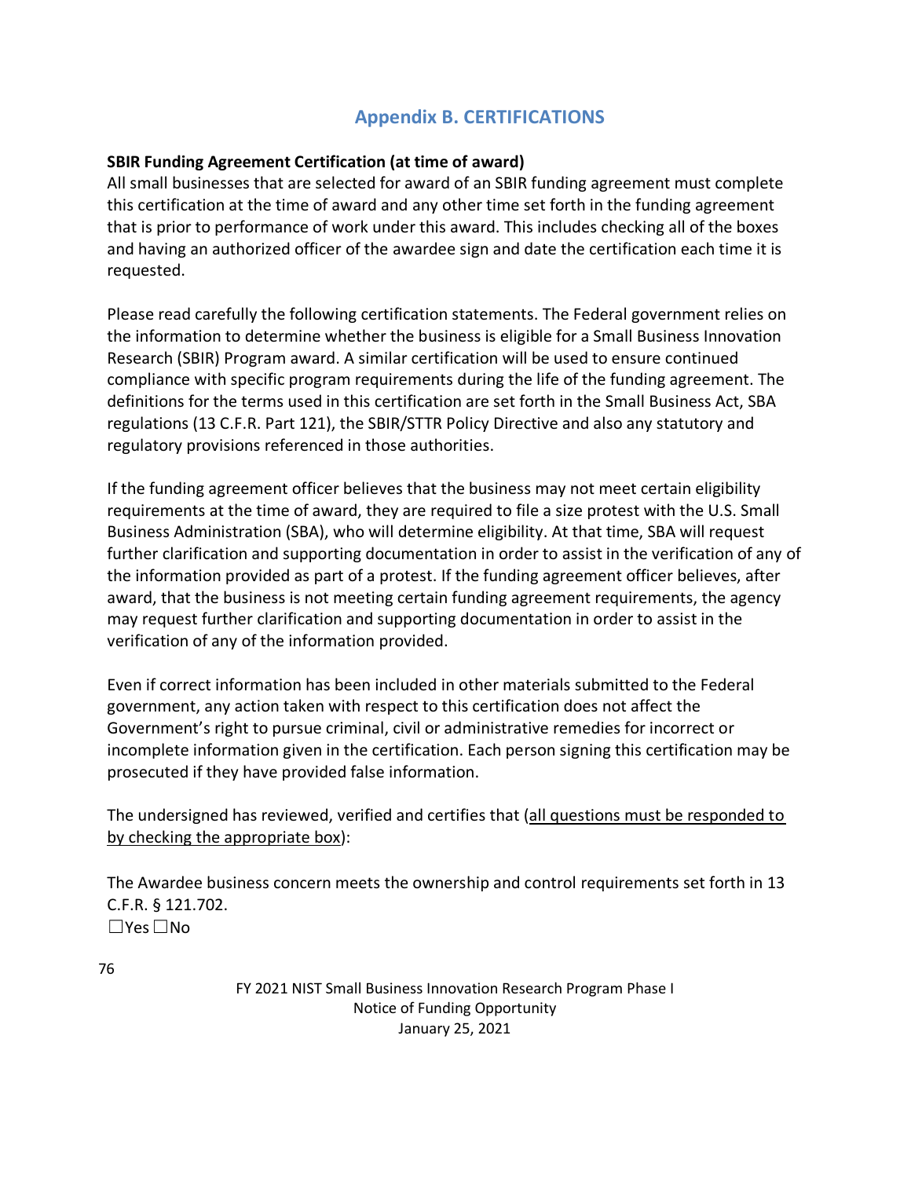## Appendix B. CERTIFICATIONS

**SBIR Funding Agreement Certification (at time of award)**

All small businesses that are selected for award of an SBIR funding agreement must complete this certification at the time of award and any other time set forth in the funding agreement that is prior to performance of work under this award. This includes checking all of the boxes and having an authorized officer of the awardee sign and date the certification each time it is requested.

Please read carefully the following certification statements. The Federal government relies on the information to determine whether the business is eligible for a Small Business Innovation Research (SBIR) Program award. A similar certification will be used to ensure continued compliance with specific program requirements during the life of the funding agreement. The definitions for the terms used in this certification are set forth in the Small Business Act, SBA regulations (13 C.F.R. Part 121), the SBIR/STTR Policy Directive and also any statutory and regulatory provisions referenced in those authorities.

If the funding agreement officer believes that the business may not meet certain eligibility requirements at the time of award, they are required to file a size protest with the U.S. Small Business Administration (SBA), who will determine eligibility. At that time, SBA will request further clarification and supporting documentation in order to assist in the verification of any of the information provided as part of a protest. If the funding agreement officer believes, after award, that the business is not meeting certain funding agreement requirements, the agency may request further clarification and supporting documentation in order to assist in the verification of any of the information provided.

Even if correct information has been included in other materials submitted to the Federal government, any action taken with respect to this certification does not affect the Government's right to pursue criminal, civil or administrative remedies for incorrect or incomplete information given in the certification. Each person signing this certification may be prosecuted if they have provided false information.

The undersigned has reviewed, verified and certifies that (<u>all questions must be responded to by checking the appropriate box</u>):

The Awardee business concern meets the ownership and control requirements set forth in 13 C.F.R. § 121.702.
☐Yes ☐No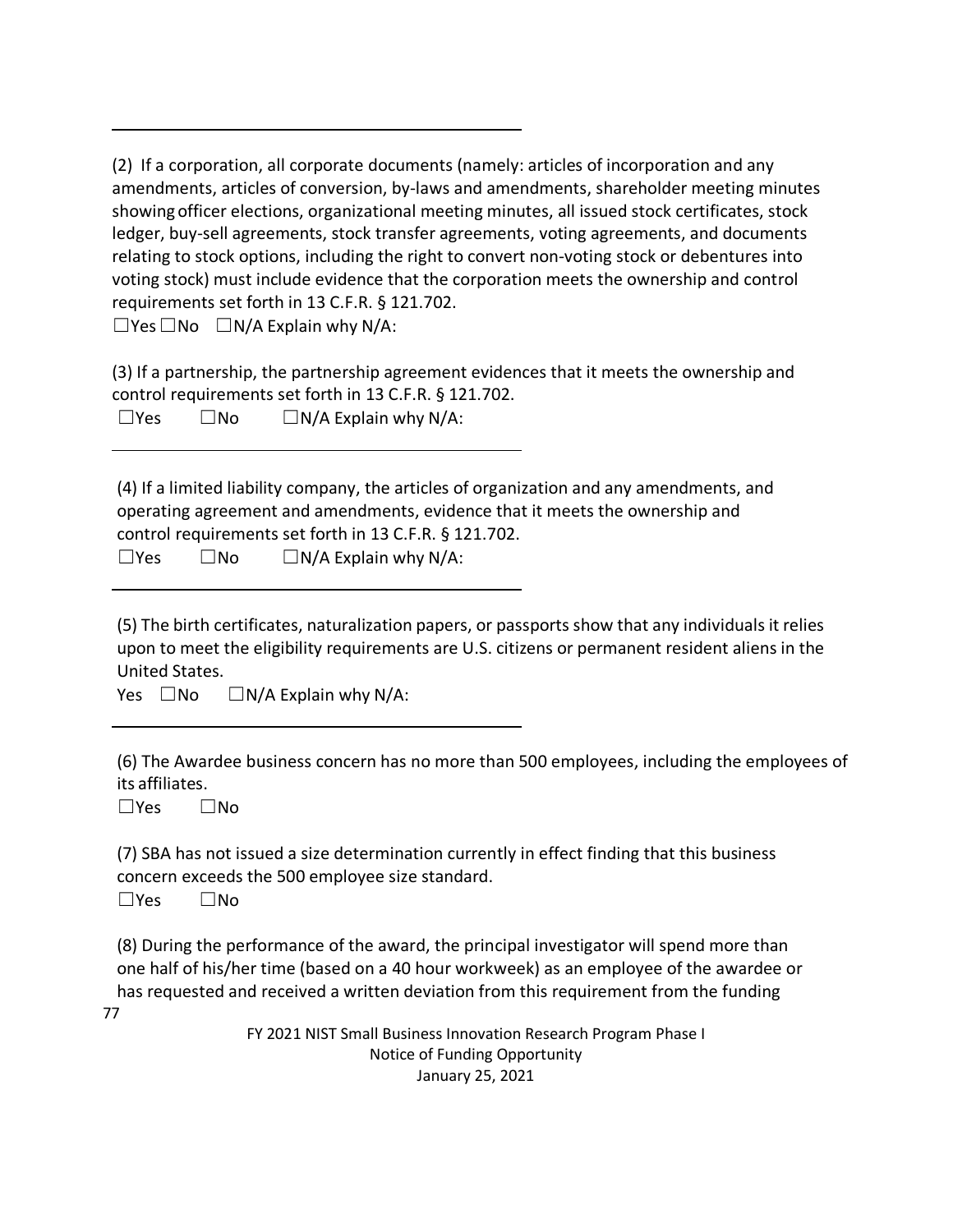---

(2) If a corporation, all corporate documents (namely: articles of incorporation and any amendments, articles of conversion, by-laws and amendments, shareholder meeting minutes showing officer elections, organizational meeting minutes, all issued stock certificates, stock ledger, buy-sell agreements, stock transfer agreements, voting agreements, and documents relating to stock options, including the right to convert non-voting stock or debentures into voting stock) must include evidence that the corporation meets the ownership and control requirements set forth in 13 C.F.R. § 121.702.

☐Yes ☐No ☐N/A Explain why N/A:

(3) If a partnership, the partnership agreement evidences that it meets the ownership and control requirements set forth in 13 C.F.R. § 121.702.

☐Yes ☐No ☐N/A Explain why N/A:

---

(4) If a limited liability company, the articles of organization and any amendments, and operating agreement and amendments, evidence that it meets the ownership and control requirements set forth in 13 C.F.R. § 121.702.

☐Yes ☐No ☐N/A Explain why N/A:

---

(5) The birth certificates, naturalization papers, or passports show that any individuals it relies upon to meet the eligibility requirements are U.S. citizens or permanent resident aliens in the United States.

Yes ☐No ☐N/A Explain why N/A:

---

(6) The Awardee business concern has no more than 500 employees, including the employees of its affiliates.

☐Yes ☐No

(7) SBA has not issued a size determination currently in effect finding that this business concern exceeds the 500 employee size standard.

☐Yes ☐No

(8) During the performance of the award, the principal investigator will spend more than one half of his/her time (based on a 40 hour workweek) as an employee of the awardee or has requested and received a written deviation from this requirement from the funding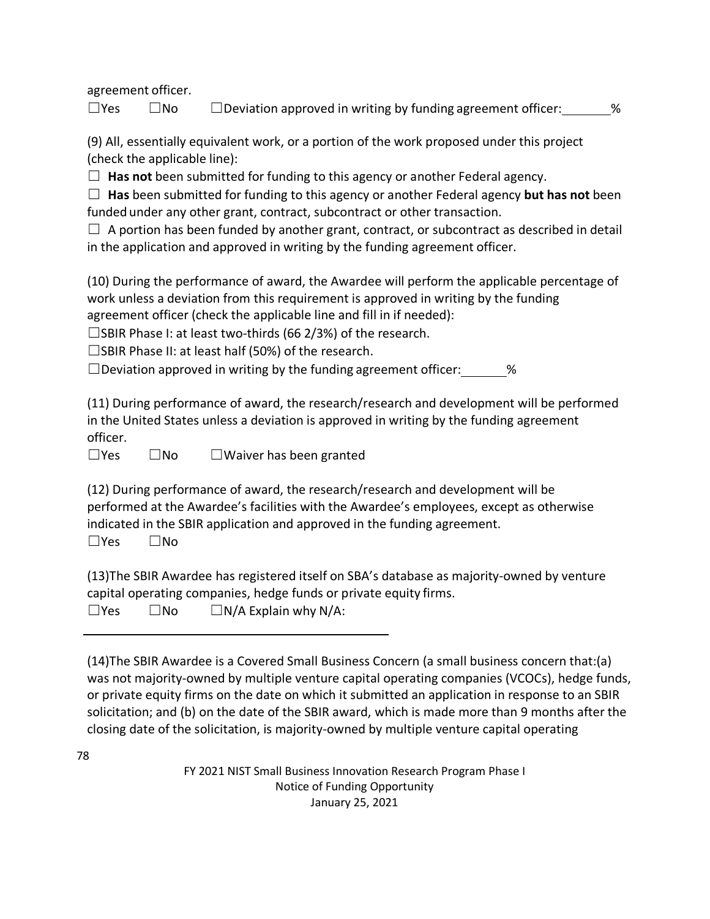agreement officer.

☐Yes ☐No ☐Deviation approved in writing by funding agreement officer: ______%

(9) All, essentially equivalent work, or a portion of the work proposed under this project (check the applicable line):

☐ **Has not** been submitted for funding to this agency or another Federal agency.

☐ **Has** been submitted for funding to this agency or another Federal agency **but has not** been funded under any other grant, contract, subcontract or other transaction.

☐ A portion has been funded by another grant, contract, or subcontract as described in detail in the application and approved in writing by the funding agreement officer.

(10) During the performance of award, the Awardee will perform the applicable percentage of work unless a deviation from this requirement is approved in writing by the funding agreement officer (check the applicable line and fill in if needed):

☐SBIR Phase I: at least two-thirds (66 2/3%) of the research.

☐SBIR Phase II: at least half (50%) of the research.

☐Deviation approved in writing by the funding agreement officer: ______%

(11) During performance of award, the research/research and development will be performed in the United States unless a deviation is approved in writing by the funding agreement officer.

☐Yes ☐No ☐Waiver has been granted

(12) During performance of award, the research/research and development will be performed at the Awardee's facilities with the Awardee's employees, except as otherwise indicated in the SBIR application and approved in the funding agreement.

☐Yes ☐No

(13)The SBIR Awardee has registered itself on SBA's database as majority-owned by venture capital operating companies, hedge funds or private equity firms.

☐Yes ☐No ☐N/A Explain why N/A:

______________________________________

(14)The SBIR Awardee is a Covered Small Business Concern (a small business concern that:(a) was not majority-owned by multiple venture capital operating companies (VCOCs), hedge funds, or private equity firms on the date on which it submitted an application in response to an SBIR solicitation; and (b) on the date of the SBIR award, which is made more than 9 months after the closing date of the solicitation, is majority-owned by multiple venture capital operating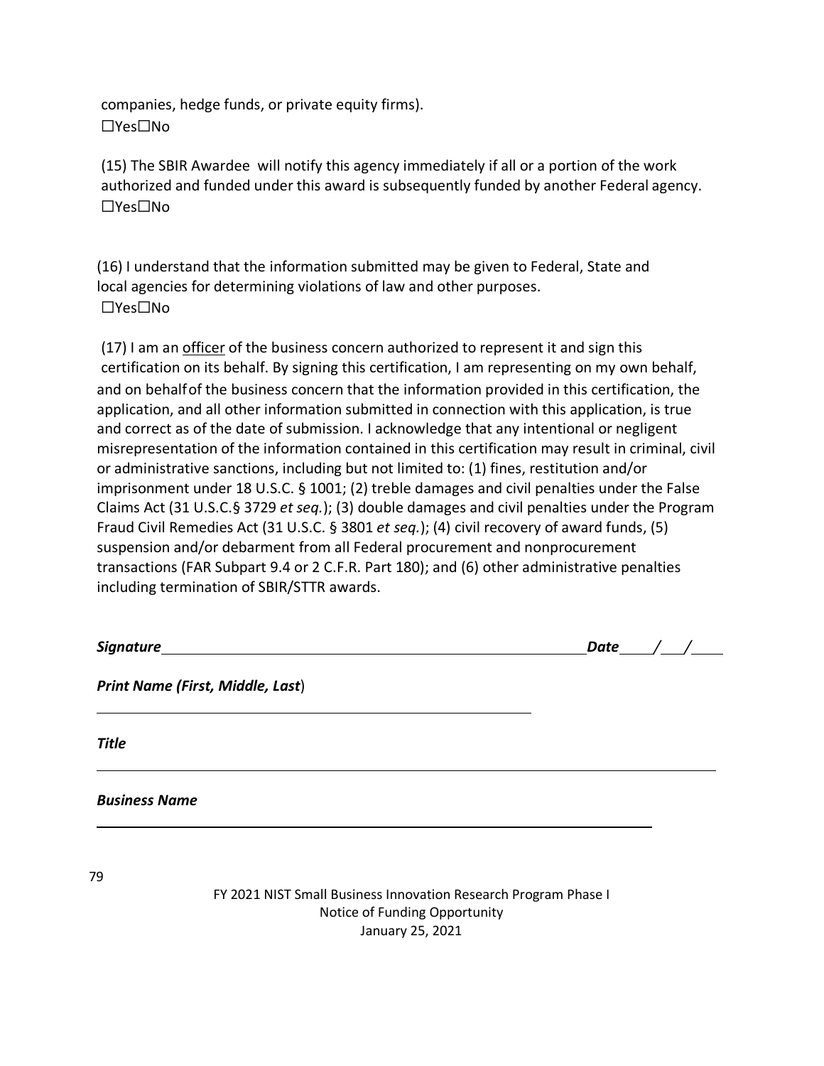companies, hedge funds, or private equity firms).
☐Yes☐No

(15) The SBIR Awardee will notify this agency immediately if all or a portion of the work authorized and funded under this award is subsequently funded by another Federal agency.
☐Yes☐No

(16) I understand that the information submitted may be given to Federal, State and local agencies for determining violations of law and other purposes.
☐Yes☐No

(17) I am an <u>officer</u> of the business concern authorized to represent it and sign this certification on its behalf. By signing this certification, I am representing on my own behalf, and on behalf of the business concern that the information provided in this certification, the application, and all other information submitted in connection with this application, is true and correct as of the date of submission. I acknowledge that any intentional or negligent misrepresentation of the information contained in this certification may result in criminal, civil or administrative sanctions, including but not limited to: (1) fines, restitution and/or imprisonment under 18 U.S.C. § 1001; (2) treble damages and civil penalties under the False Claims Act (31 U.S.C.§ 3729 *et seq.*); (3) double damages and civil penalties under the Program Fraud Civil Remedies Act (31 U.S.C. § 3801 *et seq.*); (4) civil recovery of award funds, (5) suspension and/or debarment from all Federal procurement and nonprocurement transactions (FAR Subpart 9.4 or 2 C.F.R. Part 180); and (6) other administrative penalties including termination of SBIR/STTR awards.

***Signature*** ______________________________________________ ***Date*** ____/___/____

***Print Name (First, Middle, Last)***

______________________________________________

***Title***

______________________________________________

***Business Name***

______________________________________________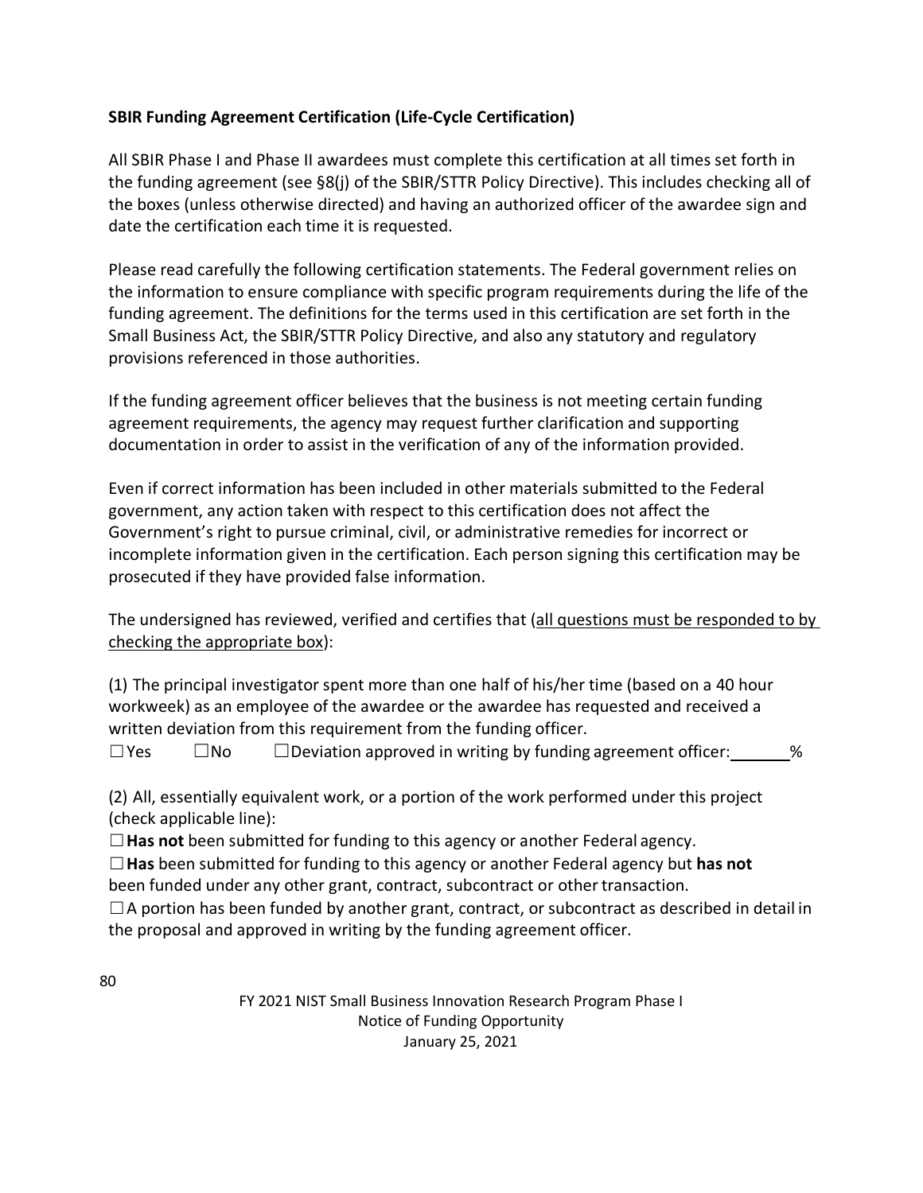**SBIR Funding Agreement Certification (Life-Cycle Certification)**

All SBIR Phase I and Phase II awardees must complete this certification at all times set forth in the funding agreement (see §8(j) of the SBIR/STTR Policy Directive). This includes checking all of the boxes (unless otherwise directed) and having an authorized officer of the awardee sign and date the certification each time it is requested.

Please read carefully the following certification statements. The Federal government relies on the information to ensure compliance with specific program requirements during the life of the funding agreement. The definitions for the terms used in this certification are set forth in the Small Business Act, the SBIR/STTR Policy Directive, and also any statutory and regulatory provisions referenced in those authorities.

If the funding agreement officer believes that the business is not meeting certain funding agreement requirements, the agency may request further clarification and supporting documentation in order to assist in the verification of any of the information provided.

Even if correct information has been included in other materials submitted to the Federal government, any action taken with respect to this certification does not affect the Government's right to pursue criminal, civil, or administrative remedies for incorrect or incomplete information given in the certification. Each person signing this certification may be prosecuted if they have provided false information.

The undersigned has reviewed, verified and certifies that (<u>all questions must be responded to by checking the appropriate box</u>):

(1) The principal investigator spent more than one half of his/her time (based on a 40 hour workweek) as an employee of the awardee or the awardee has requested and received a written deviation from this requirement from the funding officer.

☐Yes ☐No ☐Deviation approved in writing by funding agreement officer: ______%

(2) All, essentially equivalent work, or a portion of the work performed under this project (check applicable line):

☐**Has not** been submitted for funding to this agency or another Federal agency.

☐**Has** been submitted for funding to this agency or another Federal agency but **has not** been funded under any other grant, contract, subcontract or other transaction.

☐A portion has been funded by another grant, contract, or subcontract as described in detail in the proposal and approved in writing by the funding agreement officer.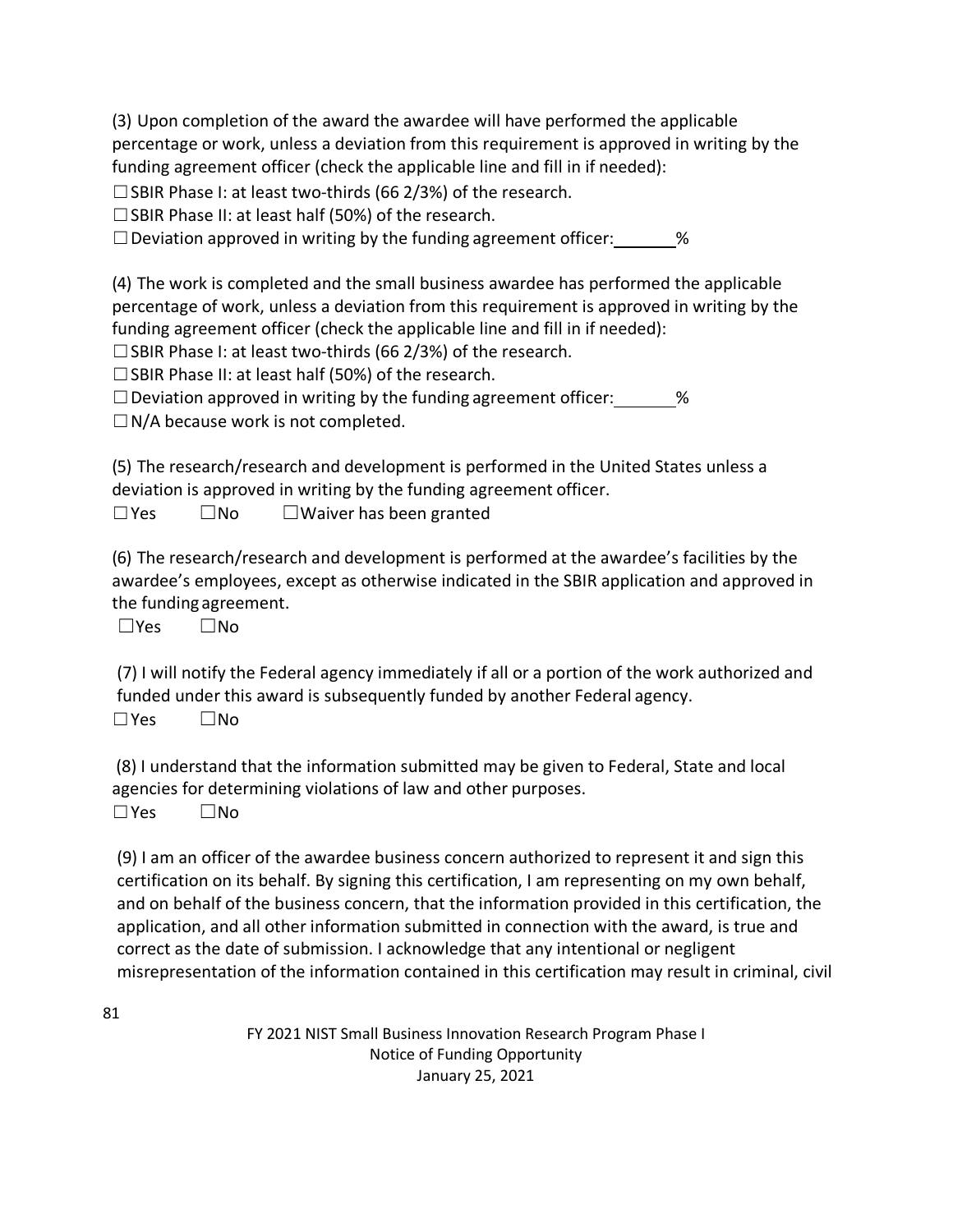(3) Upon completion of the award the awardee will have performed the applicable percentage or work, unless a deviation from this requirement is approved in writing by the funding agreement officer (check the applicable line and fill in if needed):

☐ SBIR Phase I: at least two-thirds (66 2/3%) of the research.

☐ SBIR Phase II: at least half (50%) of the research.

☐ Deviation approved in writing by the funding agreement officer: _______%

(4) The work is completed and the small business awardee has performed the applicable percentage of work, unless a deviation from this requirement is approved in writing by the funding agreement officer (check the applicable line and fill in if needed):

☐ SBIR Phase I: at least two-thirds (66 2/3%) of the research.

☐ SBIR Phase II: at least half (50%) of the research.

☐ Deviation approved in writing by the funding agreement officer: _______%

☐ N/A because work is not completed.

(5) The research/research and development is performed in the United States unless a deviation is approved in writing by the funding agreement officer.

☐ Yes ☐ No ☐ Waiver has been granted

(6) The research/research and development is performed at the awardee's facilities by the awardee's employees, except as otherwise indicated in the SBIR application and approved in the funding agreement.

☐ Yes ☐ No

(7) I will notify the Federal agency immediately if all or a portion of the work authorized and funded under this award is subsequently funded by another Federal agency.

☐ Yes ☐ No

(8) I understand that the information submitted may be given to Federal, State and local agencies for determining violations of law and other purposes.

☐ Yes ☐ No

(9) I am an officer of the awardee business concern authorized to represent it and sign this certification on its behalf. By signing this certification, I am representing on my own behalf, and on behalf of the business concern, that the information provided in this certification, the application, and all other information submitted in connection with the award, is true and correct as the date of submission. I acknowledge that any intentional or negligent misrepresentation of the information contained in this certification may result in criminal, civil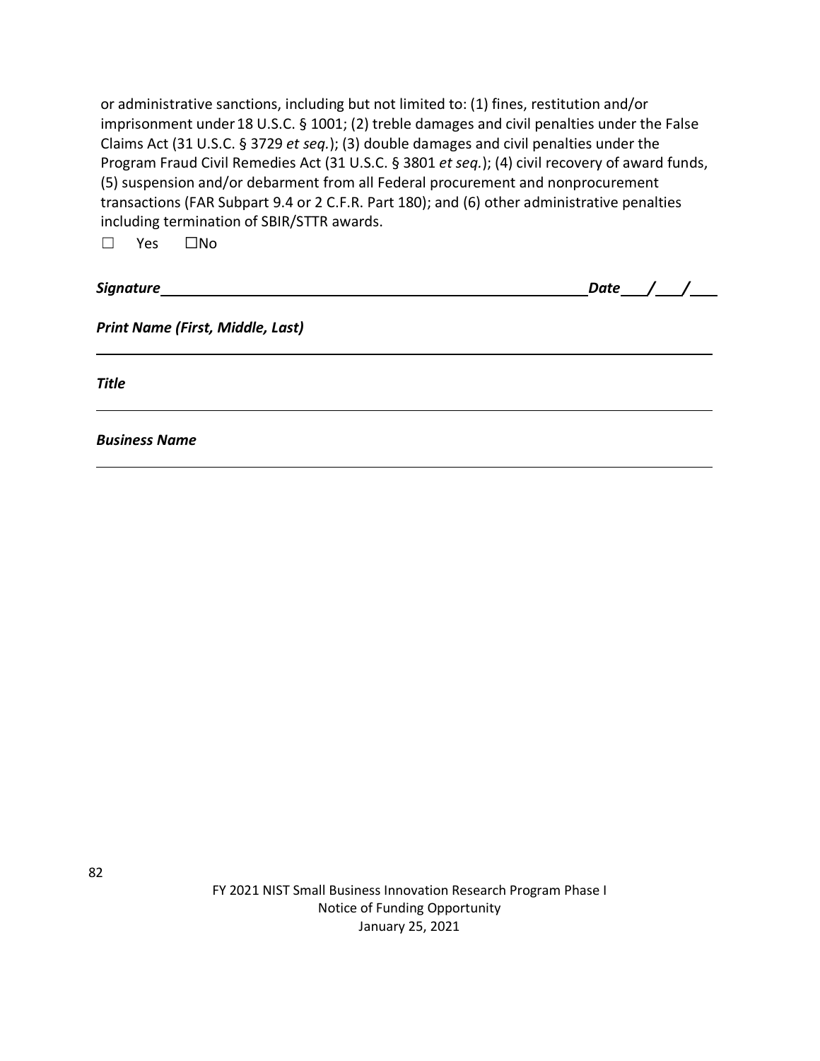or administrative sanctions, including but not limited to: (1) fines, restitution and/or imprisonment under 18 U.S.C. § 1001; (2) treble damages and civil penalties under the False Claims Act (31 U.S.C. § 3729 *et seq.*); (3) double damages and civil penalties under the Program Fraud Civil Remedies Act (31 U.S.C. § 3801 *et seq.*); (4) civil recovery of award funds, (5) suspension and/or debarment from all Federal procurement and nonprocurement transactions (FAR Subpart 9.4 or 2 C.F.R. Part 180); and (6) other administrative penalties including termination of SBIR/STTR awards.

☐ Yes ☐No

***Signature*** \_\_\_\_\_\_\_\_\_\_\_\_\_\_\_\_\_\_\_\_\_\_\_\_\_\_\_\_\_\_\_\_\_\_\_\_\_\_\_\_\_\_\_\_\_\_\_\_ ***Date*** \_\_\_/\_\_\_/\_\_\_

***Print Name (First, Middle, Last)***

\_\_\_\_\_\_\_\_\_\_\_\_\_\_\_\_\_\_\_\_\_\_\_\_\_\_\_\_\_\_\_\_\_\_\_\_\_\_\_\_\_\_\_\_\_\_\_\_\_\_\_\_\_\_\_\_\_\_\_\_\_\_\_\_\_\_\_\_\_\_

***Title***

\_\_\_\_\_\_\_\_\_\_\_\_\_\_\_\_\_\_\_\_\_\_\_\_\_\_\_\_\_\_\_\_\_\_\_\_\_\_\_\_\_\_\_\_\_\_\_\_\_\_\_\_\_\_\_\_\_\_\_\_\_\_\_\_\_\_\_\_\_\_

***Business Name***

\_\_\_\_\_\_\_\_\_\_\_\_\_\_\_\_\_\_\_\_\_\_\_\_\_\_\_\_\_\_\_\_\_\_\_\_\_\_\_\_\_\_\_\_\_\_\_\_\_\_\_\_\_\_\_\_\_\_\_\_\_\_\_\_\_\_\_\_\_\_